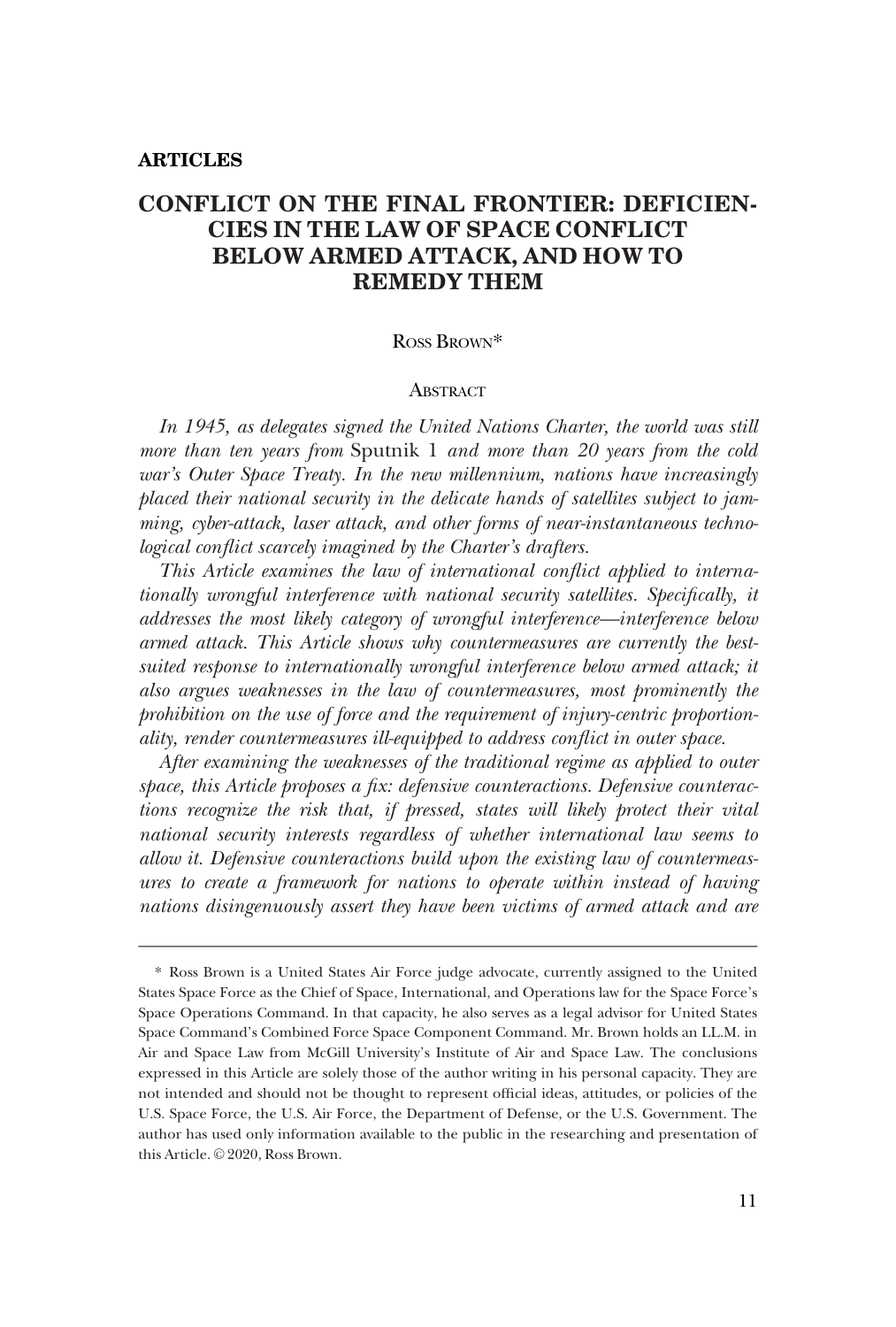**ARTICLES**

# CONFLICT ON THE FINAL FRONTIER: DEFICIENCIES IN THE LAW OF SPACE CONFLICT BELOW ARMED ATTACK, AND HOW TO REMEDY THEM

Ross Brown*

## Abstract

*In 1945, as delegates signed the United Nations Charter, the world was still more than ten years from* Sputnik 1 *and more than 20 years from the cold war's Outer Space Treaty. In the new millennium, nations have increasingly placed their national security in the delicate hands of satellites subject to jamming, cyber-attack, laser attack, and other forms of near-instantaneous technological conflict scarcely imagined by the Charter's drafters.*

*This Article examines the law of international conflict applied to internationally wrongful interference with national security satellites. Specifically, it addresses the most likely category of wrongful interference—interference below armed attack. This Article shows why countermeasures are currently the best-suited response to internationally wrongful interference below armed attack; it also argues weaknesses in the law of countermeasures, most prominently the prohibition on the use of force and the requirement of injury-centric proportionality, render countermeasures ill-equipped to address conflict in outer space.*

*After examining the weaknesses of the traditional regime as applied to outer space, this Article proposes a fix: defensive counteractions. Defensive counteractions recognize the risk that, if pressed, states will likely protect their vital national security interests regardless of whether international law seems to allow it. Defensive counteractions build upon the existing law of countermeasures to create a framework for nations to operate within instead of having nations disingenuously assert they have been victims of armed attack and are*

---

\* Ross Brown is a United States Air Force judge advocate, currently assigned to the United States Space Force as the Chief of Space, International, and Operations law for the Space Force's Space Operations Command. In that capacity, he also serves as a legal advisor for United States Space Command's Combined Force Space Component Command. Mr. Brown holds an LL.M. in Air and Space Law from McGill University's Institute of Air and Space Law. The conclusions expressed in this Article are solely those of the author writing in his personal capacity. They are not intended and should not be thought to represent official ideas, attitudes, or policies of the U.S. Space Force, the U.S. Air Force, the Department of Defense, or the U.S. Government. The author has used only information available to the public in the researching and presentation of this Article. © 2020, Ross Brown.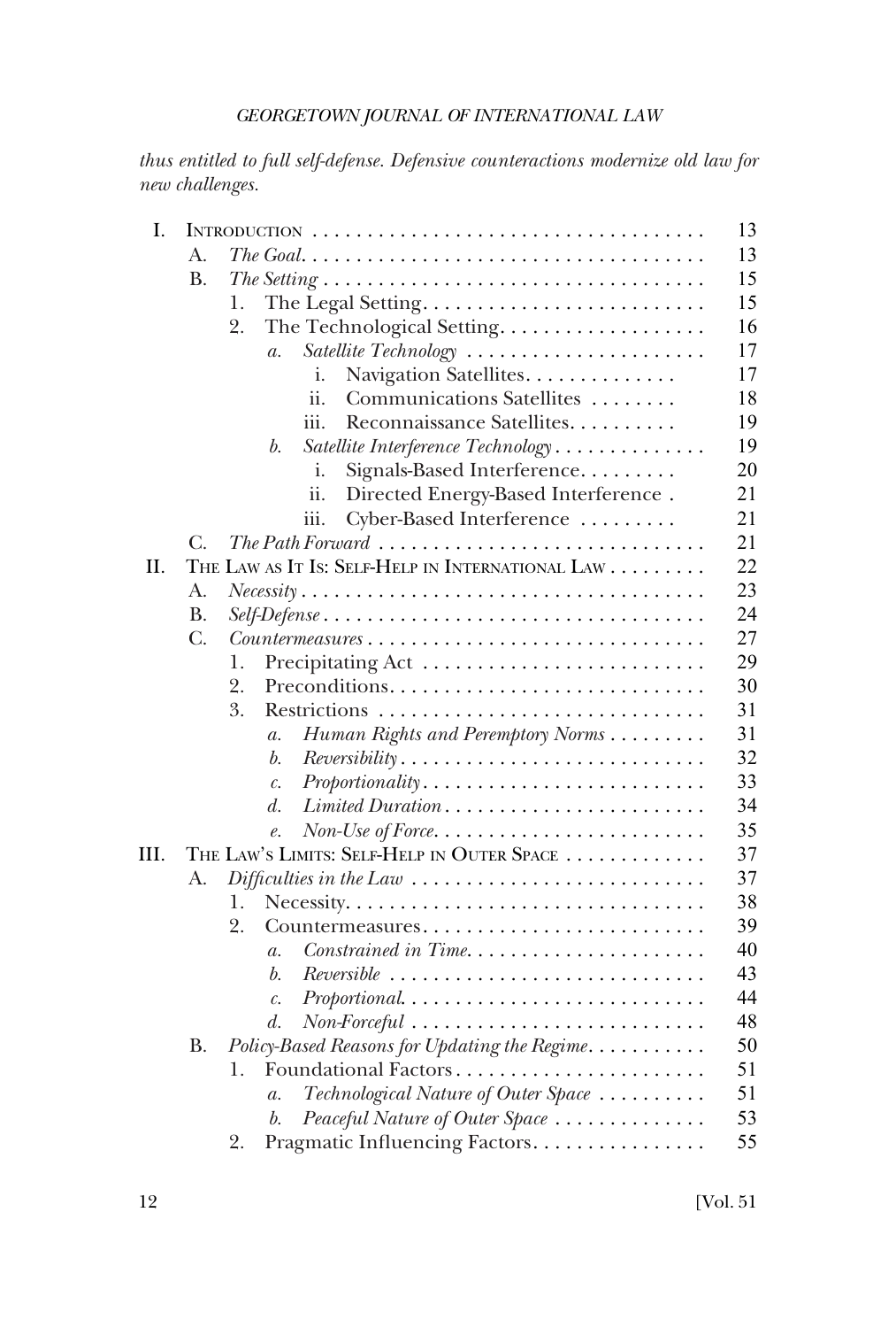*thus entitled to full self-defense. Defensive counteractions modernize old law for new challenges.*

- I. INTRODUCTION . . . . . . . . . . 13
  - A. *The Goal* . . . . . . . . . . 13
  - B. *The Setting* . . . . . . . . . . 15
    - 1. The Legal Setting . . . . . . . . . . 15
    - 2. The Technological Setting . . . . . . . . . . 16
      - *a. Satellite Technology* . . . . . . . . . . 17
        - i. Navigation Satellites . . . . . . . . . . 17
        - ii. Communications Satellites . . . . . . . . . . 18
        - iii. Reconnaissance Satellites . . . . . . . . . . 19
      - *b. Satellite Interference Technology* . . . . . . . . . . 19
        - i. Signals-Based Interference . . . . . . . . . . 20
        - ii. Directed Energy-Based Interference . . . . . . . . . . 21
        - iii. Cyber-Based Interference . . . . . . . . . . 21
  - C. *The Path Forward* . . . . . . . . . . 21
- II. THE LAW AS IT IS: SELF-HELP IN INTERNATIONAL LAW . . . . . . . . . . 22
  - A. *Necessity* . . . . . . . . . . 23
  - B. *Self-Defense* . . . . . . . . . . 24
  - C. *Countermeasures* . . . . . . . . . . 27
    - 1. Precipitating Act . . . . . . . . . . 29
    - 2. Preconditions . . . . . . . . . . 30
    - 3. Restrictions . . . . . . . . . . 31
      - *a. Human Rights and Peremptory Norms* . . . . . . . . . . 31
      - *b. Reversibility* . . . . . . . . . . 32
      - *c. Proportionality* . . . . . . . . . . 33
      - *d. Limited Duration* . . . . . . . . . . 34
      - *e. Non-Use of Force* . . . . . . . . . . 35
- III. THE LAW'S LIMITS: SELF-HELP IN OUTER SPACE . . . . . . . . . . 37
  - A. *Difficulties in the Law* . . . . . . . . . . 37
    - 1. Necessity . . . . . . . . . . 38
    - 2. Countermeasures . . . . . . . . . . 39
      - *a. Constrained in Time* . . . . . . . . . . 40
      - *b. Reversible* . . . . . . . . . . 43
      - *c. Proportional* . . . . . . . . . . 44
      - *d. Non-Forceful* . . . . . . . . . . 48
  - B. *Policy-Based Reasons for Updating the Regime* . . . . . . . . . . 50
    - 1. Foundational Factors . . . . . . . . . . 51
      - *a. Technological Nature of Outer Space* . . . . . . . . . . 51
      - *b. Peaceful Nature of Outer Space* . . . . . . . . . . 53
    - 2. Pragmatic Influencing Factors . . . . . . . . . . 55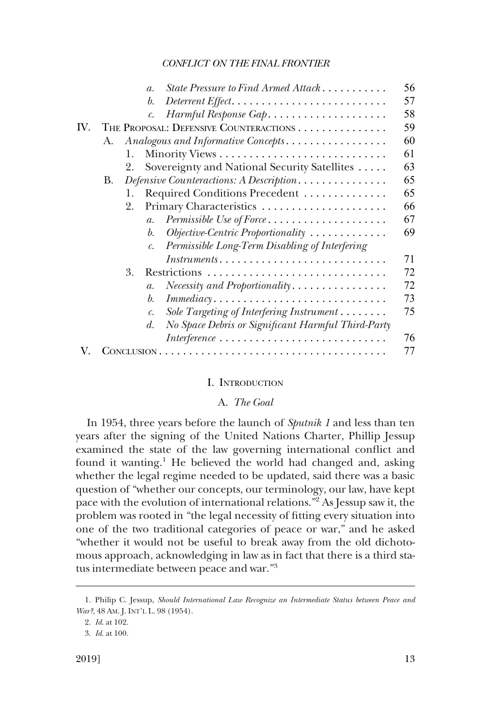- a. *State Pressure to Find Armed Attack* . . . . . . . . . . . 56
- b. *Deterrent Effect* . . . . . . . . . . . . . . . . . . . . . . . . . . . 57
- c. *Harmful Response Gap* . . . . . . . . . . . . . . . . . . . . 58

IV. THE PROPOSAL: DEFENSIVE COUNTERACTIONS . . . . . . . . . . . . . . . 59
- A. *Analogous and Informative Concepts* . . . . . . . . . . . . . . . . . 60
  - 1. Minority Views . . . . . . . . . . . . . . . . . . . . . . . . . . . . 61
  - 2. Sovereignty and National Security Satellites . . . . . 63
- B. *Defensive Counteractions: A Description* . . . . . . . . . . . . . . . 65
  - 1. Required Conditions Precedent . . . . . . . . . . . . . . 65
  - 2. Primary Characteristics . . . . . . . . . . . . . . . . . . . . . 66
    - a. *Permissible Use of Force* . . . . . . . . . . . . . . . . . . . . 67
    - b. *Objective-Centric Proportionality* . . . . . . . . . . . . . 69
    - c. *Permissible Long-Term Disabling of Interfering Instruments* . . . . . . . . . . . . . . . . . . . . . . . . . . . . 71
  - 3. Restrictions . . . . . . . . . . . . . . . . . . . . . . . . . . . . . . 72
    - a. *Necessity and Proportionality* . . . . . . . . . . . . . . . . 72
    - b. *Immediacy* . . . . . . . . . . . . . . . . . . . . . . . . . . . . . 73
    - c. *Sole Targeting of Interfering Instrument* . . . . . . . . 75
    - d. *No Space Debris or Significant Harmful Third-Party Interference* . . . . . . . . . . . . . . . . . . . . . . . . . . . . 76

V. CONCLUSION . . . . . . . . . . . . . . . . . . . . . . . . . . . . . . . . . . . . . . 77

# I. INTRODUCTION

## A. *The Goal*

In 1954, three years before the launch of *Sputnik 1* and less than ten years after the signing of the United Nations Charter, Phillip Jessup examined the state of the law governing international conflict and found it wanting.[1] He believed the world had changed and, asking whether the legal regime needed to be updated, said there was a basic question of "whether our concepts, our terminology, our law, have kept pace with the evolution of international relations."[2] As Jessup saw it, the problem was rooted in "the legal necessity of fitting every situation into one of the two traditional categories of peace or war," and he asked "whether it would not be useful to break away from the old dichotomous approach, acknowledging in law as in fact that there is a third status intermediate between peace and war."[3]

---

1. Philip C. Jessup, *Should International Law Recognize an Intermediate Status between Peace and War?*, 48 AM. J. INT'L L. 98 (1954).

2. *Id.* at 102.

3. *Id.* at 100.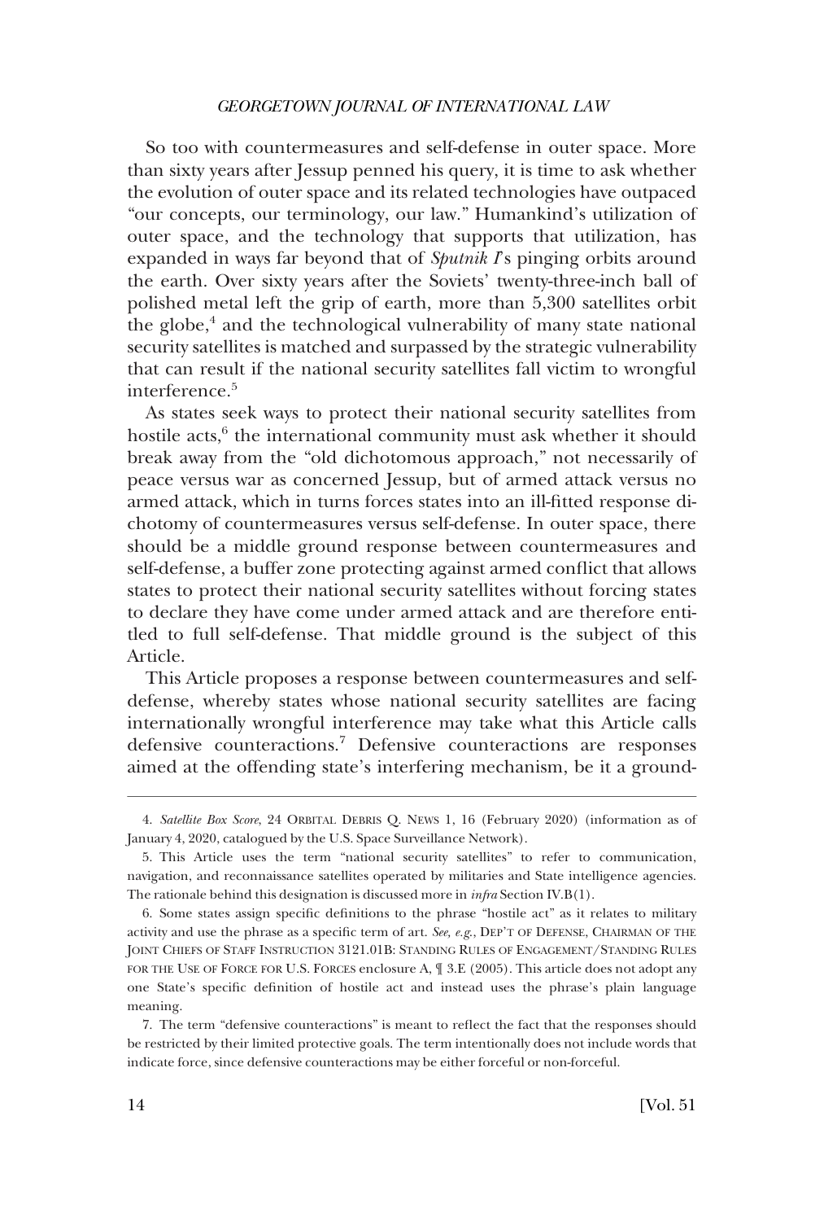So too with countermeasures and self-defense in outer space. More than sixty years after Jessup penned his query, it is time to ask whether the evolution of outer space and its related technologies have outpaced "our concepts, our terminology, our law." Humankind's utilization of outer space, and the technology that supports that utilization, has expanded in ways far beyond that of *Sputnik I*'s pinging orbits around the earth. Over sixty years after the Soviets' twenty-three-inch ball of polished metal left the grip of earth, more than 5,300 satellites orbit the globe,[4] and the technological vulnerability of many state national security satellites is matched and surpassed by the strategic vulnerability that can result if the national security satellites fall victim to wrongful interference.[5]

As states seek ways to protect their national security satellites from hostile acts,[6] the international community must ask whether it should break away from the "old dichotomous approach," not necessarily of peace versus war as concerned Jessup, but of armed attack versus no armed attack, which in turns forces states into an ill-fitted response dichotomy of countermeasures versus self-defense. In outer space, there should be a middle ground response between countermeasures and self-defense, a buffer zone protecting against armed conflict that allows states to protect their national security satellites without forcing states to declare they have come under armed attack and are therefore entitled to full self-defense. That middle ground is the subject of this Article.

This Article proposes a response between countermeasures and self-defense, whereby states whose national security satellites are facing internationally wrongful interference may take what this Article calls defensive counteractions.[7] Defensive counteractions are responses aimed at the offending state's interfering mechanism, be it a ground-

---

4. *Satellite Box Score*, 24 ORBITAL DEBRIS Q. NEWS 1, 16 (February 2020) (information as of January 4, 2020, catalogued by the U.S. Space Surveillance Network).

5. This Article uses the term "national security satellites" to refer to communication, navigation, and reconnaissance satellites operated by militaries and State intelligence agencies. The rationale behind this designation is discussed more in *infra* Section IV.B(1).

6. Some states assign specific definitions to the phrase "hostile act" as it relates to military activity and use the phrase as a specific term of art. *See, e.g.*, DEP'T OF DEFENSE, CHAIRMAN OF THE JOINT CHIEFS OF STAFF INSTRUCTION 3121.01B: STANDING RULES OF ENGAGEMENT/STANDING RULES FOR THE USE OF FORCE FOR U.S. FORCES enclosure A, ¶ 3.E (2005). This article does not adopt any one State's specific definition of hostile act and instead uses the phrase's plain language meaning.

7. The term "defensive counteractions" is meant to reflect the fact that the responses should be restricted by their limited protective goals. The term intentionally does not include words that indicate force, since defensive counteractions may be either forceful or non-forceful.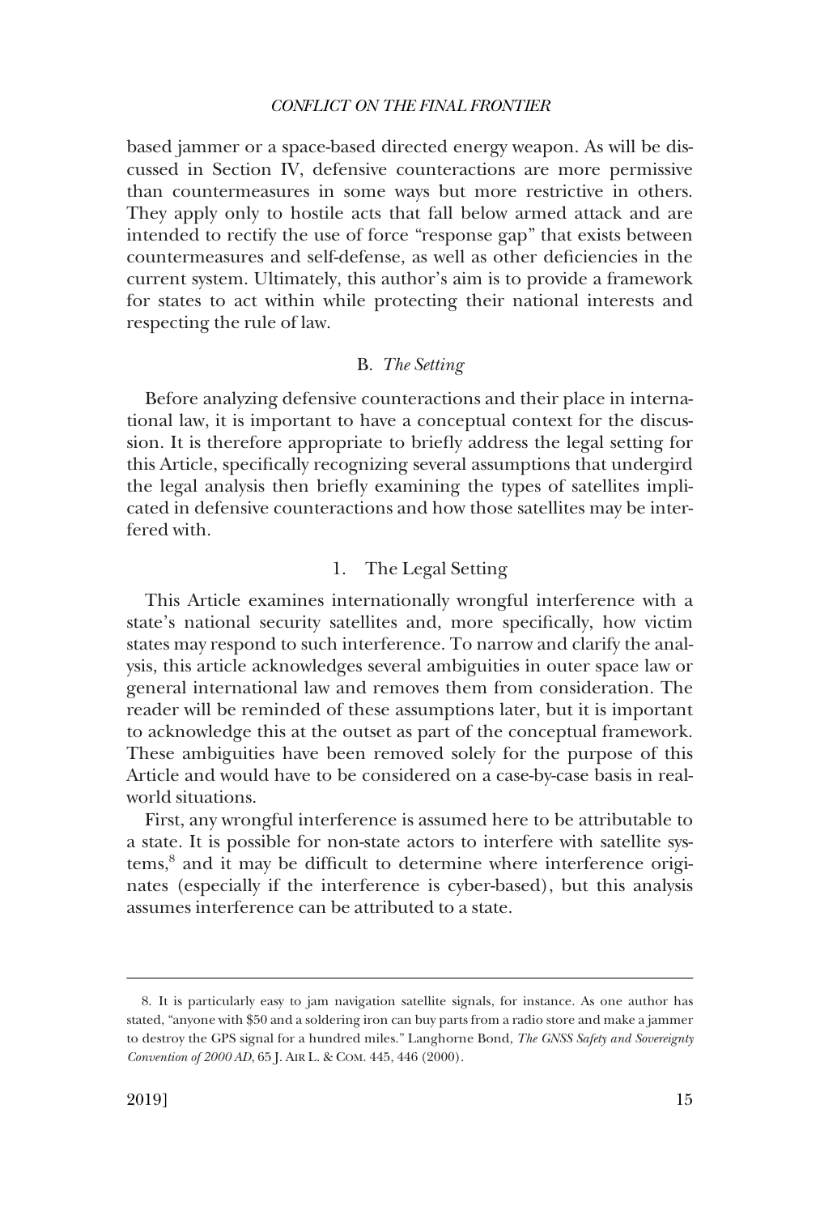based jammer or a space-based directed energy weapon. As will be discussed in Section IV, defensive counteractions are more permissive than countermeasures in some ways but more restrictive in others. They apply only to hostile acts that fall below armed attack and are intended to rectify the use of force "response gap" that exists between countermeasures and self-defense, as well as other deficiencies in the current system. Ultimately, this author's aim is to provide a framework for states to act within while protecting their national interests and respecting the rule of law.

### B. *The Setting*

Before analyzing defensive counteractions and their place in international law, it is important to have a conceptual context for the discussion. It is therefore appropriate to briefly address the legal setting for this Article, specifically recognizing several assumptions that undergird the legal analysis then briefly examining the types of satellites implicated in defensive counteractions and how those satellites may be interfered with.

#### 1. The Legal Setting

This Article examines internationally wrongful interference with a state's national security satellites and, more specifically, how victim states may respond to such interference. To narrow and clarify the analysis, this article acknowledges several ambiguities in outer space law or general international law and removes them from consideration. The reader will be reminded of these assumptions later, but it is important to acknowledge this at the outset as part of the conceptual framework. These ambiguities have been removed solely for the purpose of this Article and would have to be considered on a case-by-case basis in real-world situations.

First, any wrongful interference is assumed here to be attributable to a state. It is possible for non-state actors to interfere with satellite systems,[8] and it may be difficult to determine where interference originates (especially if the interference is cyber-based), but this analysis assumes interference can be attributed to a state.

---

8. It is particularly easy to jam navigation satellite signals, for instance. As one author has stated, "anyone with $50 and a soldering iron can buy parts from a radio store and make a jammer to destroy the GPS signal for a hundred miles." Langhorne Bond, *The GNSS Safety and Sovereignty Convention of 2000 AD*, 65 J. AIR L. & COM. 445, 446 (2000).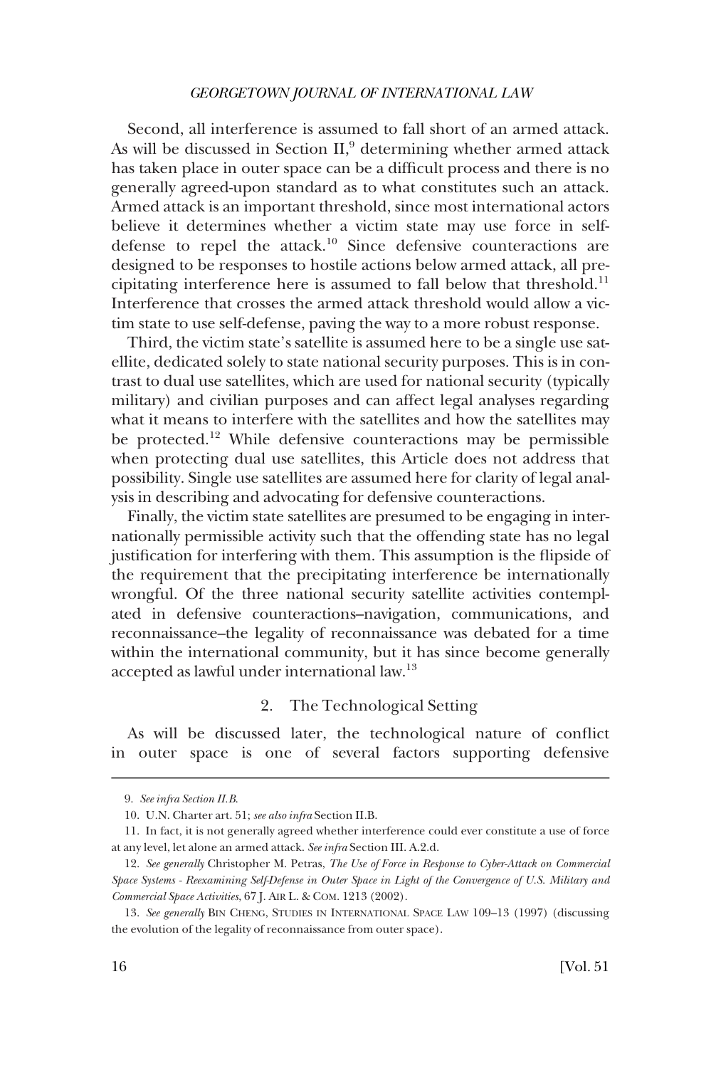Second, all interference is assumed to fall short of an armed attack. As will be discussed in Section II,[9] determining whether armed attack has taken place in outer space can be a difficult process and there is no generally agreed-upon standard as to what constitutes such an attack. Armed attack is an important threshold, since most international actors believe it determines whether a victim state may use force in self-defense to repel the attack.[10] Since defensive counteractions are designed to be responses to hostile actions below armed attack, all precipitating interference here is assumed to fall below that threshold.[11] Interference that crosses the armed attack threshold would allow a victim state to use self-defense, paving the way to a more robust response.

Third, the victim state's satellite is assumed here to be a single use satellite, dedicated solely to state national security purposes. This is in contrast to dual use satellites, which are used for national security (typically military) and civilian purposes and can affect legal analyses regarding what it means to interfere with the satellites and how the satellites may be protected.[12] While defensive counteractions may be permissible when protecting dual use satellites, this Article does not address that possibility. Single use satellites are assumed here for clarity of legal analysis in describing and advocating for defensive counteractions.

Finally, the victim state satellites are presumed to be engaging in internationally permissible activity such that the offending state has no legal justification for interfering with them. This assumption is the flipside of the requirement that the precipitating interference be internationally wrongful. Of the three national security satellite activities contemplated in defensive counteractions–navigation, communications, and reconnaissance–the legality of reconnaissance was debated for a time within the international community, but it has since become generally accepted as lawful under international law.[13]

### 2. The Technological Setting

As will be discussed later, the technological nature of conflict in outer space is one of several factors supporting defensive

---

9. *See infra Section II.B.*

10. U.N. Charter art. 51; *see also infra* Section II.B.

11. In fact, it is not generally agreed whether interference could ever constitute a use of force at any level, let alone an armed attack. *See infra* Section III. A.2.d.

12. *See generally* Christopher M. Petras, *The Use of Force in Response to Cyber-Attack on Commercial Space Systems - Reexamining Self-Defense in Outer Space in Light of the Convergence of U.S. Military and Commercial Space Activities*, 67 J. AIR L. & COM. 1213 (2002).

13. *See generally* BIN CHENG, STUDIES IN INTERNATIONAL SPACE LAW 109–13 (1997) (discussing the evolution of the legality of reconnaissance from outer space).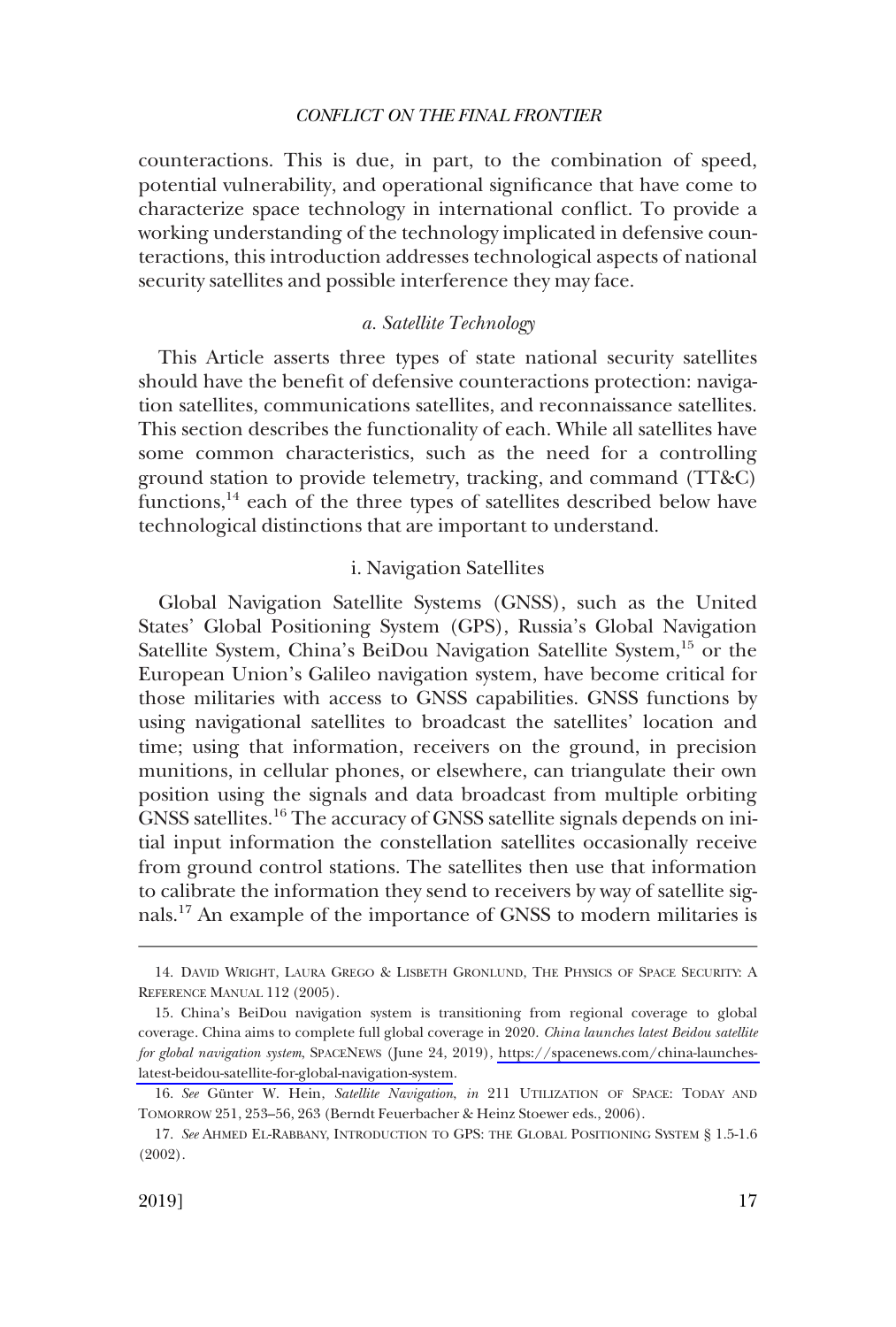counteractions. This is due, in part, to the combination of speed, potential vulnerability, and operational significance that have come to characterize space technology in international conflict. To provide a working understanding of the technology implicated in defensive counteractions, this introduction addresses technological aspects of national security satellites and possible interference they may face.

### *a. Satellite Technology*

This Article asserts three types of state national security satellites should have the benefit of defensive counteractions protection: navigation satellites, communications satellites, and reconnaissance satellites. This section describes the functionality of each. While all satellites have some common characteristics, such as the need for a controlling ground station to provide telemetry, tracking, and command (TT&C) functions,[14] each of the three types of satellites described below have technological distinctions that are important to understand.

#### i. Navigation Satellites

Global Navigation Satellite Systems (GNSS), such as the United States' Global Positioning System (GPS), Russia's Global Navigation Satellite System, China's BeiDou Navigation Satellite System,[15] or the European Union's Galileo navigation system, have become critical for those militaries with access to GNSS capabilities. GNSS functions by using navigational satellites to broadcast the satellites' location and time; using that information, receivers on the ground, in precision munitions, in cellular phones, or elsewhere, can triangulate their own position using the signals and data broadcast from multiple orbiting GNSS satellites.[16] The accuracy of GNSS satellite signals depends on initial input information the constellation satellites occasionally receive from ground control stations. The satellites then use that information to calibrate the information they send to receivers by way of satellite signals.[17] An example of the importance of GNSS to modern militaries is

---

14. DAVID WRIGHT, LAURA GREGO & LISBETH GRONLUND, THE PHYSICS OF SPACE SECURITY: A REFERENCE MANUAL 112 (2005).

15. China's BeiDou navigation system is transitioning from regional coverage to global coverage. China aims to complete full global coverage in 2020. *China launches latest Beidou satellite for global navigation system*, SPACENEWS (June 24, 2019), https://spacenews.com/china-launches-latest-beidou-satellite-for-global-navigation-system.

16. *See* Günter W. Hein, *Satellite Navigation*, *in* 211 UTILIZATION OF SPACE: TODAY AND TOMORROW 251, 253–56, 263 (Berndt Feuerbacher & Heinz Stoewer eds., 2006).

17. *See* AHMED EL-RABBANY, INTRODUCTION TO GPS: THE GLOBAL POSITIONING SYSTEM § 1.5-1.6 (2002).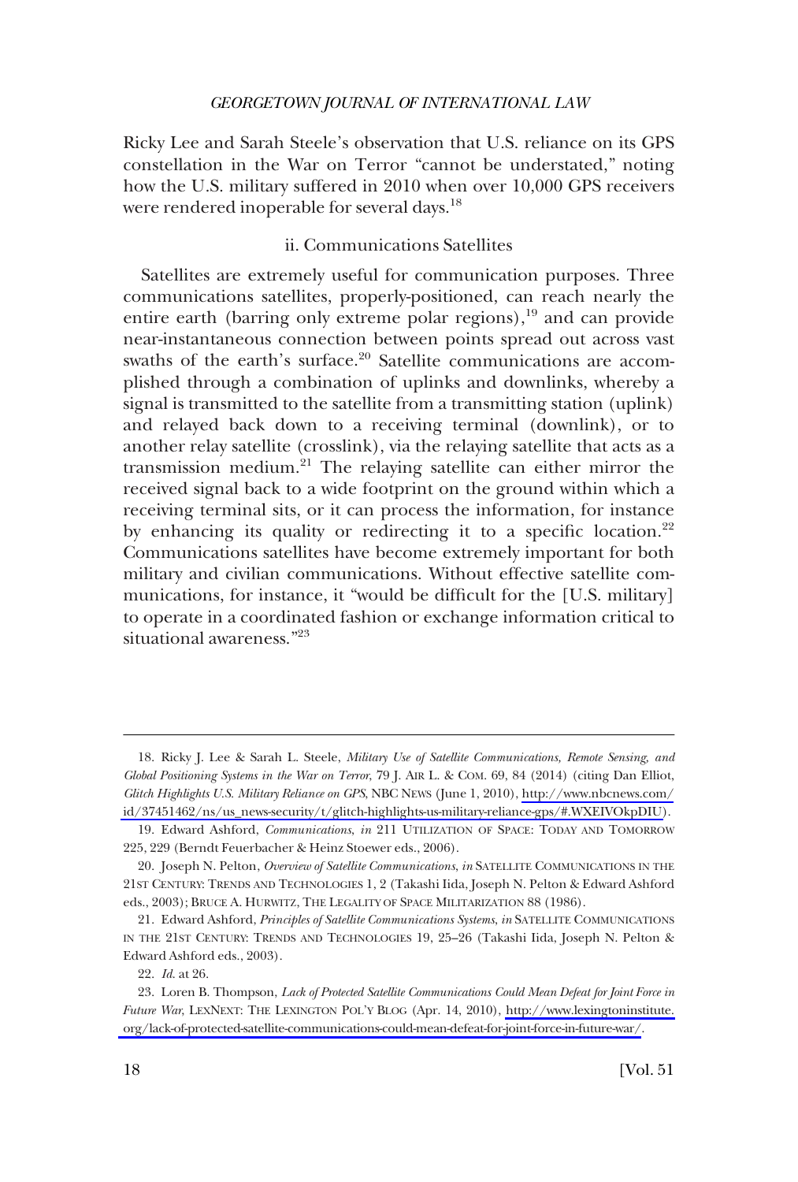Ricky Lee and Sarah Steele's observation that U.S. reliance on its GPS constellation in the War on Terror "cannot be understated," noting how the U.S. military suffered in 2010 when over 10,000 GPS receivers were rendered inoperable for several days.[18]

### ii. Communications Satellites

Satellites are extremely useful for communication purposes. Three communications satellites, properly-positioned, can reach nearly the entire earth (barring only extreme polar regions),[19] and can provide near-instantaneous connection between points spread out across vast swaths of the earth's surface.[20] Satellite communications are accomplished through a combination of uplinks and downlinks, whereby a signal is transmitted to the satellite from a transmitting station (uplink) and relayed back down to a receiving terminal (downlink), or to another relay satellite (crosslink), via the relaying satellite that acts as a transmission medium.[21] The relaying satellite can either mirror the received signal back to a wide footprint on the ground within which a receiving terminal sits, or it can process the information, for instance by enhancing its quality or redirecting it to a specific location.[22] Communications satellites have become extremely important for both military and civilian communications. Without effective satellite communications, for instance, it "would be difficult for the [U.S. military] to operate in a coordinated fashion or exchange information critical to situational awareness."[23]

---

18. Ricky J. Lee & Sarah L. Steele, *Military Use of Satellite Communications, Remote Sensing, and Global Positioning Systems in the War on Terror*, 79 J. AIR L. & COM. 69, 84 (2014) (citing Dan Elliot, *Glitch Highlights U.S. Military Reliance on GPS*, NBC NEWS (June 1, 2010), http://www.nbcnews.com/id/37451462/ns/us_news-security/t/glitch-highlights-us-military-reliance-gps/#.WXEIVOkpDIU).

19. Edward Ashford, *Communications*, *in* 211 UTILIZATION OF SPACE: TODAY AND TOMORROW 225, 229 (Berndt Feuerbacher & Heinz Stoewer eds., 2006).

20. Joseph N. Pelton, *Overview of Satellite Communications*, *in* SATELLITE COMMUNICATIONS IN THE 21ST CENTURY: TRENDS AND TECHNOLOGIES 1, 2 (Takashi Iida, Joseph N. Pelton & Edward Ashford eds., 2003); BRUCE A. HURWITZ, THE LEGALITY OF SPACE MILITARIZATION 88 (1986).

21. Edward Ashford, *Principles of Satellite Communications Systems*, *in* SATELLITE COMMUNICATIONS IN THE 21ST CENTURY: TRENDS AND TECHNOLOGIES 19, 25–26 (Takashi Iida, Joseph N. Pelton & Edward Ashford eds., 2003).

22. *Id.* at 26.

23. Loren B. Thompson, *Lack of Protected Satellite Communications Could Mean Defeat for Joint Force in Future War*, LEXNEXT: THE LEXINGTON POL'Y BLOG (Apr. 14, 2010), http://www.lexingtoninstitute.org/lack-of-protected-satellite-communications-could-mean-defeat-for-joint-force-in-future-war/.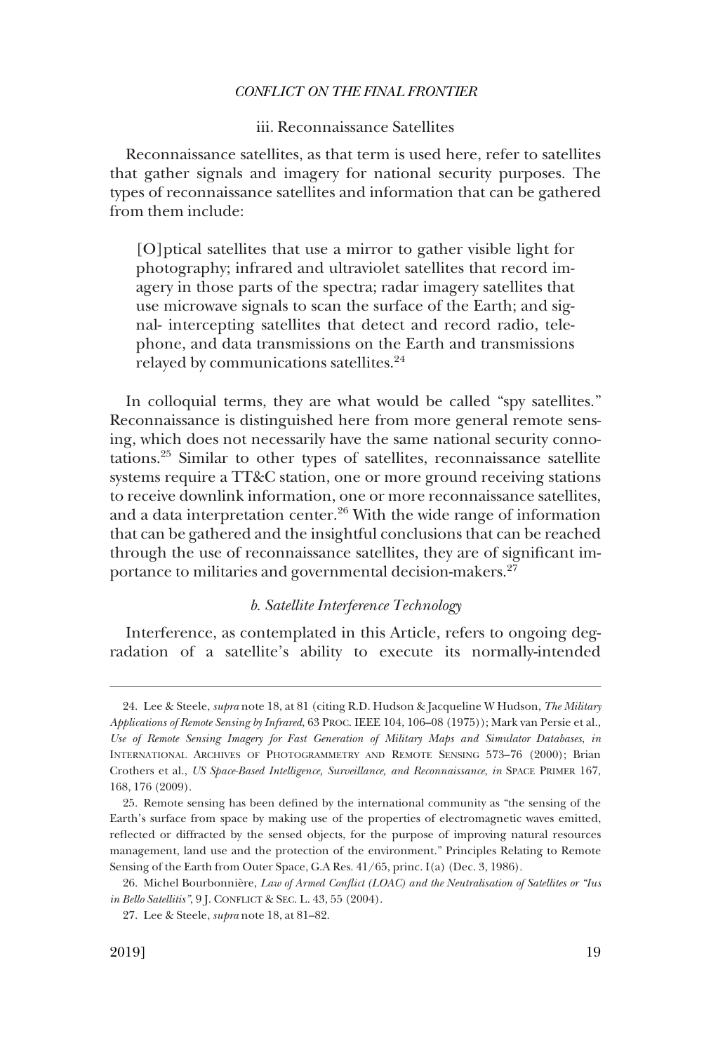### iii. Reconnaissance Satellites

Reconnaissance satellites, as that term is used here, refer to satellites that gather signals and imagery for national security purposes. The types of reconnaissance satellites and information that can be gathered from them include:

> [O]ptical satellites that use a mirror to gather visible light for photography; infrared and ultraviolet satellites that record imagery in those parts of the spectra; radar imagery satellites that use microwave signals to scan the surface of the Earth; and signal- intercepting satellites that detect and record radio, telephone, and data transmissions on the Earth and transmissions relayed by communications satellites.[24]

In colloquial terms, they are what would be called "spy satellites." Reconnaissance is distinguished here from more general remote sensing, which does not necessarily have the same national security connotations.[25] Similar to other types of satellites, reconnaissance satellite systems require a TT&C station, one or more ground receiving stations to receive downlink information, one or more reconnaissance satellites, and a data interpretation center.[26] With the wide range of information that can be gathered and the insightful conclusions that can be reached through the use of reconnaissance satellites, they are of significant importance to militaries and governmental decision-makers.[27]

### *b. Satellite Interference Technology*

Interference, as contemplated in this Article, refers to ongoing degradation of a satellite's ability to execute its normally-intended

---

24. Lee & Steele, *supra* note 18, at 81 (citing R.D. Hudson & Jacqueline W Hudson, *The Military Applications of Remote Sensing by Infrared*, 63 PROC. IEEE 104, 106–08 (1975)); Mark van Persie et al., *Use of Remote Sensing Imagery for Fast Generation of Military Maps and Simulator Databases*, *in* INTERNATIONAL ARCHIVES OF PHOTOGRAMMETRY AND REMOTE SENSING 573–76 (2000); Brian Crothers et al., *US Space-Based Intelligence, Surveillance, and Reconnaissance, in* SPACE PRIMER 167, 168, 176 (2009).

25. Remote sensing has been defined by the international community as "the sensing of the Earth's surface from space by making use of the properties of electromagnetic waves emitted, reflected or diffracted by the sensed objects, for the purpose of improving natural resources management, land use and the protection of the environment." Principles Relating to Remote Sensing of the Earth from Outer Space, G.A Res. 41/65, princ. I(a) (Dec. 3, 1986).

26. Michel Bourbonnière, *Law of Armed Conflict (LOAC) and the Neutralisation of Satellites or "Ius in Bello Satellitis"*, 9 J. CONFLICT & SEC. L. 43, 55 (2004).

27. Lee & Steele, *supra* note 18, at 81–82.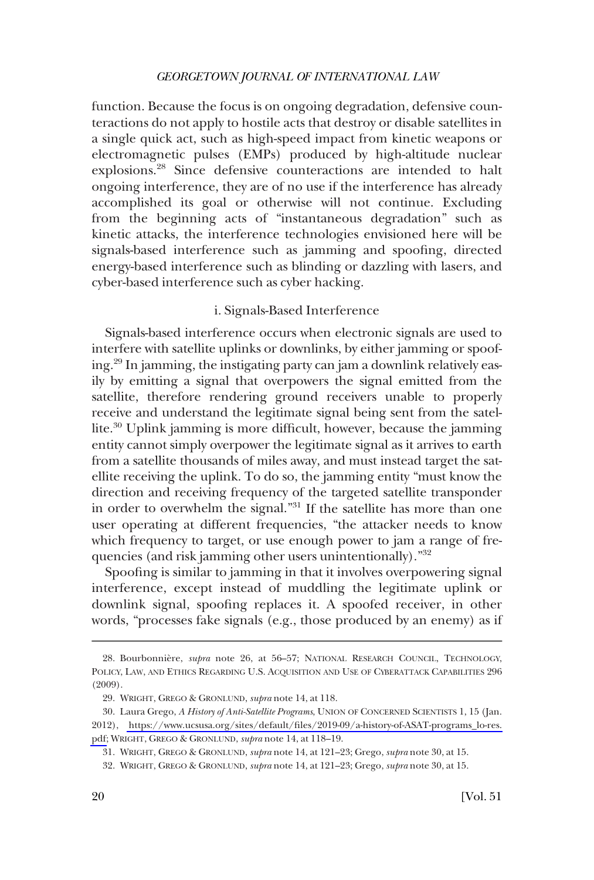function. Because the focus is on ongoing degradation, defensive counteractions do not apply to hostile acts that destroy or disable satellites in a single quick act, such as high-speed impact from kinetic weapons or electromagnetic pulses (EMPs) produced by high-altitude nuclear explosions.[28] Since defensive counteractions are intended to halt ongoing interference, they are of no use if the interference has already accomplished its goal or otherwise will not continue. Excluding from the beginning acts of "instantaneous degradation" such as kinetic attacks, the interference technologies envisioned here will be signals-based interference such as jamming and spoofing, directed energy-based interference such as blinding or dazzling with lasers, and cyber-based interference such as cyber hacking.

### i. Signals-Based Interference

Signals-based interference occurs when electronic signals are used to interfere with satellite uplinks or downlinks, by either jamming or spoofing.[29] In jamming, the instigating party can jam a downlink relatively easily by emitting a signal that overpowers the signal emitted from the satellite, therefore rendering ground receivers unable to properly receive and understand the legitimate signal being sent from the satellite.[30] Uplink jamming is more difficult, however, because the jamming entity cannot simply overpower the legitimate signal as it arrives to earth from a satellite thousands of miles away, and must instead target the satellite receiving the uplink. To do so, the jamming entity "must know the direction and receiving frequency of the targeted satellite transponder in order to overwhelm the signal."[31] If the satellite has more than one user operating at different frequencies, "the attacker needs to know which frequency to target, or use enough power to jam a range of frequencies (and risk jamming other users unintentionally)."[32]

Spoofing is similar to jamming in that it involves overpowering signal interference, except instead of muddling the legitimate uplink or downlink signal, spoofing replaces it. A spoofed receiver, in other words, "processes fake signals (e.g., those produced by an enemy) as if

---

28. Bourbonnière, *supra* note 26, at 56–57; NATIONAL RESEARCH COUNCIL, TECHNOLOGY, POLICY, LAW, AND ETHICS REGARDING U.S. ACQUISITION AND USE OF CYBERATTACK CAPABILITIES 296 (2009).

29. WRIGHT, GREGO & GRONLUND, *supra* note 14, at 118.

30. Laura Grego, *A History of Anti-Satellite Programs*, UNION OF CONCERNED SCIENTISTS 1, 15 (Jan. 2012), https://www.ucsusa.org/sites/default/files/2019-09/a-history-of-ASAT-programs_lo-res.pdf; WRIGHT, GREGO & GRONLUND, *supra* note 14, at 118–19.

31. WRIGHT, GREGO & GRONLUND, *supra* note 14, at 121–23; Grego, *supra* note 30, at 15.

32. WRIGHT, GREGO & GRONLUND, *supra* note 14, at 121–23; Grego, *supra* note 30, at 15.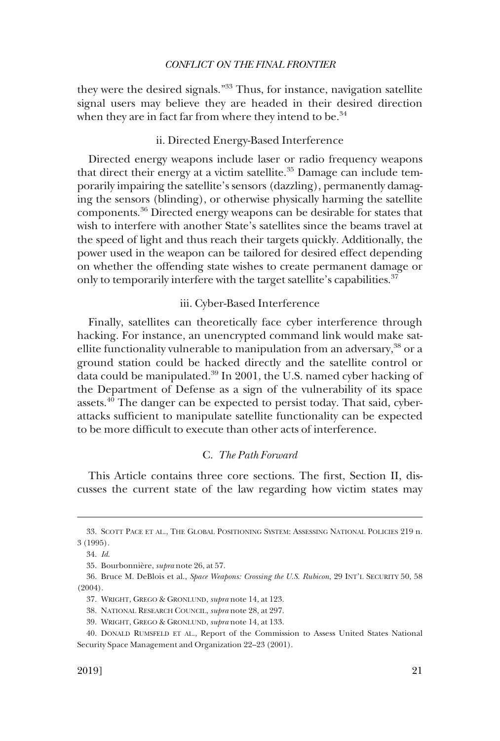they were the desired signals."[33] Thus, for instance, navigation satellite signal users may believe they are headed in their desired direction when they are in fact far from where they intend to be.[34]

#### ii. Directed Energy-Based Interference

Directed energy weapons include laser or radio frequency weapons that direct their energy at a victim satellite.[35] Damage can include temporarily impairing the satellite's sensors (dazzling), permanently damaging the sensors (blinding), or otherwise physically harming the satellite components.[36] Directed energy weapons can be desirable for states that wish to interfere with another State's satellites since the beams travel at the speed of light and thus reach their targets quickly. Additionally, the power used in the weapon can be tailored for desired effect depending on whether the offending state wishes to create permanent damage or only to temporarily interfere with the target satellite's capabilities.[37]

#### iii. Cyber-Based Interference

Finally, satellites can theoretically face cyber interference through hacking. For instance, an unencrypted command link would make satellite functionality vulnerable to manipulation from an adversary,[38] or a ground station could be hacked directly and the satellite control or data could be manipulated.[39] In 2001, the U.S. named cyber hacking of the Department of Defense as a sign of the vulnerability of its space assets.[40] The danger can be expected to persist today. That said, cyberattacks sufficient to manipulate satellite functionality can be expected to be more difficult to execute than other acts of interference.

### C. *The Path Forward*

This Article contains three core sections. The first, Section II, discusses the current state of the law regarding how victim states may

---

33. SCOTT PACE ET AL., THE GLOBAL POSITIONING SYSTEM: ASSESSING NATIONAL POLICIES 219 n. 3 (1995).

34. *Id.*

35. Bourbonnière, *supra* note 26, at 57.

36. Bruce M. DeBlois et al., *Space Weapons: Crossing the U.S. Rubicon*, 29 INT'L SECURITY 50, 58 (2004).

37. WRIGHT, GREGO & GRONLUND, *supra* note 14, at 123.

38. NATIONAL RESEARCH COUNCIL, *supra* note 28, at 297.

39. WRIGHT, GREGO & GRONLUND, *supra* note 14, at 133.

40. DONALD RUMSFELD ET AL., Report of the Commission to Assess United States National Security Space Management and Organization 22–23 (2001).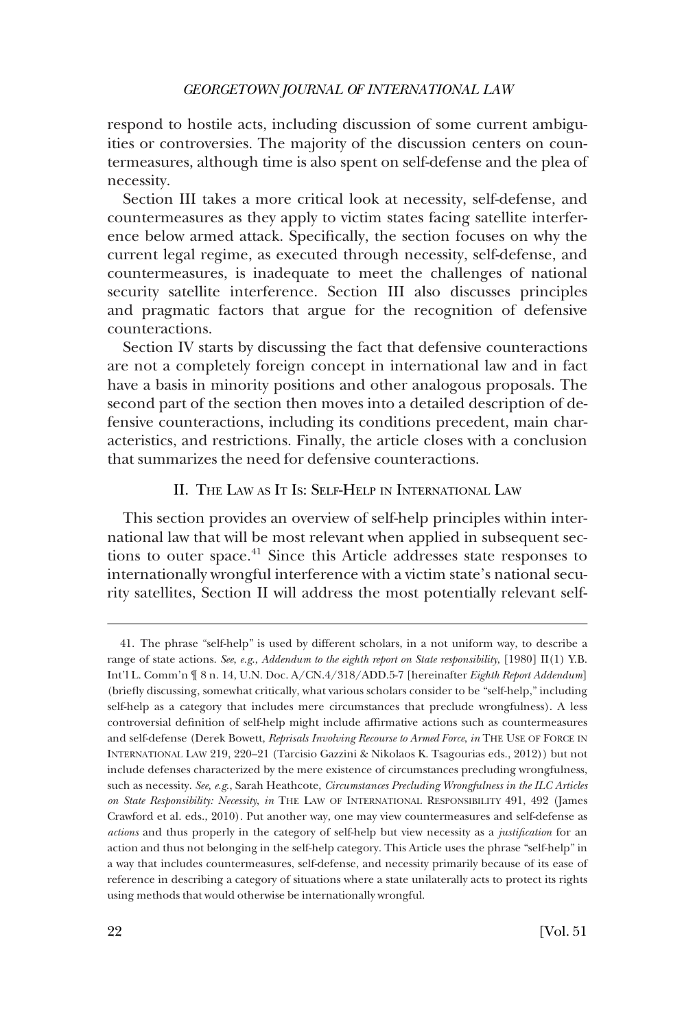respond to hostile acts, including discussion of some current ambiguities or controversies. The majority of the discussion centers on countermeasures, although time is also spent on self-defense and the plea of necessity.

Section III takes a more critical look at necessity, self-defense, and countermeasures as they apply to victim states facing satellite interference below armed attack. Specifically, the section focuses on why the current legal regime, as executed through necessity, self-defense, and countermeasures, is inadequate to meet the challenges of national security satellite interference. Section III also discusses principles and pragmatic factors that argue for the recognition of defensive counteractions.

Section IV starts by discussing the fact that defensive counteractions are not a completely foreign concept in international law and in fact have a basis in minority positions and other analogous proposals. The second part of the section then moves into a detailed description of defensive counteractions, including its conditions precedent, main characteristics, and restrictions. Finally, the article closes with a conclusion that summarizes the need for defensive counteractions.

## II. The Law as It Is: Self-Help in International Law

This section provides an overview of self-help principles within international law that will be most relevant when applied in subsequent sections to outer space.[41] Since this Article addresses state responses to internationally wrongful interference with a victim state's national security satellites, Section II will address the most potentially relevant self-

---

41. The phrase "self-help" is used by different scholars, in a not uniform way, to describe a range of state actions. *See, e.g.*, *Addendum to the eighth report on State responsibility*, [1980] II(1) Y.B. Int'l L. Comm'n ¶ 8 n. 14, U.N. Doc. A/CN.4/318/ADD.5-7 [hereinafter *Eighth Report Addendum*] (briefly discussing, somewhat critically, what various scholars consider to be "self-help," including self-help as a category that includes mere circumstances that preclude wrongfulness). A less controversial definition of self-help might include affirmative actions such as countermeasures and self-defense (Derek Bowett, *Reprisals Involving Recourse to Armed Force*, *in* The Use of Force in International Law 219, 220–21 (Tarcisio Gazzini & Nikolaos K. Tsagourias eds., 2012)) but not include defenses characterized by the mere existence of circumstances precluding wrongfulness, such as necessity. *See, e.g.*, Sarah Heathcote, *Circumstances Precluding Wrongfulness in the ILC Articles on State Responsibility: Necessity*, *in* The Law of International Responsibility 491, 492 (James Crawford et al. eds., 2010). Put another way, one may view countermeasures and self-defense as *actions* and thus properly in the category of self-help but view necessity as a *justification* for an action and thus not belonging in the self-help category. This Article uses the phrase "self-help" in a way that includes countermeasures, self-defense, and necessity primarily because of its ease of reference in describing a category of situations where a state unilaterally acts to protect its rights using methods that would otherwise be internationally wrongful.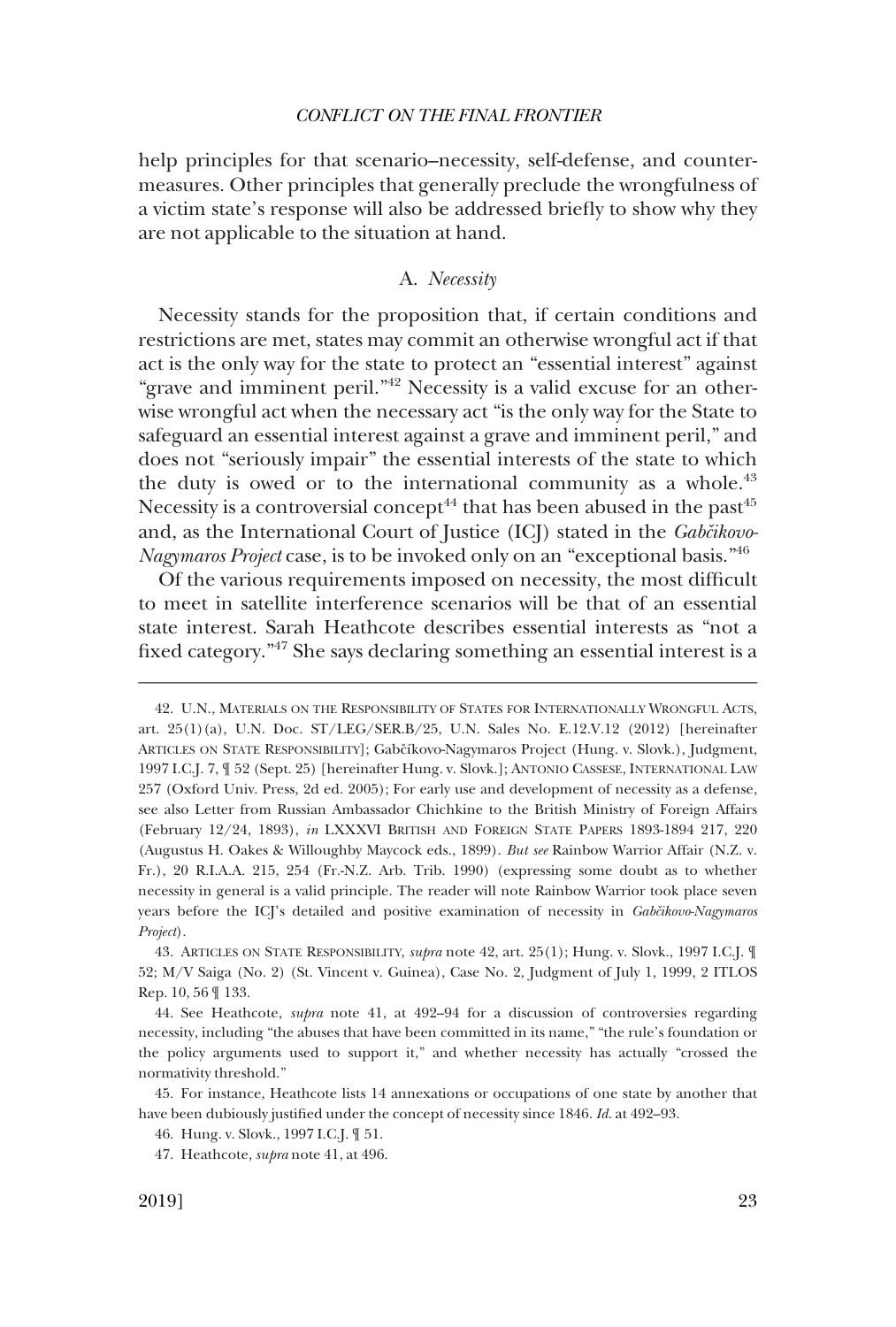help principles for that scenario–necessity, self-defense, and countermeasures. Other principles that generally preclude the wrongfulness of a victim state's response will also be addressed briefly to show why they are not applicable to the situation at hand.

### A. *Necessity*

Necessity stands for the proposition that, if certain conditions and restrictions are met, states may commit an otherwise wrongful act if that act is the only way for the state to protect an "essential interest" against "grave and imminent peril."[42] Necessity is a valid excuse for an otherwise wrongful act when the necessary act "is the only way for the State to safeguard an essential interest against a grave and imminent peril," and does not "seriously impair" the essential interests of the state to which the duty is owed or to the international community as a whole.[43] Necessity is a controversial concept[44] that has been abused in the past[45] and, as the International Court of Justice (ICJ) stated in the *Gabčikovo-Nagymaros Project* case, is to be invoked only on an "exceptional basis."[46]

Of the various requirements imposed on necessity, the most difficult to meet in satellite interference scenarios will be that of an essential state interest. Sarah Heathcote describes essential interests as "not a fixed category."[47] She says declaring something an essential interest is a

---

42. U.N., MATERIALS ON THE RESPONSIBILITY OF STATES FOR INTERNATIONALLY WRONGFUL ACTS, art. 25(1)(a), U.N. Doc. ST/LEG/SER.B/25, U.N. Sales No. E.12.V.12 (2012) [hereinafter ARTICLES ON STATE RESPONSIBILITY]; Gabčíkovo-Nagymaros Project (Hung. v. Slovk.), Judgment, 1997 I.C.J. 7, ¶ 52 (Sept. 25) [hereinafter Hung. v. Slovk.]; ANTONIO CASSESE, INTERNATIONAL LAW 257 (Oxford Univ. Press, 2d ed. 2005); For early use and development of necessity as a defense, see also Letter from Russian Ambassador Chichkine to the British Ministry of Foreign Affairs (February 12/24, 1893), *in* LXXXVI BRITISH AND FOREIGN STATE PAPERS 1893-1894 217, 220 (Augustus H. Oakes & Willoughby Maycock eds., 1899). *But see* Rainbow Warrior Affair (N.Z. v. Fr.), 20 R.I.A.A. 215, 254 (Fr.-N.Z. Arb. Trib. 1990) (expressing some doubt as to whether necessity in general is a valid principle. The reader will note Rainbow Warrior took place seven years before the ICJ's detailed and positive examination of necessity in *Gabčikovo-Nagymaros Project*).

43. ARTICLES ON STATE RESPONSIBILITY, *supra* note 42, art. 25(1); Hung. v. Slovk., 1997 I.C.J. ¶ 52; M/V Saiga (No. 2) (St. Vincent v. Guinea), Case No. 2, Judgment of July 1, 1999, 2 ITLOS Rep. 10, 56 ¶ 133.

44. See Heathcote, *supra* note 41, at 492–94 for a discussion of controversies regarding necessity, including "the abuses that have been committed in its name," "the rule's foundation or the policy arguments used to support it," and whether necessity has actually "crossed the normativity threshold."

45. For instance, Heathcote lists 14 annexations or occupations of one state by another that have been dubiously justified under the concept of necessity since 1846. *Id.* at 492–93.

46. Hung. v. Slovk., 1997 I.C.J. ¶ 51.

47. Heathcote, *supra* note 41, at 496.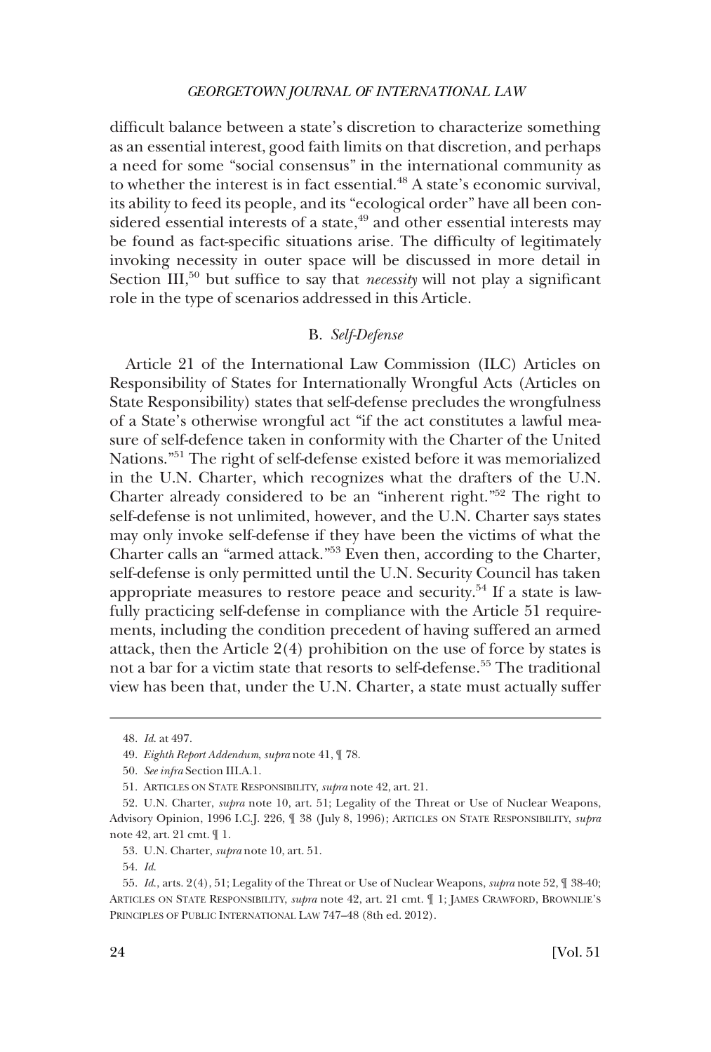difficult balance between a state's discretion to characterize something as an essential interest, good faith limits on that discretion, and perhaps a need for some "social consensus" in the international community as to whether the interest is in fact essential.[48] A state's economic survival, its ability to feed its people, and its "ecological order" have all been considered essential interests of a state,[49] and other essential interests may be found as fact-specific situations arise. The difficulty of legitimately invoking necessity in outer space will be discussed in more detail in Section III,[50] but suffice to say that *necessity* will not play a significant role in the type of scenarios addressed in this Article.

### B. *Self-Defense*

Article 21 of the International Law Commission (ILC) Articles on Responsibility of States for Internationally Wrongful Acts (Articles on State Responsibility) states that self-defense precludes the wrongfulness of a State's otherwise wrongful act "if the act constitutes a lawful measure of self-defence taken in conformity with the Charter of the United Nations."[51] The right of self-defense existed before it was memorialized in the U.N. Charter, which recognizes what the drafters of the U.N. Charter already considered to be an "inherent right."[52] The right to self-defense is not unlimited, however, and the U.N. Charter says states may only invoke self-defense if they have been the victims of what the Charter calls an "armed attack."[53] Even then, according to the Charter, self-defense is only permitted until the U.N. Security Council has taken appropriate measures to restore peace and security.[54] If a state is lawfully practicing self-defense in compliance with the Article 51 requirements, including the condition precedent of having suffered an armed attack, then the Article 2(4) prohibition on the use of force by states is not a bar for a victim state that resorts to self-defense.[55] The traditional view has been that, under the U.N. Charter, a state must actually suffer

---

48. *Id.* at 497.

49. *Eighth Report Addendum*, *supra* note 41, ¶ 78.

50. *See infra* Section III.A.1.

51. ARTICLES ON STATE RESPONSIBILITY, *supra* note 42, art. 21.

52. U.N. Charter, *supra* note 10, art. 51; Legality of the Threat or Use of Nuclear Weapons, Advisory Opinion, 1996 I.C.J. 226, ¶ 38 (July 8, 1996); ARTICLES ON STATE RESPONSIBILITY, *supra* note 42, art. 21 cmt. ¶ 1.

53. U.N. Charter, *supra* note 10, art. 51.

54. *Id.*

55. *Id.*, arts. 2(4), 51; Legality of the Threat or Use of Nuclear Weapons, *supra* note 52, ¶ 38-40; ARTICLES ON STATE RESPONSIBILITY, *supra* note 42, art. 21 cmt. ¶ 1; JAMES CRAWFORD, BROWNLIE'S PRINCIPLES OF PUBLIC INTERNATIONAL LAW 747–48 (8th ed. 2012).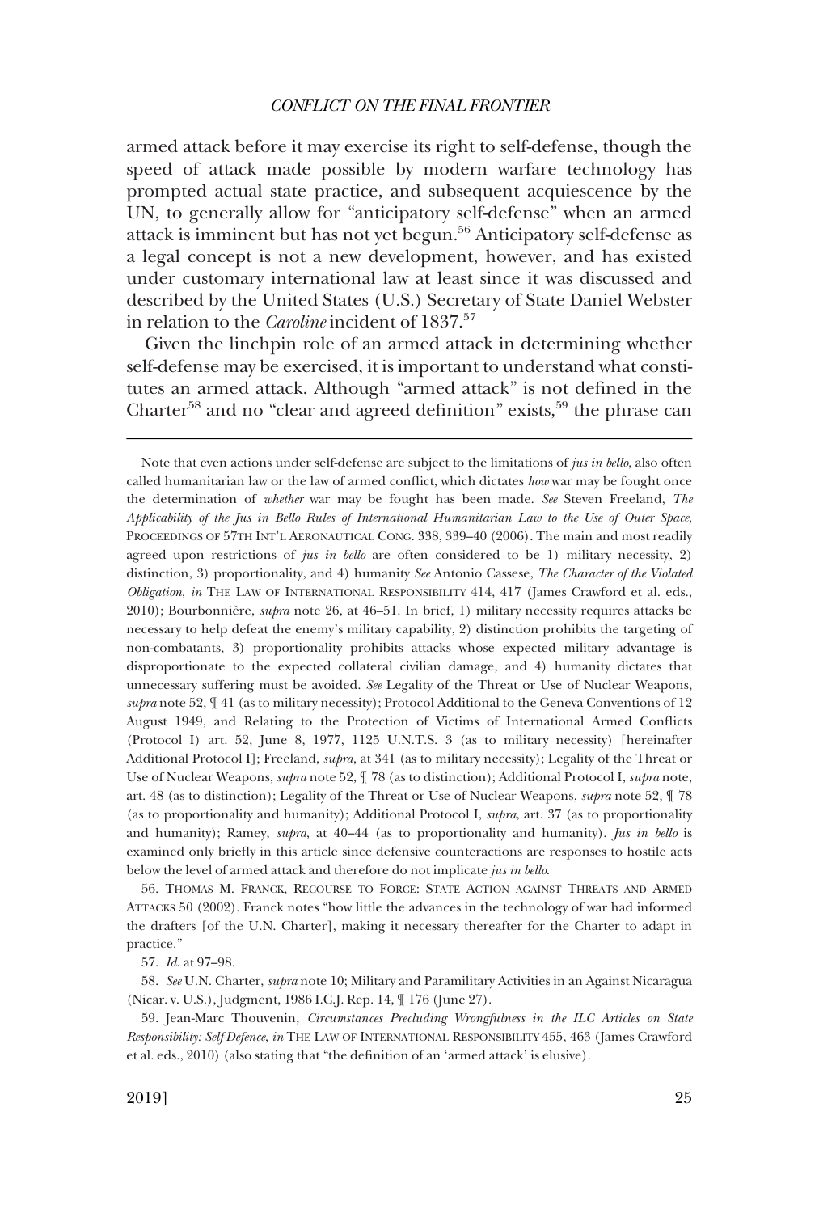armed attack before it may exercise its right to self-defense, though the speed of attack made possible by modern warfare technology has prompted actual state practice, and subsequent acquiescence by the UN, to generally allow for "anticipatory self-defense" when an armed attack is imminent but has not yet begun.[56] Anticipatory self-defense as a legal concept is not a new development, however, and has existed under customary international law at least since it was discussed and described by the United States (U.S.) Secretary of State Daniel Webster in relation to the *Caroline* incident of 1837.[57]

Given the linchpin role of an armed attack in determining whether self-defense may be exercised, it is important to understand what constitutes an armed attack. Although "armed attack" is not defined in the Charter[58] and no "clear and agreed definition" exists,[59] the phrase can

---

Note that even actions under self-defense are subject to the limitations of *jus in bello*, also often called humanitarian law or the law of armed conflict, which dictates *how* war may be fought once the determination of *whether* war may be fought has been made. *See* Steven Freeland, *The Applicability of the Jus in Bello Rules of International Humanitarian Law to the Use of Outer Space*, PROCEEDINGS OF 57TH INT'L AERONAUTICAL CONG. 338, 339–40 (2006). The main and most readily agreed upon restrictions of *jus in bello* are often considered to be 1) military necessity, 2) distinction, 3) proportionality, and 4) humanity *See* Antonio Cassese, *The Character of the Violated Obligation*, *in* THE LAW OF INTERNATIONAL RESPONSIBILITY 414, 417 (James Crawford et al. eds., 2010); Bourbonnière, *supra* note 26, at 46–51. In brief, 1) military necessity requires attacks be necessary to help defeat the enemy's military capability, 2) distinction prohibits the targeting of non-combatants, 3) proportionality prohibits attacks whose expected military advantage is disproportionate to the expected collateral civilian damage, and 4) humanity dictates that unnecessary suffering must be avoided. *See* Legality of the Threat or Use of Nuclear Weapons, *supra* note 52, ¶ 41 (as to military necessity); Protocol Additional to the Geneva Conventions of 12 August 1949, and Relating to the Protection of Victims of International Armed Conflicts (Protocol I) art. 52, June 8, 1977, 1125 U.N.T.S. 3 (as to military necessity) [hereinafter Additional Protocol I]; Freeland, *supra*, at 341 (as to military necessity); Legality of the Threat or Use of Nuclear Weapons, *supra* note 52, ¶ 78 (as to distinction); Additional Protocol I, *supra* note, art. 48 (as to distinction); Legality of the Threat or Use of Nuclear Weapons, *supra* note 52, ¶ 78 (as to proportionality and humanity); Additional Protocol I, *supra*, art. 37 (as to proportionality and humanity); Ramey, *supra*, at 40–44 (as to proportionality and humanity). *Jus in bello* is examined only briefly in this article since defensive counteractions are responses to hostile acts below the level of armed attack and therefore do not implicate *jus in bello*.

56. THOMAS M. FRANCK, RECOURSE TO FORCE: STATE ACTION AGAINST THREATS AND ARMED ATTACKS 50 (2002). Franck notes "how little the advances in the technology of war had informed the drafters [of the U.N. Charter], making it necessary thereafter for the Charter to adapt in practice."

57. *Id.* at 97–98.

58. *See* U.N. Charter, *supra* note 10; Military and Paramilitary Activities in an Against Nicaragua (Nicar. v. U.S.), Judgment, 1986 I.C.J. Rep. 14, ¶ 176 (June 27).

59. Jean-Marc Thouvenin, *Circumstances Precluding Wrongfulness in the ILC Articles on State Responsibility: Self-Defence*, *in* THE LAW OF INTERNATIONAL RESPONSIBILITY 455, 463 (James Crawford et al. eds., 2010) (also stating that "the definition of an 'armed attack' is elusive).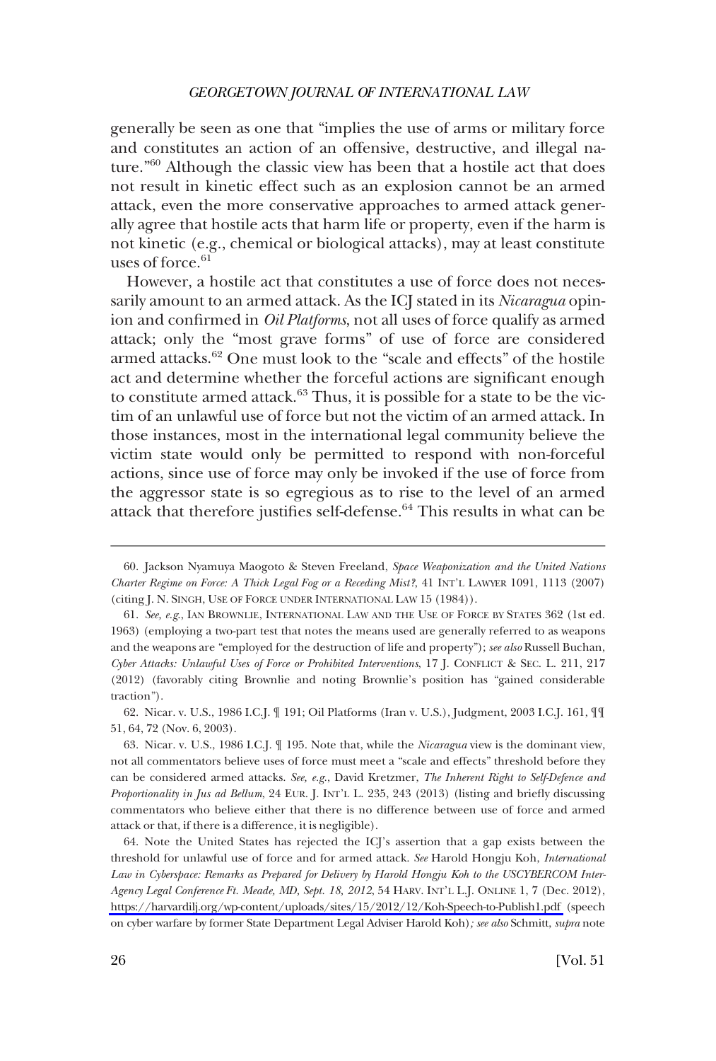generally be seen as one that "implies the use of arms or military force and constitutes an action of an offensive, destructive, and illegal nature."[60] Although the classic view has been that a hostile act that does not result in kinetic effect such as an explosion cannot be an armed attack, even the more conservative approaches to armed attack generally agree that hostile acts that harm life or property, even if the harm is not kinetic (e.g., chemical or biological attacks), may at least constitute uses of force.[61]

However, a hostile act that constitutes a use of force does not necessarily amount to an armed attack. As the ICJ stated in its *Nicaragua* opinion and confirmed in *Oil Platforms*, not all uses of force qualify as armed attack; only the "most grave forms" of use of force are considered armed attacks.[62] One must look to the "scale and effects" of the hostile act and determine whether the forceful actions are significant enough to constitute armed attack.[63] Thus, it is possible for a state to be the victim of an unlawful use of force but not the victim of an armed attack. In those instances, most in the international legal community believe the victim state would only be permitted to respond with non-forceful actions, since use of force may only be invoked if the use of force from the aggressor state is so egregious as to rise to the level of an armed attack that therefore justifies self-defense.[64] This results in what can be

---

60. Jackson Nyamuya Maogoto & Steven Freeland, *Space Weaponization and the United Nations Charter Regime on Force: A Thick Legal Fog or a Receding Mist?*, 41 INT'L LAWYER 1091, 1113 (2007) (citing J. N. SINGH, USE OF FORCE UNDER INTERNATIONAL LAW 15 (1984)).

61. *See, e.g.*, IAN BROWNLIE, INTERNATIONAL LAW AND THE USE OF FORCE BY STATES 362 (1st ed. 1963) (employing a two-part test that notes the means used are generally referred to as weapons and the weapons are "employed for the destruction of life and property"); *see also* Russell Buchan, *Cyber Attacks: Unlawful Uses of Force or Prohibited Interventions*, 17 J. CONFLICT & SEC. L. 211, 217 (2012) (favorably citing Brownlie and noting Brownlie's position has "gained considerable traction").

62. Nicar. v. U.S., 1986 I.C.J. ¶ 191; Oil Platforms (Iran v. U.S.), Judgment, 2003 I.C.J. 161, ¶¶ 51, 64, 72 (Nov. 6, 2003).

63. Nicar. v. U.S., 1986 I.C.J. ¶ 195. Note that, while the *Nicaragua* view is the dominant view, not all commentators believe uses of force must meet a "scale and effects" threshold before they can be considered armed attacks. *See, e.g.*, David Kretzmer, *The Inherent Right to Self-Defence and Proportionality in Jus ad Bellum*, 24 EUR. J. INT'L L. 235, 243 (2013) (listing and briefly discussing commentators who believe either that there is no difference between use of force and armed attack or that, if there is a difference, it is negligible).

64. Note the United States has rejected the ICJ's assertion that a gap exists between the threshold for unlawful use of force and for armed attack. *See* Harold Hongju Koh, *International Law in Cyberspace: Remarks as Prepared for Delivery by Harold Hongju Koh to the USCYBERCOM Inter-Agency Legal Conference Ft. Meade, MD, Sept. 18, 2012*, 54 HARV. INT'L L.J. ONLINE 1, 7 (Dec. 2012), https://harvardilj.org/wp-content/uploads/sites/15/2012/12/Koh-Speech-to-Publish1.pdf (speech on cyber warfare by former State Department Legal Adviser Harold Koh); *see also* Schmitt, *supra* note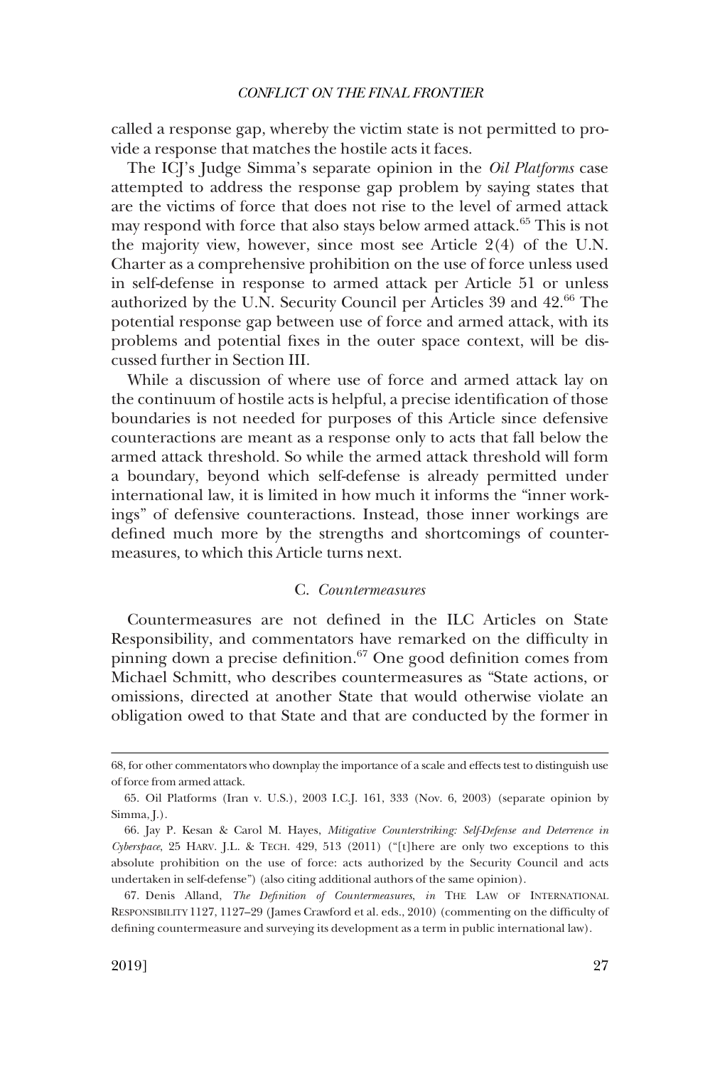called a response gap, whereby the victim state is not permitted to provide a response that matches the hostile acts it faces.

The ICJ's Judge Simma's separate opinion in the *Oil Platforms* case attempted to address the response gap problem by saying states that are the victims of force that does not rise to the level of armed attack may respond with force that also stays below armed attack.[65] This is not the majority view, however, since most see Article 2(4) of the U.N. Charter as a comprehensive prohibition on the use of force unless used in self-defense in response to armed attack per Article 51 or unless authorized by the U.N. Security Council per Articles 39 and 42.[66] The potential response gap between use of force and armed attack, with its problems and potential fixes in the outer space context, will be discussed further in Section III.

While a discussion of where use of force and armed attack lay on the continuum of hostile acts is helpful, a precise identification of those boundaries is not needed for purposes of this Article since defensive counteractions are meant as a response only to acts that fall below the armed attack threshold. So while the armed attack threshold will form a boundary, beyond which self-defense is already permitted under international law, it is limited in how much it informs the "inner workings" of defensive counteractions. Instead, those inner workings are defined much more by the strengths and shortcomings of countermeasures, to which this Article turns next.

### C. *Countermeasures*

Countermeasures are not defined in the ILC Articles on State Responsibility, and commentators have remarked on the difficulty in pinning down a precise definition.[67] One good definition comes from Michael Schmitt, who describes countermeasures as "State actions, or omissions, directed at another State that would otherwise violate an obligation owed to that State and that are conducted by the former in

---

68, for other commentators who downplay the importance of a scale and effects test to distinguish use of force from armed attack.

65. Oil Platforms (Iran v. U.S.), 2003 I.C.J. 161, 333 (Nov. 6, 2003) (separate opinion by Simma, J.).

66. Jay P. Kesan & Carol M. Hayes, *Mitigative Counterstriking: Self-Defense and Deterrence in Cyberspace*, 25 HARV. J.L. & TECH. 429, 513 (2011) ("[t]here are only two exceptions to this absolute prohibition on the use of force: acts authorized by the Security Council and acts undertaken in self-defense") (also citing additional authors of the same opinion).

67. Denis Alland, *The Definition of Countermeasures*, *in* THE LAW OF INTERNATIONAL RESPONSIBILITY 1127, 1127–29 (James Crawford et al. eds., 2010) (commenting on the difficulty of defining countermeasure and surveying its development as a term in public international law).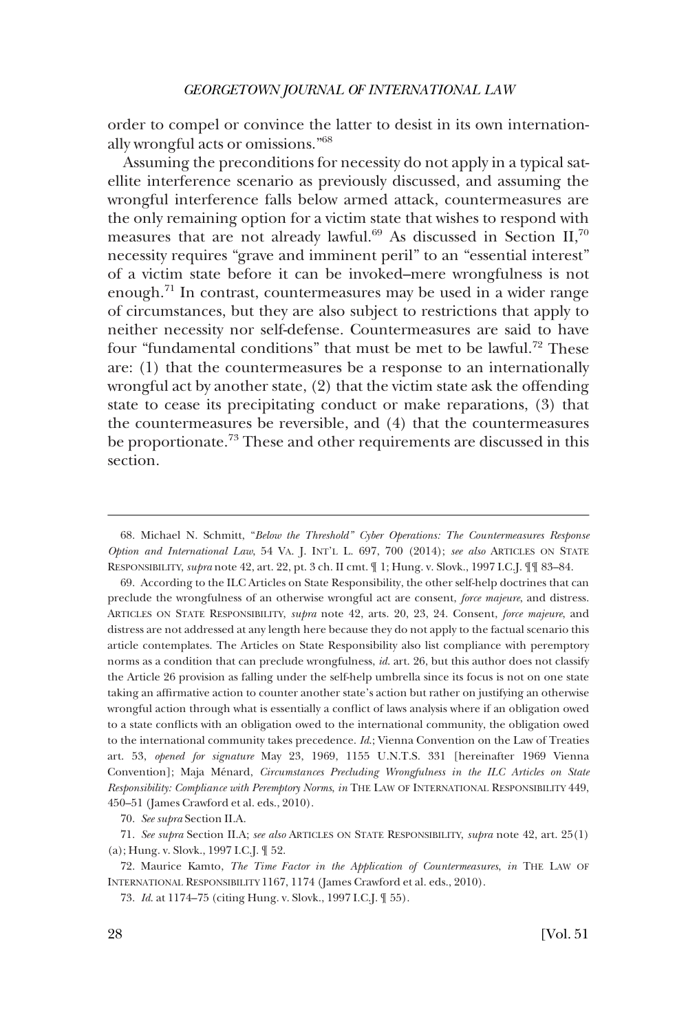order to compel or convince the latter to desist in its own internationally wrongful acts or omissions."[68]

Assuming the preconditions for necessity do not apply in a typical satellite interference scenario as previously discussed, and assuming the wrongful interference falls below armed attack, countermeasures are the only remaining option for a victim state that wishes to respond with measures that are not already lawful.[69] As discussed in Section II,[70] necessity requires "grave and imminent peril" to an "essential interest" of a victim state before it can be invoked–mere wrongfulness is not enough.[71] In contrast, countermeasures may be used in a wider range of circumstances, but they are also subject to restrictions that apply to neither necessity nor self-defense. Countermeasures are said to have four "fundamental conditions" that must be met to be lawful.[72] These are: (1) that the countermeasures be a response to an internationally wrongful act by another state, (2) that the victim state ask the offending state to cease its precipitating conduct or make reparations, (3) that the countermeasures be reversible, and (4) that the countermeasures be proportionate.[73] These and other requirements are discussed in this section.

---

68. Michael N. Schmitt, *"Below the Threshold" Cyber Operations: The Countermeasures Response Option and International Law*, 54 VA. J. INT'L L. 697, 700 (2014); *see also* ARTICLES ON STATE RESPONSIBILITY, *supra* note 42, art. 22, pt. 3 ch. II cmt. ¶ 1; Hung. v. Slovk., 1997 I.C.J. ¶¶ 83–84.

69. According to the ILC Articles on State Responsibility, the other self-help doctrines that can preclude the wrongfulness of an otherwise wrongful act are consent, *force majeure*, and distress. ARTICLES ON STATE RESPONSIBILITY, *supra* note 42, arts. 20, 23, 24. Consent, *force majeure*, and distress are not addressed at any length here because they do not apply to the factual scenario this article contemplates. The Articles on State Responsibility also list compliance with peremptory norms as a condition that can preclude wrongfulness, *id.* art. 26, but this author does not classify the Article 26 provision as falling under the self-help umbrella since its focus is not on one state taking an affirmative action to counter another state's action but rather on justifying an otherwise wrongful action through what is essentially a conflict of laws analysis where if an obligation owed to a state conflicts with an obligation owed to the international community, the obligation owed to the international community takes precedence. *Id.*; Vienna Convention on the Law of Treaties art. 53, *opened for signature* May 23, 1969, 1155 U.N.T.S. 331 [hereinafter 1969 Vienna Convention]; Maja Ménard, *Circumstances Precluding Wrongfulness in the ILC Articles on State Responsibility: Compliance with Peremptory Norms*, *in* THE LAW OF INTERNATIONAL RESPONSIBILITY 449, 450–51 (James Crawford et al. eds., 2010).

70. *See supra* Section II.A.

71. *See supra* Section II.A; *see also* ARTICLES ON STATE RESPONSIBILITY, *supra* note 42, art. 25(1)(a); Hung. v. Slovk., 1997 I.C.J. ¶ 52.

72. Maurice Kamto, *The Time Factor in the Application of Countermeasures*, *in* THE LAW OF INTERNATIONAL RESPONSIBILITY 1167, 1174 (James Crawford et al. eds., 2010).

73. *Id.* at 1174–75 (citing Hung. v. Slovk., 1997 I.C.J. ¶ 55).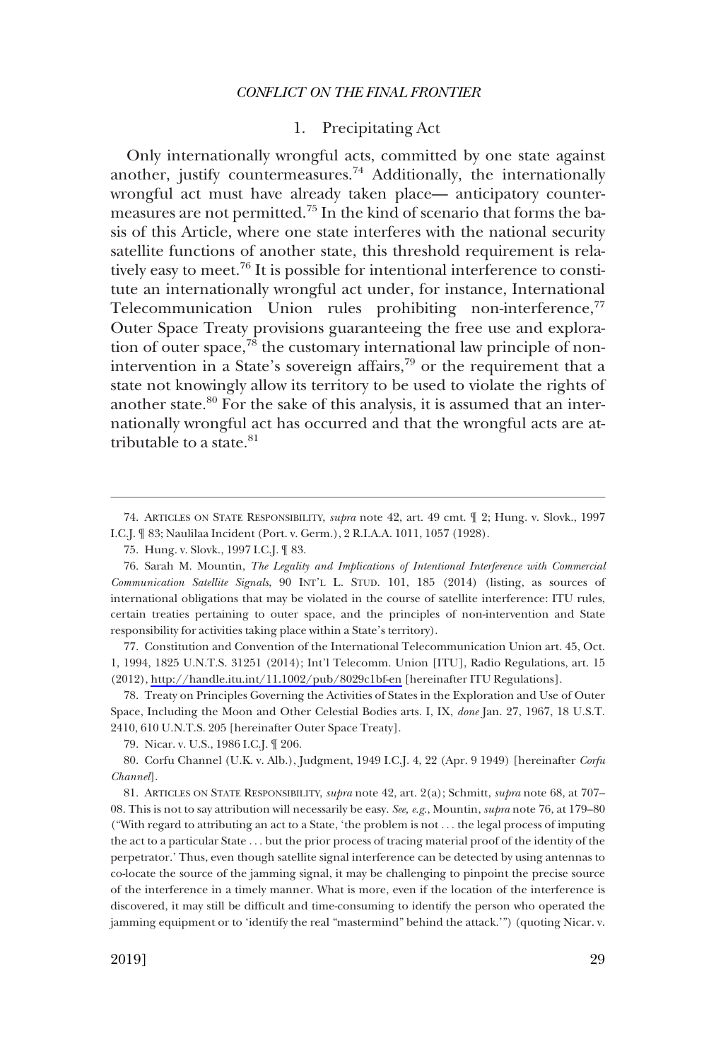### 1. Precipitating Act

Only internationally wrongful acts, committed by one state against another, justify countermeasures.[74] Additionally, the internationally wrongful act must have already taken place— anticipatory countermeasures are not permitted.[75] In the kind of scenario that forms the basis of this Article, where one state interferes with the national security satellite functions of another state, this threshold requirement is relatively easy to meet.[76] It is possible for intentional interference to constitute an internationally wrongful act under, for instance, International Telecommunication Union rules prohibiting non-interference,[77] Outer Space Treaty provisions guaranteeing the free use and exploration of outer space,[78] the customary international law principle of non-intervention in a State's sovereign affairs,[79] or the requirement that a state not knowingly allow its territory to be used to violate the rights of another state.[80] For the sake of this analysis, it is assumed that an internationally wrongful act has occurred and that the wrongful acts are attributable to a state.[81]

---

74. ARTICLES ON STATE RESPONSIBILITY, *supra* note 42, art. 49 cmt. ¶ 2; Hung. v. Slovk., 1997 I.C.J. ¶ 83; Naulilaa Incident (Port. v. Germ.), 2 R.I.A.A. 1011, 1057 (1928).

75. Hung. v. Slovk., 1997 I.C.J. ¶ 83.

76. Sarah M. Mountin, *The Legality and Implications of Intentional Interference with Commercial Communication Satellite Signals*, 90 INT'L L. STUD. 101, 185 (2014) (listing, as sources of international obligations that may be violated in the course of satellite interference: ITU rules, certain treaties pertaining to outer space, and the principles of non-intervention and State responsibility for activities taking place within a State's territory).

77. Constitution and Convention of the International Telecommunication Union art. 45, Oct. 1, 1994, 1825 U.N.T.S. 31251 (2014); Int'l Telecomm. Union [ITU], Radio Regulations, art. 15 (2012), http://handle.itu.int/11.1002/pub/8029c1bf-en [hereinafter ITU Regulations].

78. Treaty on Principles Governing the Activities of States in the Exploration and Use of Outer Space, Including the Moon and Other Celestial Bodies arts. I, IX, *done* Jan. 27, 1967, 18 U.S.T. 2410, 610 U.N.T.S. 205 [hereinafter Outer Space Treaty].

79. Nicar. v. U.S., 1986 I.C.J. ¶ 206.

80. Corfu Channel (U.K. v. Alb.), Judgment, 1949 I.C.J. 4, 22 (Apr. 9 1949) [hereinafter *Corfu Channel*].

81. ARTICLES ON STATE RESPONSIBILITY, *supra* note 42, art. 2(a); Schmitt, *supra* note 68, at 707–08. This is not to say attribution will necessarily be easy. *See, e.g.*, Mountin, *supra* note 76, at 179–80 ("With regard to attributing an act to a State, 'the problem is not . . . the legal process of imputing the act to a particular State . . . but the prior process of tracing material proof of the identity of the perpetrator.' Thus, even though satellite signal interference can be detected by using antennas to co-locate the source of the jamming signal, it may be challenging to pinpoint the precise source of the interference in a timely manner. What is more, even if the location of the interference is discovered, it may still be difficult and time-consuming to identify the person who operated the jamming equipment or to 'identify the real "mastermind" behind the attack.'") (quoting Nicar. v.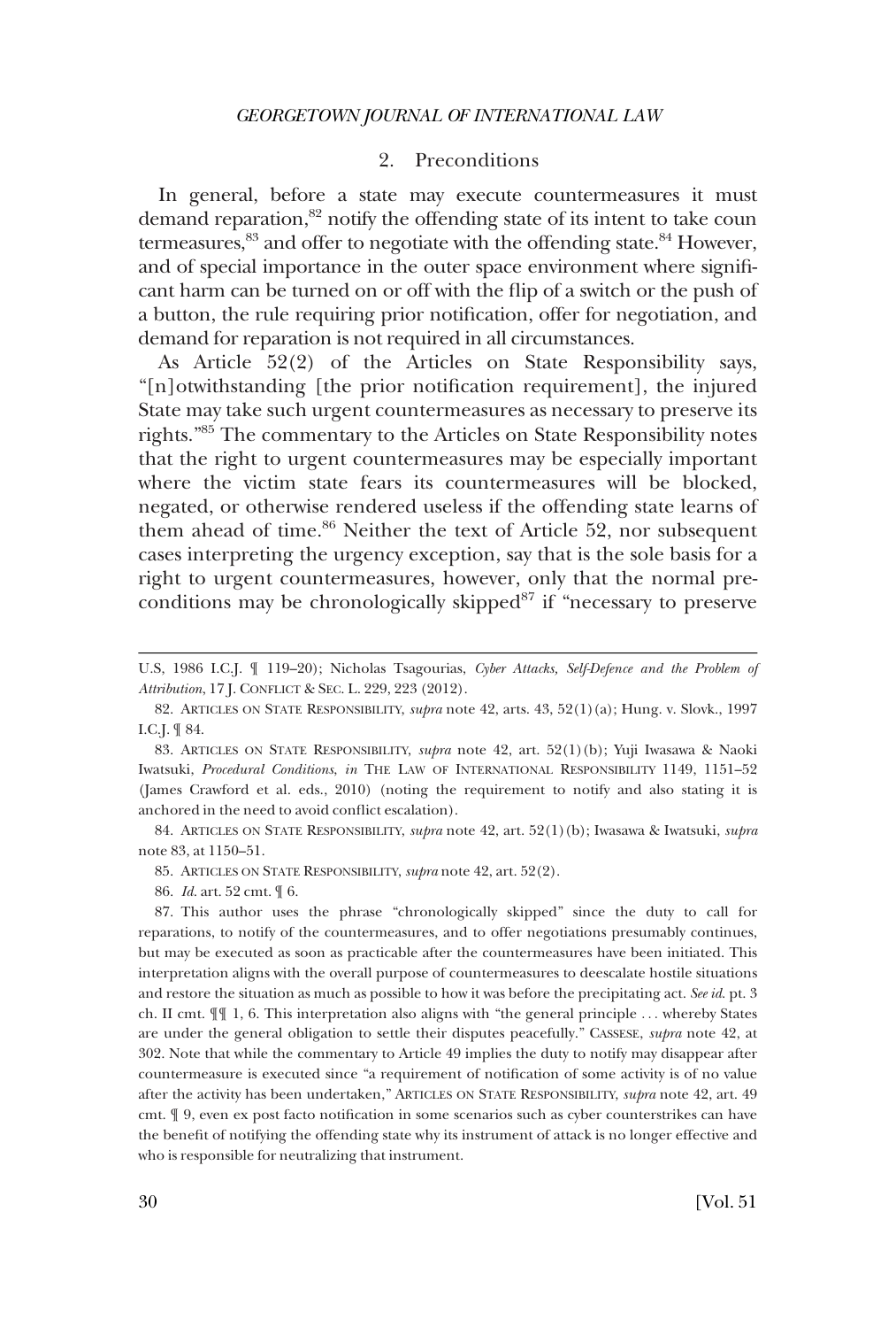### 2. Preconditions

In general, before a state may execute countermeasures it must demand reparation,[82] notify the offending state of its intent to take countermeasures,[83] and offer to negotiate with the offending state.[84] However, and of special importance in the outer space environment where significant harm can be turned on or off with the flip of a switch or the push of a button, the rule requiring prior notification, offer for negotiation, and demand for reparation is not required in all circumstances.

As Article 52(2) of the Articles on State Responsibility says, "[n]otwithstanding [the prior notification requirement], the injured State may take such urgent countermeasures as necessary to preserve its rights."[85] The commentary to the Articles on State Responsibility notes that the right to urgent countermeasures may be especially important where the victim state fears its countermeasures will be blocked, negated, or otherwise rendered useless if the offending state learns of them ahead of time.[86] Neither the text of Article 52, nor subsequent cases interpreting the urgency exception, say that is the sole basis for a right to urgent countermeasures, however, only that the normal preconditions may be chronologically skipped[87] if "necessary to preserve

---

U.S, 1986 I.C.J. ¶ 119–20); Nicholas Tsagourias, *Cyber Attacks, Self-Defence and the Problem of Attribution*, 17 J. CONFLICT & SEC. L. 229, 223 (2012).

82. ARTICLES ON STATE RESPONSIBILITY, *supra* note 42, arts. 43, 52(1)(a); Hung. v. Slovk., 1997 I.C.J. ¶ 84.

83. ARTICLES ON STATE RESPONSIBILITY, *supra* note 42, art. 52(1)(b); Yuji Iwasawa & Naoki Iwatsuki, *Procedural Conditions*, *in* THE LAW OF INTERNATIONAL RESPONSIBILITY 1149, 1151–52 (James Crawford et al. eds., 2010) (noting the requirement to notify and also stating it is anchored in the need to avoid conflict escalation).

84. ARTICLES ON STATE RESPONSIBILITY, *supra* note 42, art. 52(1)(b); Iwasawa & Iwatsuki, *supra* note 83, at 1150–51.

85. ARTICLES ON STATE RESPONSIBILITY, *supra* note 42, art. 52(2).

86. *Id.* art. 52 cmt. ¶ 6.

87. This author uses the phrase "chronologically skipped" since the duty to call for reparations, to notify of the countermeasures, and to offer negotiations presumably continues, but may be executed as soon as practicable after the countermeasures have been initiated. This interpretation aligns with the overall purpose of countermeasures to deescalate hostile situations and restore the situation as much as possible to how it was before the precipitating act. *See id.* pt. 3 ch. II cmt. ¶¶ 1, 6. This interpretation also aligns with "the general principle . . . whereby States are under the general obligation to settle their disputes peacefully." CASSESE, *supra* note 42, at 302. Note that while the commentary to Article 49 implies the duty to notify may disappear after countermeasure is executed since "a requirement of notification of some activity is of no value after the activity has been undertaken," ARTICLES ON STATE RESPONSIBILITY, *supra* note 42, art. 49 cmt. ¶ 9, even ex post facto notification in some scenarios such as cyber counterstrikes can have the benefit of notifying the offending state why its instrument of attack is no longer effective and who is responsible for neutralizing that instrument.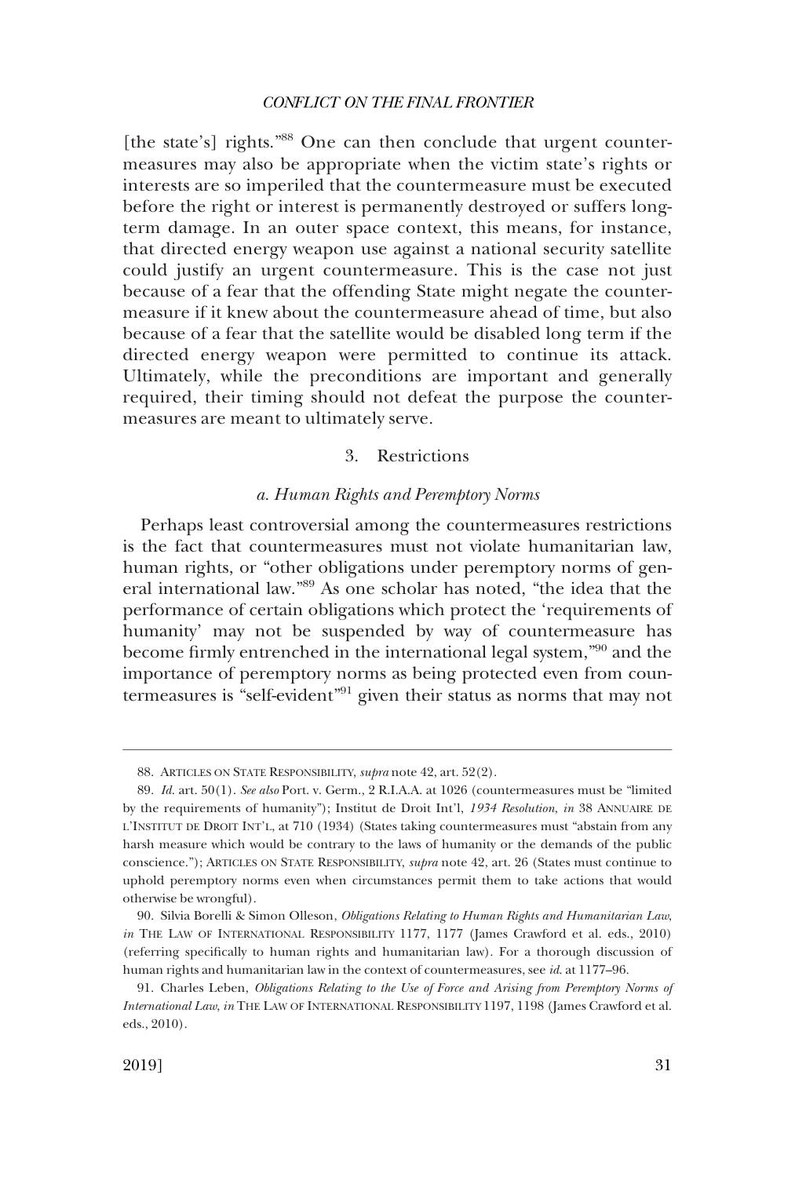[the state's] rights."[88] One can then conclude that urgent countermeasures may also be appropriate when the victim state's rights or interests are so imperiled that the countermeasure must be executed before the right or interest is permanently destroyed or suffers long-term damage. In an outer space context, this means, for instance, that directed energy weapon use against a national security satellite could justify an urgent countermeasure. This is the case not just because of a fear that the offending State might negate the countermeasure if it knew about the countermeasure ahead of time, but also because of a fear that the satellite would be disabled long term if the directed energy weapon were permitted to continue its attack. Ultimately, while the preconditions are important and generally required, their timing should not defeat the purpose the countermeasures are meant to ultimately serve.

### 3. Restrictions

#### *a. Human Rights and Peremptory Norms*

Perhaps least controversial among the countermeasures restrictions is the fact that countermeasures must not violate humanitarian law, human rights, or "other obligations under peremptory norms of general international law."[89] As one scholar has noted, "the idea that the performance of certain obligations which protect the 'requirements of humanity' may not be suspended by way of countermeasure has become firmly entrenched in the international legal system,"[90] and the importance of peremptory norms as being protected even from countermeasures is "self-evident"[91] given their status as norms that may not

---

88. ARTICLES ON STATE RESPONSIBILITY, *supra* note 42, art. 52(2).

89. *Id.* art. 50(1). *See also* Port. v. Germ., 2 R.I.A.A. at 1026 (countermeasures must be "limited by the requirements of humanity"); Institut de Droit Int'l, *1934 Resolution*, *in* 38 ANNUAIRE DE L'INSTITUT DE DROIT INT'L, at 710 (1934) (States taking countermeasures must "abstain from any harsh measure which would be contrary to the laws of humanity or the demands of the public conscience."); ARTICLES ON STATE RESPONSIBILITY, *supra* note 42, art. 26 (States must continue to uphold peremptory norms even when circumstances permit them to take actions that would otherwise be wrongful).

90. Silvia Borelli & Simon Olleson, *Obligations Relating to Human Rights and Humanitarian Law*, *in* THE LAW OF INTERNATIONAL RESPONSIBILITY 1177, 1177 (James Crawford et al. eds., 2010) (referring specifically to human rights and humanitarian law). For a thorough discussion of human rights and humanitarian law in the context of countermeasures, see *id.* at 1177–96.

91. Charles Leben, *Obligations Relating to the Use of Force and Arising from Peremptory Norms of International Law*, *in* THE LAW OF INTERNATIONAL RESPONSIBILITY 1197, 1198 (James Crawford et al. eds., 2010).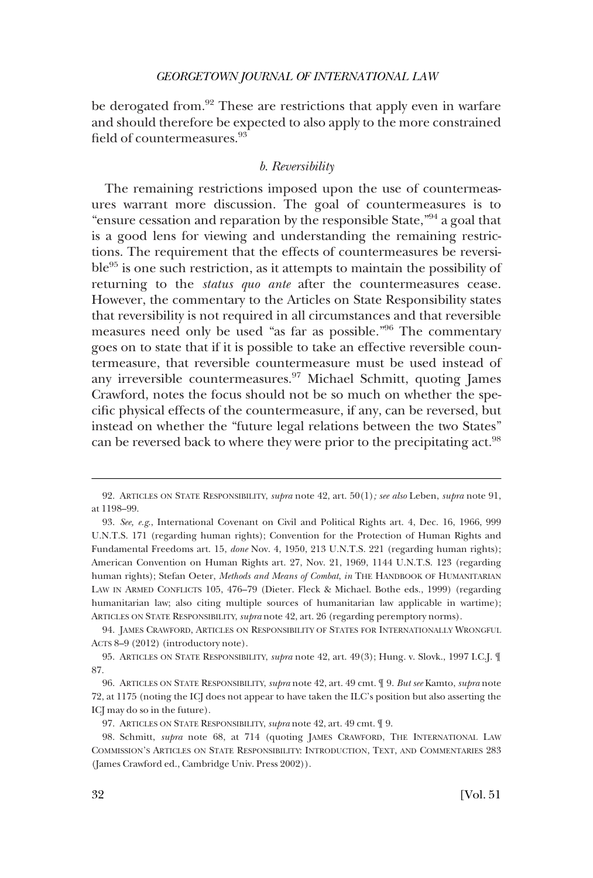be derogated from.[92] These are restrictions that apply even in warfare and should therefore be expected to also apply to the more constrained field of countermeasures.[93]

#### *b. Reversibility*

The remaining restrictions imposed upon the use of countermeasures warrant more discussion. The goal of countermeasures is to "ensure cessation and reparation by the responsible State,"[94] a goal that is a good lens for viewing and understanding the remaining restrictions. The requirement that the effects of countermeasures be reversible[95] is one such restriction, as it attempts to maintain the possibility of returning to the *status quo ante* after the countermeasures cease. However, the commentary to the Articles on State Responsibility states that reversibility is not required in all circumstances and that reversible measures need only be used "as far as possible."[96] The commentary goes on to state that if it is possible to take an effective reversible countermeasure, that reversible countermeasure must be used instead of any irreversible countermeasures.[97] Michael Schmitt, quoting James Crawford, notes the focus should not be so much on whether the specific physical effects of the countermeasure, if any, can be reversed, but instead on whether the "future legal relations between the two States" can be reversed back to where they were prior to the precipitating act.[98]

---

92. ARTICLES ON STATE RESPONSIBILITY, *supra* note 42, art. 50(1)*; see also* Leben, *supra* note 91, at 1198–99.

93. *See, e.g.*, International Covenant on Civil and Political Rights art. 4, Dec. 16, 1966, 999 U.N.T.S. 171 (regarding human rights); Convention for the Protection of Human Rights and Fundamental Freedoms art. 15, *done* Nov. 4, 1950, 213 U.N.T.S. 221 (regarding human rights); American Convention on Human Rights art. 27, Nov. 21, 1969, 1144 U.N.T.S. 123 (regarding human rights); Stefan Oeter, *Methods and Means of Combat*, *in* THE HANDBOOK OF HUMANITARIAN LAW IN ARMED CONFLICTS 105, 476–79 (Dieter. Fleck & Michael. Bothe eds., 1999) (regarding humanitarian law; also citing multiple sources of humanitarian law applicable in wartime); ARTICLES ON STATE RESPONSIBILITY, *supra* note 42, art. 26 (regarding peremptory norms).

94. JAMES CRAWFORD, ARTICLES ON RESPONSIBILITY OF STATES FOR INTERNATIONALLY WRONGFUL ACTS 8–9 (2012) (introductory note).

95. ARTICLES ON STATE RESPONSIBILITY, *supra* note 42, art. 49(3); Hung. v. Slovk., 1997 I.C.J. ¶ 87.

96. ARTICLES ON STATE RESPONSIBILITY, *supra* note 42, art. 49 cmt. ¶ 9. *But see* Kamto, *supra* note 72, at 1175 (noting the ICJ does not appear to have taken the ILC's position but also asserting the ICJ may do so in the future).

97. ARTICLES ON STATE RESPONSIBILITY, *supra* note 42, art. 49 cmt. ¶ 9.

98. Schmitt, *supra* note 68, at 714 (quoting JAMES CRAWFORD, THE INTERNATIONAL LAW COMMISSION'S ARTICLES ON STATE RESPONSIBILITY: INTRODUCTION, TEXT, AND COMMENTARIES 283 (James Crawford ed., Cambridge Univ. Press 2002)).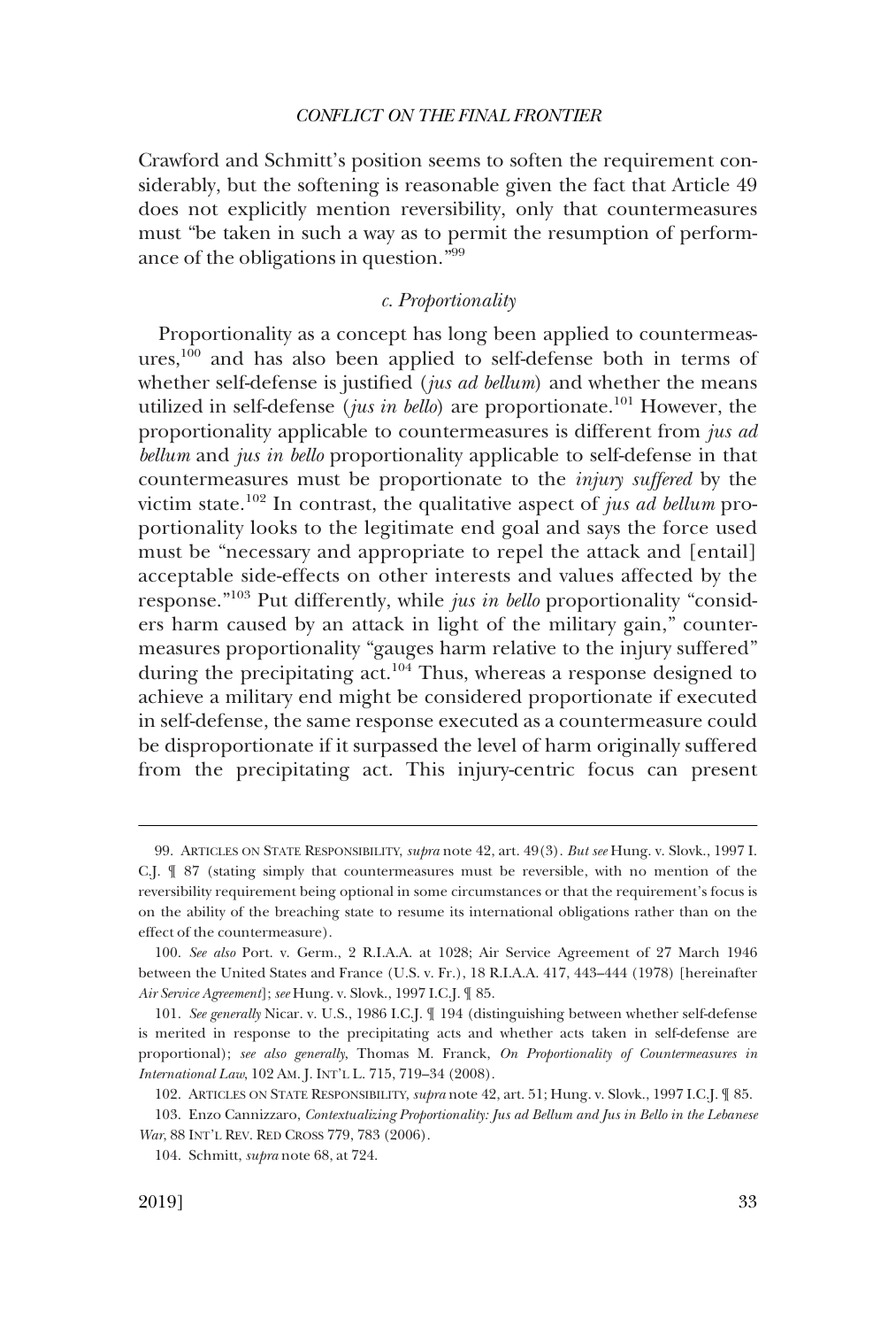Crawford and Schmitt's position seems to soften the requirement considerably, but the softening is reasonable given the fact that Article 49 does not explicitly mention reversibility, only that countermeasures must "be taken in such a way as to permit the resumption of performance of the obligations in question."[99]

### *c. Proportionality*

Proportionality as a concept has long been applied to countermeasures,[100] and has also been applied to self-defense both in terms of whether self-defense is justified (*jus ad bellum*) and whether the means utilized in self-defense (*jus in bello*) are proportionate.[101] However, the proportionality applicable to countermeasures is different from *jus ad bellum* and *jus in bello* proportionality applicable to self-defense in that countermeasures must be proportionate to the *injury suffered* by the victim state.[102] In contrast, the qualitative aspect of *jus ad bellum* proportionality looks to the legitimate end goal and says the force used must be "necessary and appropriate to repel the attack and [entail] acceptable side-effects on other interests and values affected by the response."[103] Put differently, while *jus in bello* proportionality "considers harm caused by an attack in light of the military gain," countermeasures proportionality "gauges harm relative to the injury suffered" during the precipitating act.[104] Thus, whereas a response designed to achieve a military end might be considered proportionate if executed in self-defense, the same response executed as a countermeasure could be disproportionate if it surpassed the level of harm originally suffered from the precipitating act. This injury-centric focus can present

---

99. ARTICLES ON STATE RESPONSIBILITY, *supra* note 42, art. 49(3). *But see* Hung. v. Slovk., 1997 I.C.J. ¶ 87 (stating simply that countermeasures must be reversible, with no mention of the reversibility requirement being optional in some circumstances or that the requirement's focus is on the ability of the breaching state to resume its international obligations rather than on the effect of the countermeasure).

100. *See also* Port. v. Germ., 2 R.I.A.A. at 1028; Air Service Agreement of 27 March 1946 between the United States and France (U.S. v. Fr.), 18 R.I.A.A. 417, 443–444 (1978) [hereinafter *Air Service Agreement*]; *see* Hung. v. Slovk., 1997 I.C.J. ¶ 85.

101. *See generally* Nicar. v. U.S., 1986 I.C.J. ¶ 194 (distinguishing between whether self-defense is merited in response to the precipitating acts and whether acts taken in self-defense are proportional); *see also generally*, Thomas M. Franck, *On Proportionality of Countermeasures in International Law*, 102 AM. J. INT'L L. 715, 719–34 (2008).

102. ARTICLES ON STATE RESPONSIBILITY, *supra* note 42, art. 51; Hung. v. Slovk., 1997 I.C.J. ¶ 85.

103. Enzo Cannizzaro, *Contextualizing Proportionality: Jus ad Bellum and Jus in Bello in the Lebanese War*, 88 INT'L REV. RED CROSS 779, 783 (2006).

104. Schmitt, *supra* note 68, at 724.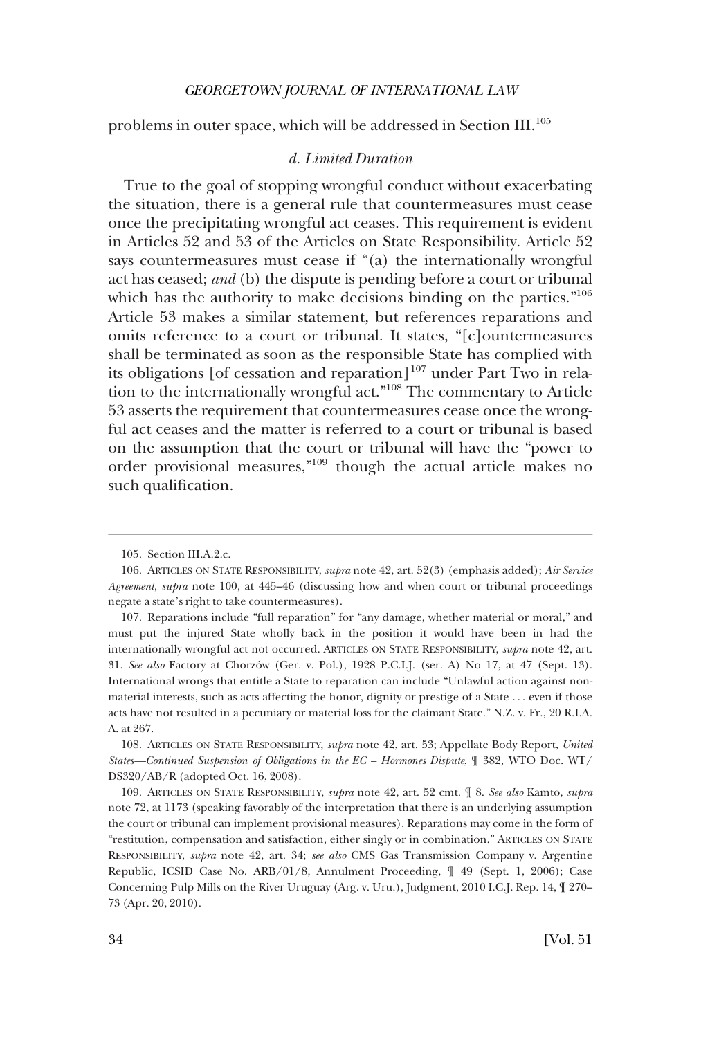problems in outer space, which will be addressed in Section III.[105]

### *d. Limited Duration*

True to the goal of stopping wrongful conduct without exacerbating the situation, there is a general rule that countermeasures must cease once the precipitating wrongful act ceases. This requirement is evident in Articles 52 and 53 of the Articles on State Responsibility. Article 52 says countermeasures must cease if "(a) the internationally wrongful act has ceased; *and* (b) the dispute is pending before a court or tribunal which has the authority to make decisions binding on the parties."[106] Article 53 makes a similar statement, but references reparations and omits reference to a court or tribunal. It states, "[c]ountermeasures shall be terminated as soon as the responsible State has complied with its obligations [of cessation and reparation][107] under Part Two in relation to the internationally wrongful act."[108] The commentary to Article 53 asserts the requirement that countermeasures cease once the wrongful act ceases and the matter is referred to a court or tribunal is based on the assumption that the court or tribunal will have the "power to order provisional measures,"[109] though the actual article makes no such qualification.

---

105. Section III.A.2.c.

106. ARTICLES ON STATE RESPONSIBILITY, *supra* note 42, art. 52(3) (emphasis added); *Air Service Agreement*, *supra* note 100, at 445–46 (discussing how and when court or tribunal proceedings negate a state's right to take countermeasures).

107. Reparations include "full reparation" for "any damage, whether material or moral," and must put the injured State wholly back in the position it would have been in had the internationally wrongful act not occurred. ARTICLES ON STATE RESPONSIBILITY, *supra* note 42, art. 31. *See also* Factory at Chorzów (Ger. v. Pol.), 1928 P.C.I.J. (ser. A) No 17, at 47 (Sept. 13). International wrongs that entitle a State to reparation can include "Unlawful action against non-material interests, such as acts affecting the honor, dignity or prestige of a State . . . even if those acts have not resulted in a pecuniary or material loss for the claimant State." N.Z. v. Fr., 20 R.I.A.A. at 267.

108. ARTICLES ON STATE RESPONSIBILITY, *supra* note 42, art. 53; Appellate Body Report, *United States—Continued Suspension of Obligations in the EC – Hormones Dispute*, ¶ 382, WTO Doc. WT/DS320/AB/R (adopted Oct. 16, 2008).

109. ARTICLES ON STATE RESPONSIBILITY, *supra* note 42, art. 52 cmt. ¶ 8. *See also* Kamto, *supra* note 72, at 1173 (speaking favorably of the interpretation that there is an underlying assumption the court or tribunal can implement provisional measures). Reparations may come in the form of "restitution, compensation and satisfaction, either singly or in combination." ARTICLES ON STATE RESPONSIBILITY, *supra* note 42, art. 34; *see also* CMS Gas Transmission Company v. Argentine Republic, ICSID Case No. ARB/01/8, Annulment Proceeding, ¶ 49 (Sept. 1, 2006); Case Concerning Pulp Mills on the River Uruguay (Arg. v. Uru.), Judgment, 2010 I.C.J. Rep. 14, ¶ 270–73 (Apr. 20, 2010).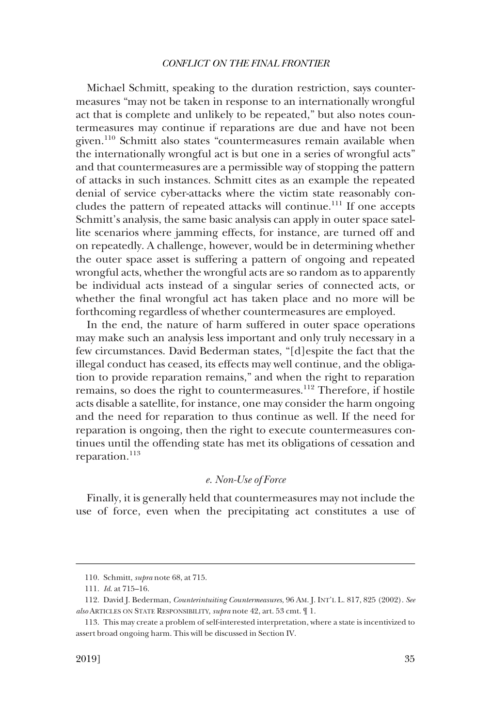Michael Schmitt, speaking to the duration restriction, says countermeasures "may not be taken in response to an internationally wrongful act that is complete and unlikely to be repeated," but also notes countermeasures may continue if reparations are due and have not been given.[110] Schmitt also states "countermeasures remain available when the internationally wrongful act is but one in a series of wrongful acts" and that countermeasures are a permissible way of stopping the pattern of attacks in such instances. Schmitt cites as an example the repeated denial of service cyber-attacks where the victim state reasonably concludes the pattern of repeated attacks will continue.[111] If one accepts Schmitt's analysis, the same basic analysis can apply in outer space satellite scenarios where jamming effects, for instance, are turned off and on repeatedly. A challenge, however, would be in determining whether the outer space asset is suffering a pattern of ongoing and repeated wrongful acts, whether the wrongful acts are so random as to apparently be individual acts instead of a singular series of connected acts, or whether the final wrongful act has taken place and no more will be forthcoming regardless of whether countermeasures are employed.

In the end, the nature of harm suffered in outer space operations may make such an analysis less important and only truly necessary in a few circumstances. David Bederman states, "[d]espite the fact that the illegal conduct has ceased, its effects may well continue, and the obligation to provide reparation remains," and when the right to reparation remains, so does the right to countermeasures.[112] Therefore, if hostile acts disable a satellite, for instance, one may consider the harm ongoing and the need for reparation to thus continue as well. If the need for reparation is ongoing, then the right to execute countermeasures continues until the offending state has met its obligations of cessation and reparation.[113]

### *e. Non-Use of Force*

Finally, it is generally held that countermeasures may not include the use of force, even when the precipitating act constitutes a use of

---

110. Schmitt, *supra* note 68, at 715.

111. *Id.* at 715–16.

112. David J. Bederman, *Counterintuiting Countermeasures*, 96 AM. J. INT'L L. 817, 825 (2002). *See also* ARTICLES ON STATE RESPONSIBILITY, *supra* note 42, art. 53 cmt. ¶ 1.

113. This may create a problem of self-interested interpretation, where a state is incentivized to assert broad ongoing harm. This will be discussed in Section IV.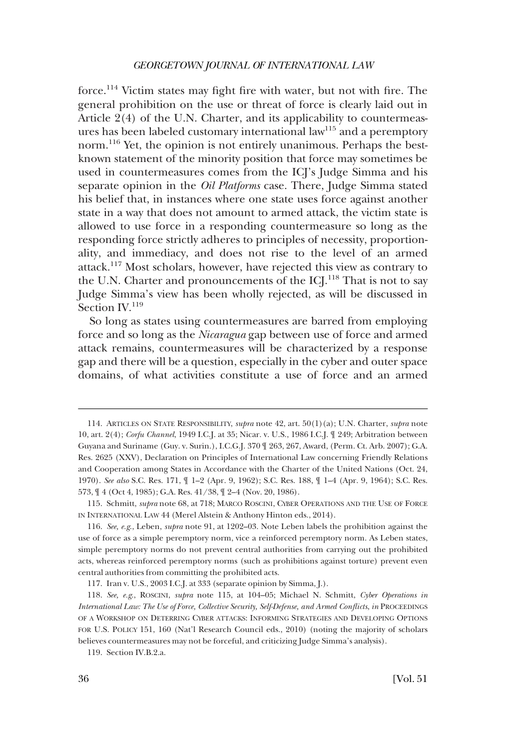force.[114] Victim states may fight fire with water, but not with fire. The general prohibition on the use or threat of force is clearly laid out in Article 2(4) of the U.N. Charter, and its applicability to countermeasures has been labeled customary international law[115] and a peremptory norm.[116] Yet, the opinion is not entirely unanimous. Perhaps the best-known statement of the minority position that force may sometimes be used in countermeasures comes from the ICJ's Judge Simma and his separate opinion in the *Oil Platforms* case. There, Judge Simma stated his belief that, in instances where one state uses force against another state in a way that does not amount to armed attack, the victim state is allowed to use force in a responding countermeasure so long as the responding force strictly adheres to principles of necessity, proportionality, and immediacy, and does not rise to the level of an armed attack.[117] Most scholars, however, have rejected this view as contrary to the U.N. Charter and pronouncements of the ICJ.[118] That is not to say Judge Simma's view has been wholly rejected, as will be discussed in Section IV.[119]

So long as states using countermeasures are barred from employing force and so long as the *Nicaragua* gap between use of force and armed attack remains, countermeasures will be characterized by a response gap and there will be a question, especially in the cyber and outer space domains, of what activities constitute a use of force and an armed

---

114. ARTICLES ON STATE RESPONSIBILITY, *supra* note 42, art. 50(1)(a); U.N. Charter, *supra* note 10, art. 2(4); *Corfu Channel*, 1949 I.C.J. at 35; Nicar. v. U.S., 1986 I.C.J. ¶ 249; Arbitration between Guyana and Suriname (Guy. v. Surin.), I.C.G.J. 370 ¶ 263, 267, Award, (Perm. Ct. Arb. 2007); G.A. Res. 2625 (XXV), Declaration on Principles of International Law concerning Friendly Relations and Cooperation among States in Accordance with the Charter of the United Nations (Oct. 24, 1970). *See also* S.C. Res. 171, ¶ 1–2 (Apr. 9, 1962); S.C. Res. 188, ¶ 1–4 (Apr. 9, 1964); S.C. Res. 573, ¶ 4 (Oct 4, 1985); G.A. Res. 41/38, ¶ 2–4 (Nov. 20, 1986).

115. Schmitt, *supra* note 68, at 718; MARCO ROSCINI, CYBER OPERATIONS AND THE USE OF FORCE IN INTERNATIONAL LAW 44 (Merel Alstein & Anthony Hinton eds., 2014).

116. *See, e.g.*, Leben, *supra* note 91, at 1202–03. Note Leben labels the prohibition against the use of force as a simple peremptory norm, vice a reinforced peremptory norm. As Leben states, simple peremptory norms do not prevent central authorities from carrying out the prohibited acts, whereas reinforced peremptory norms (such as prohibitions against torture) prevent even central authorities from committing the prohibited acts.

117. Iran v. U.S., 2003 I.C.J. at 333 (separate opinion by Simma, J.).

118. *See, e.g.*, ROSCINI, *supra* note 115, at 104–05; Michael N. Schmitt, *Cyber Operations in International Law: The Use of Force, Collective Security, Self-Defense, and Armed Conflicts*, *in* PROCEEDINGS OF A WORKSHOP ON DETERRING CYBER ATTACKS: INFORMING STRATEGIES AND DEVELOPING OPTIONS FOR U.S. POLICY 151, 160 (Nat'l Research Council eds., 2010) (noting the majority of scholars believes countermeasures may not be forceful, and criticizing Judge Simma's analysis).

119. Section IV.B.2.a.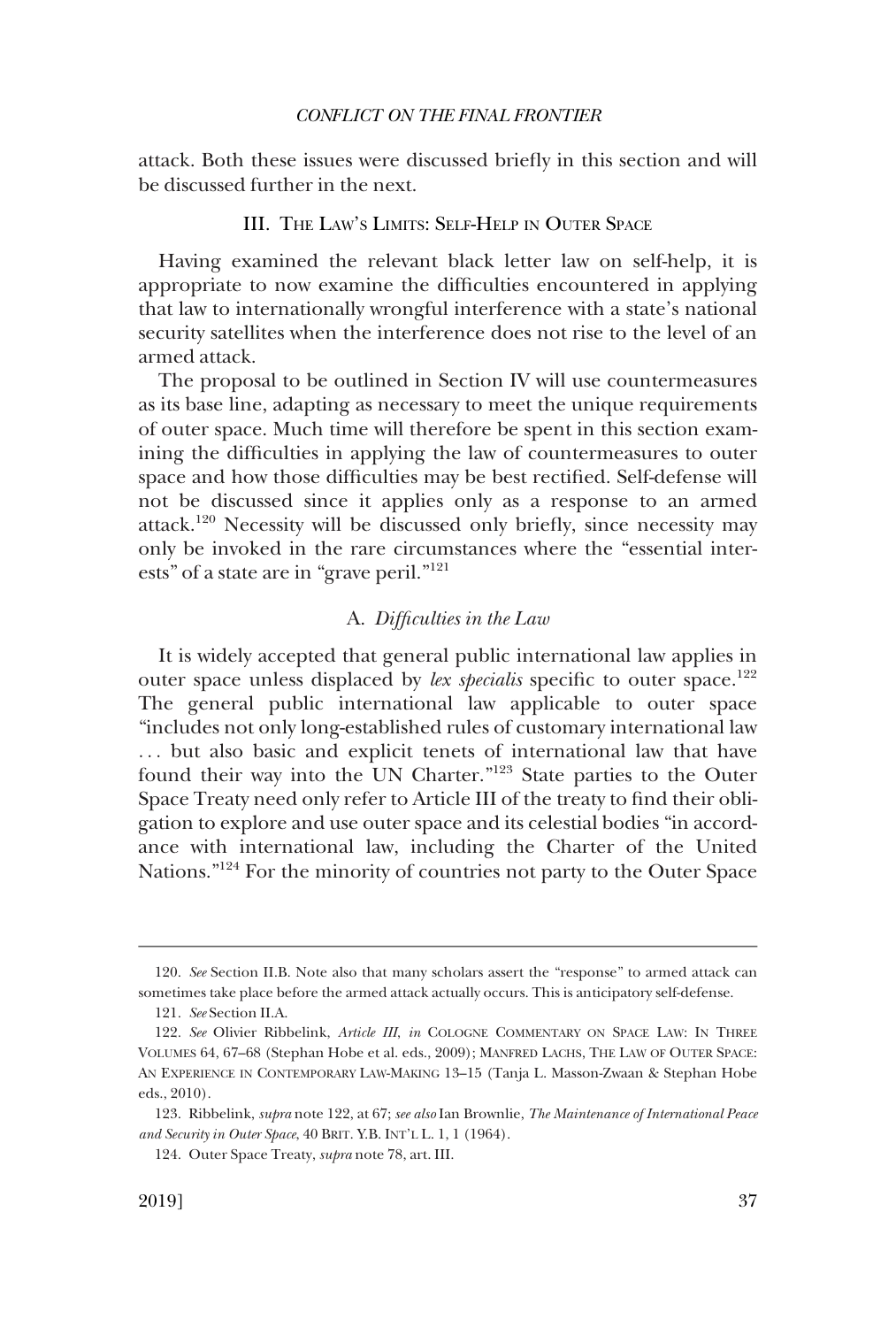attack. Both these issues were discussed briefly in this section and will be discussed further in the next.

## III. The Law's Limits: Self-Help in Outer Space

Having examined the relevant black letter law on self-help, it is appropriate to now examine the difficulties encountered in applying that law to internationally wrongful interference with a state's national security satellites when the interference does not rise to the level of an armed attack.

The proposal to be outlined in Section IV will use countermeasures as its base line, adapting as necessary to meet the unique requirements of outer space. Much time will therefore be spent in this section examining the difficulties in applying the law of countermeasures to outer space and how those difficulties may be best rectified. Self-defense will not be discussed since it applies only as a response to an armed attack.[120] Necessity will be discussed only briefly, since necessity may only be invoked in the rare circumstances where the "essential interests" of a state are in "grave peril."[121]

### A. *Difficulties in the Law*

It is widely accepted that general public international law applies in outer space unless displaced by *lex specialis* specific to outer space.[122] The general public international law applicable to outer space "includes not only long-established rules of customary international law . . . but also basic and explicit tenets of international law that have found their way into the UN Charter."[123] State parties to the Outer Space Treaty need only refer to Article III of the treaty to find their obligation to explore and use outer space and its celestial bodies "in accordance with international law, including the Charter of the United Nations."[124] For the minority of countries not party to the Outer Space

---

120. *See* Section II.B. Note also that many scholars assert the "response" to armed attack can sometimes take place before the armed attack actually occurs. This is anticipatory self-defense.

121. *See* Section II.A.

122. *See* Olivier Ribbelink, *Article III*, *in* Cologne Commentary on Space Law: In Three Volumes 64, 67–68 (Stephan Hobe et al. eds., 2009); Manfred Lachs, The Law of Outer Space: An Experience in Contemporary Law-Making 13–15 (Tanja L. Masson-Zwaan & Stephan Hobe eds., 2010).

123. Ribbelink, *supra* note 122, at 67; *see also* Ian Brownlie, *The Maintenance of International Peace and Security in Outer Space*, 40 Brit. Y.B. Int'l L. 1, 1 (1964).

124. Outer Space Treaty, *supra* note 78, art. III.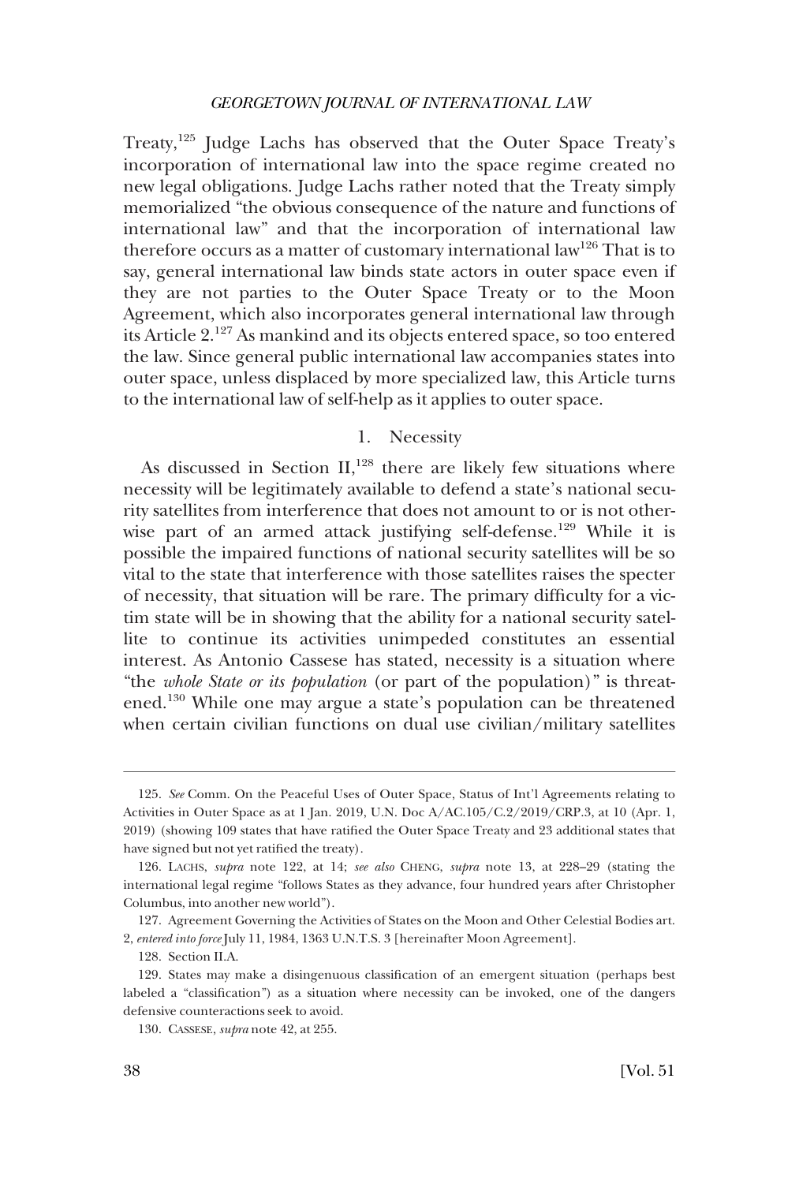Treaty,[125] Judge Lachs has observed that the Outer Space Treaty's incorporation of international law into the space regime created no new legal obligations. Judge Lachs rather noted that the Treaty simply memorialized "the obvious consequence of the nature and functions of international law" and that the incorporation of international law therefore occurs as a matter of customary international law[126] That is to say, general international law binds state actors in outer space even if they are not parties to the Outer Space Treaty or to the Moon Agreement, which also incorporates general international law through its Article 2.[127] As mankind and its objects entered space, so too entered the law. Since general public international law accompanies states into outer space, unless displaced by more specialized law, this Article turns to the international law of self-help as it applies to outer space.

### 1. Necessity

As discussed in Section II,[128] there are likely few situations where necessity will be legitimately available to defend a state's national security satellites from interference that does not amount to or is not otherwise part of an armed attack justifying self-defense.[129] While it is possible the impaired functions of national security satellites will be so vital to the state that interference with those satellites raises the specter of necessity, that situation will be rare. The primary difficulty for a victim state will be in showing that the ability for a national security satellite to continue its activities unimpeded constitutes an essential interest. As Antonio Cassese has stated, necessity is a situation where "the *whole State or its population* (or part of the population)" is threatened.[130] While one may argue a state's population can be threatened when certain civilian functions on dual use civilian/military satellites

---

125. *See* Comm. On the Peaceful Uses of Outer Space, Status of Int'l Agreements relating to Activities in Outer Space as at 1 Jan. 2019, U.N. Doc A/AC.105/C.2/2019/CRP.3, at 10 (Apr. 1, 2019) (showing 109 states that have ratified the Outer Space Treaty and 23 additional states that have signed but not yet ratified the treaty).

126. LACHS, *supra* note 122, at 14; *see also* CHENG, *supra* note 13, at 228–29 (stating the international legal regime "follows States as they advance, four hundred years after Christopher Columbus, into another new world").

127. Agreement Governing the Activities of States on the Moon and Other Celestial Bodies art. 2, *entered into force* July 11, 1984, 1363 U.N.T.S. 3 [hereinafter Moon Agreement].

128. Section II.A.

129. States may make a disingenuous classification of an emergent situation (perhaps best labeled a "classification") as a situation where necessity can be invoked, one of the dangers defensive counteractions seek to avoid.

130. CASSESE, *supra* note 42, at 255.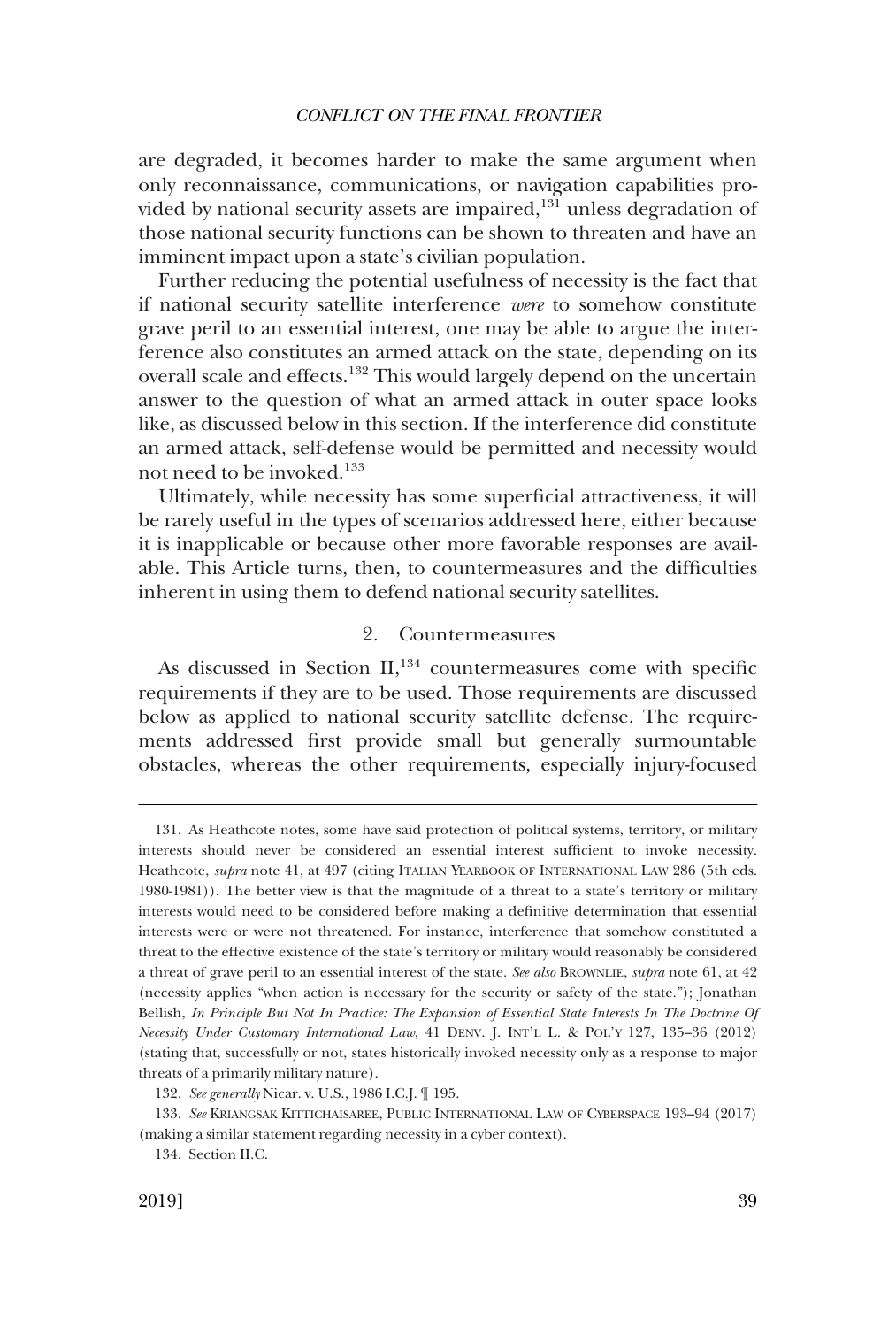are degraded, it becomes harder to make the same argument when only reconnaissance, communications, or navigation capabilities provided by national security assets are impaired,[131] unless degradation of those national security functions can be shown to threaten and have an imminent impact upon a state's civilian population.

Further reducing the potential usefulness of necessity is the fact that if national security satellite interference *were* to somehow constitute grave peril to an essential interest, one may be able to argue the interference also constitutes an armed attack on the state, depending on its overall scale and effects.[132] This would largely depend on the uncertain answer to the question of what an armed attack in outer space looks like, as discussed below in this section. If the interference did constitute an armed attack, self-defense would be permitted and necessity would not need to be invoked.[133]

Ultimately, while necessity has some superficial attractiveness, it will be rarely useful in the types of scenarios addressed here, either because it is inapplicable or because other more favorable responses are available. This Article turns, then, to countermeasures and the difficulties inherent in using them to defend national security satellites.

### 2. Countermeasures

As discussed in Section II,[134] countermeasures come with specific requirements if they are to be used. Those requirements are discussed below as applied to national security satellite defense. The requirements addressed first provide small but generally surmountable obstacles, whereas the other requirements, especially injury-focused

---

131. As Heathcote notes, some have said protection of political systems, territory, or military interests should never be considered an essential interest sufficient to invoke necessity. Heathcote, *supra* note 41, at 497 (citing ITALIAN YEARBOOK OF INTERNATIONAL LAW 286 (5th eds. 1980-1981)). The better view is that the magnitude of a threat to a state's territory or military interests would need to be considered before making a definitive determination that essential interests were or were not threatened. For instance, interference that somehow constituted a threat to the effective existence of the state's territory or military would reasonably be considered a threat of grave peril to an essential interest of the state. *See also* BROWNLIE, *supra* note 61, at 42 (necessity applies "when action is necessary for the security or safety of the state."); Jonathan Bellish, *In Principle But Not In Practice: The Expansion of Essential State Interests In The Doctrine Of Necessity Under Customary International Law*, 41 DENV. J. INT'L L. & POL'Y 127, 135–36 (2012) (stating that, successfully or not, states historically invoked necessity only as a response to major threats of a primarily military nature).

132. *See generally* Nicar. v. U.S., 1986 I.C.J. ¶ 195.

133. *See* KRIANGSAK KITTICHAISAREE, PUBLIC INTERNATIONAL LAW OF CYBERSPACE 193–94 (2017) (making a similar statement regarding necessity in a cyber context).

134. Section II.C.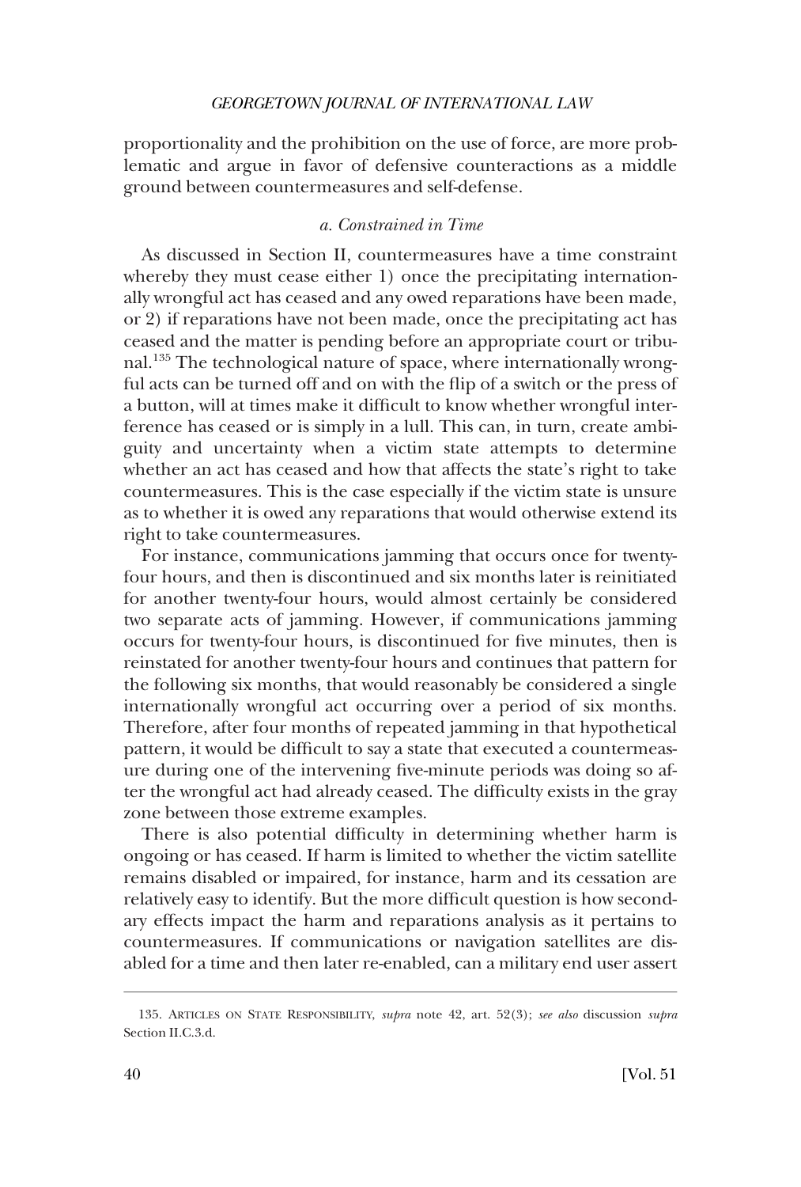proportionality and the prohibition on the use of force, are more problematic and argue in favor of defensive counteractions as a middle ground between countermeasures and self-defense.

#### *a. Constrained in Time*

As discussed in Section II, countermeasures have a time constraint whereby they must cease either 1) once the precipitating internationally wrongful act has ceased and any owed reparations have been made, or 2) if reparations have not been made, once the precipitating act has ceased and the matter is pending before an appropriate court or tribunal.[135] The technological nature of space, where internationally wrongful acts can be turned off and on with the flip of a switch or the press of a button, will at times make it difficult to know whether wrongful interference has ceased or is simply in a lull. This can, in turn, create ambiguity and uncertainty when a victim state attempts to determine whether an act has ceased and how that affects the state's right to take countermeasures. This is the case especially if the victim state is unsure as to whether it is owed any reparations that would otherwise extend its right to take countermeasures.

For instance, communications jamming that occurs once for twenty-four hours, and then is discontinued and six months later is reinitiated for another twenty-four hours, would almost certainly be considered two separate acts of jamming. However, if communications jamming occurs for twenty-four hours, is discontinued for five minutes, then is reinstated for another twenty-four hours and continues that pattern for the following six months, that would reasonably be considered a single internationally wrongful act occurring over a period of six months. Therefore, after four months of repeated jamming in that hypothetical pattern, it would be difficult to say a state that executed a countermeasure during one of the intervening five-minute periods was doing so after the wrongful act had already ceased. The difficulty exists in the gray zone between those extreme examples.

There is also potential difficulty in determining whether harm is ongoing or has ceased. If harm is limited to whether the victim satellite remains disabled or impaired, for instance, harm and its cessation are relatively easy to identify. But the more difficult question is how secondary effects impact the harm and reparations analysis as it pertains to countermeasures. If communications or navigation satellites are disabled for a time and then later re-enabled, can a military end user assert

---

135. ARTICLES ON STATE RESPONSIBILITY, *supra* note 42, art. 52(3); *see also* discussion *supra* Section II.C.3.d.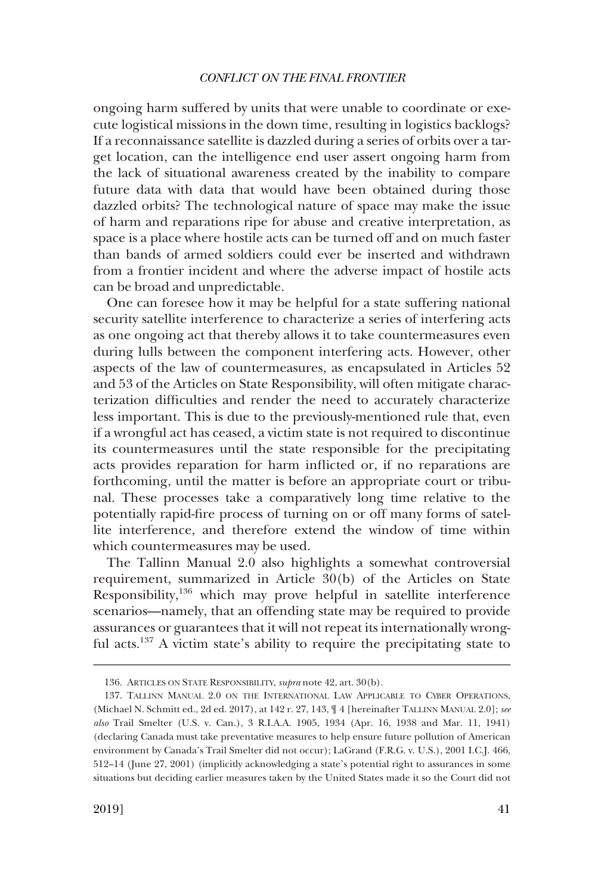ongoing harm suffered by units that were unable to coordinate or execute logistical missions in the down time, resulting in logistics backlogs? If a reconnaissance satellite is dazzled during a series of orbits over a target location, can the intelligence end user assert ongoing harm from the lack of situational awareness created by the inability to compare future data with data that would have been obtained during those dazzled orbits? The technological nature of space may make the issue of harm and reparations ripe for abuse and creative interpretation, as space is a place where hostile acts can be turned off and on much faster than bands of armed soldiers could ever be inserted and withdrawn from a frontier incident and where the adverse impact of hostile acts can be broad and unpredictable.

One can foresee how it may be helpful for a state suffering national security satellite interference to characterize a series of interfering acts as one ongoing act that thereby allows it to take countermeasures even during lulls between the component interfering acts. However, other aspects of the law of countermeasures, as encapsulated in Articles 52 and 53 of the Articles on State Responsibility, will often mitigate characterization difficulties and render the need to accurately characterize less important. This is due to the previously-mentioned rule that, even if a wrongful act has ceased, a victim state is not required to discontinue its countermeasures until the state responsible for the precipitating acts provides reparation for harm inflicted or, if no reparations are forthcoming, until the matter is before an appropriate court or tribunal. These processes take a comparatively long time relative to the potentially rapid-fire process of turning on or off many forms of satellite interference, and therefore extend the window of time within which countermeasures may be used.

The Tallinn Manual 2.0 also highlights a somewhat controversial requirement, summarized in Article 30(b) of the Articles on State Responsibility,[136] which may prove helpful in satellite interference scenarios—namely, that an offending state may be required to provide assurances or guarantees that it will not repeat its internationally wrongful acts.[137] A victim state's ability to require the precipitating state to

---

136. ARTICLES ON STATE RESPONSIBILITY, *supra* note 42, art. 30(b).

137. TALLINN MANUAL 2.0 ON THE INTERNATIONAL LAW APPLICABLE TO CYBER OPERATIONS, (Michael N. Schmitt ed., 2d ed. 2017), at 142 r. 27, 143, ¶ 4 [hereinafter TALLINN MANUAL 2.0]; *see also* Trail Smelter (U.S. v. Can.), 3 R.I.A.A. 1905, 1934 (Apr. 16, 1938 and Mar. 11, 1941) (declaring Canada must take preventative measures to help ensure future pollution of American environment by Canada's Trail Smelter did not occur); LaGrand (F.R.G. v. U.S.), 2001 I.C.J. 466, 512–14 (June 27, 2001) (implicitly acknowledging a state's potential right to assurances in some situations but deciding earlier measures taken by the United States made it so the Court did not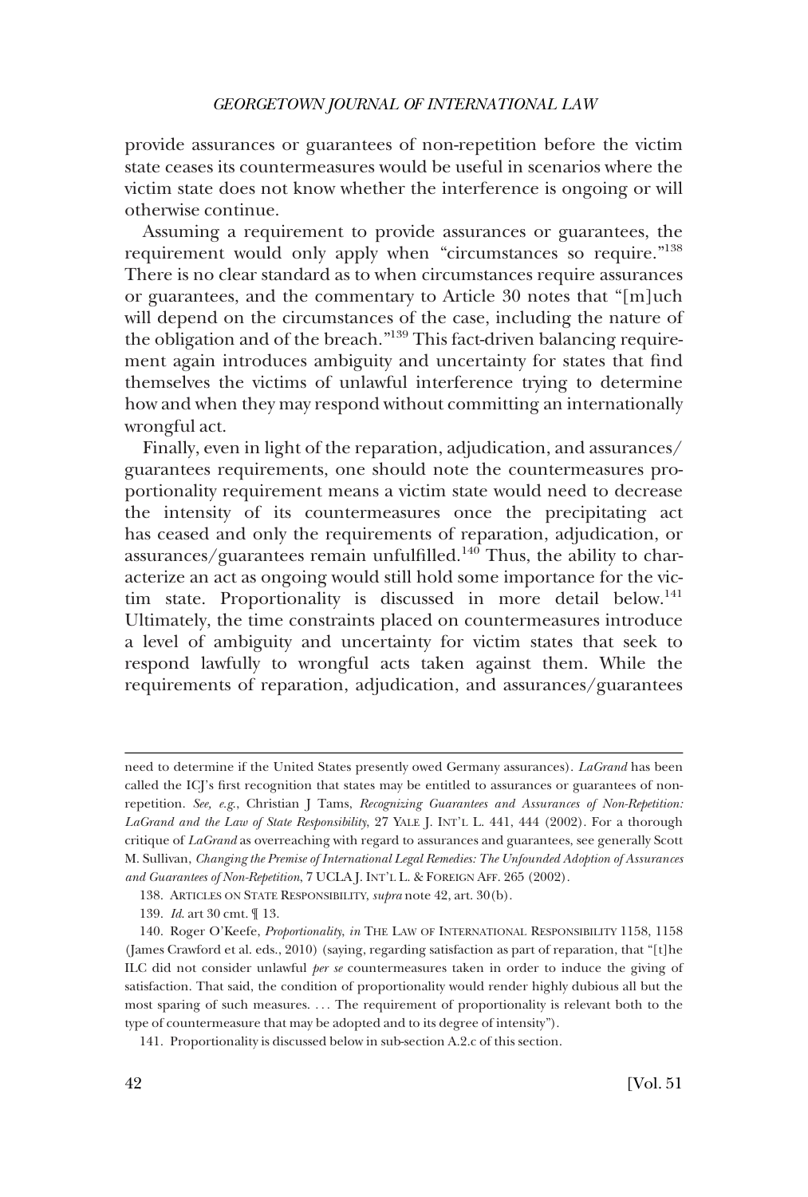provide assurances or guarantees of non-repetition before the victim state ceases its countermeasures would be useful in scenarios where the victim state does not know whether the interference is ongoing or will otherwise continue.

Assuming a requirement to provide assurances or guarantees, the requirement would only apply when "circumstances so require."[138] There is no clear standard as to when circumstances require assurances or guarantees, and the commentary to Article 30 notes that "[m]uch will depend on the circumstances of the case, including the nature of the obligation and of the breach."[139] This fact-driven balancing requirement again introduces ambiguity and uncertainty for states that find themselves the victims of unlawful interference trying to determine how and when they may respond without committing an internationally wrongful act.

Finally, even in light of the reparation, adjudication, and assurances/guarantees requirements, one should note the countermeasures proportionality requirement means a victim state would need to decrease the intensity of its countermeasures once the precipitating act has ceased and only the requirements of reparation, adjudication, or assurances/guarantees remain unfulfilled.[140] Thus, the ability to characterize an act as ongoing would still hold some importance for the victim state. Proportionality is discussed in more detail below.[141] Ultimately, the time constraints placed on countermeasures introduce a level of ambiguity and uncertainty for victim states that seek to respond lawfully to wrongful acts taken against them. While the requirements of reparation, adjudication, and assurances/guarantees

---

need to determine if the United States presently owed Germany assurances). *LaGrand* has been called the ICJ's first recognition that states may be entitled to assurances or guarantees of non-repetition. *See, e.g.*, Christian J Tams, *Recognizing Guarantees and Assurances of Non-Repetition: LaGrand and the Law of State Responsibility*, 27 YALE J. INT'L L. 441, 444 (2002). For a thorough critique of *LaGrand* as overreaching with regard to assurances and guarantees, see generally Scott M. Sullivan, *Changing the Premise of International Legal Remedies: The Unfounded Adoption of Assurances and Guarantees of Non-Repetition*, 7 UCLA J. INT'L L. & FOREIGN AFF. 265 (2002).

138. ARTICLES ON STATE RESPONSIBILITY, *supra* note 42, art. 30(b).

139. *Id*. art 30 cmt. ¶ 13.

140. Roger O'Keefe, *Proportionality*, *in* THE LAW OF INTERNATIONAL RESPONSIBILITY 1158, 1158 (James Crawford et al. eds., 2010) (saying, regarding satisfaction as part of reparation, that "[t]he ILC did not consider unlawful *per se* countermeasures taken in order to induce the giving of satisfaction. That said, the condition of proportionality would render highly dubious all but the most sparing of such measures. . . . The requirement of proportionality is relevant both to the type of countermeasure that may be adopted and to its degree of intensity").

141. Proportionality is discussed below in sub-section A.2.c of this section.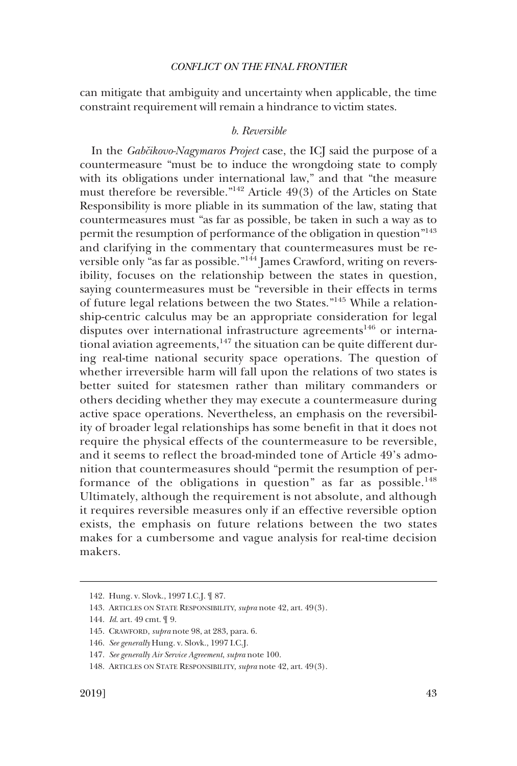can mitigate that ambiguity and uncertainty when applicable, the time constraint requirement will remain a hindrance to victim states.

#### *b. Reversible*

In the *Gabčikovo-Nagymaros Project* case, the ICJ said the purpose of a countermeasure "must be to induce the wrongdoing state to comply with its obligations under international law," and that "the measure must therefore be reversible."[142] Article 49(3) of the Articles on State Responsibility is more pliable in its summation of the law, stating that countermeasures must "as far as possible, be taken in such a way as to permit the resumption of performance of the obligation in question"[143] and clarifying in the commentary that countermeasures must be reversible only "as far as possible."[144] James Crawford, writing on reversibility, focuses on the relationship between the states in question, saying countermeasures must be "reversible in their effects in terms of future legal relations between the two States."[145] While a relationship-centric calculus may be an appropriate consideration for legal disputes over international infrastructure agreements[146] or international aviation agreements,[147] the situation can be quite different during real-time national security space operations. The question of whether irreversible harm will fall upon the relations of two states is better suited for statesmen rather than military commanders or others deciding whether they may execute a countermeasure during active space operations. Nevertheless, an emphasis on the reversibility of broader legal relationships has some benefit in that it does not require the physical effects of the countermeasure to be reversible, and it seems to reflect the broad-minded tone of Article 49's admonition that countermeasures should "permit the resumption of performance of the obligations in question" as far as possible.[148] Ultimately, although the requirement is not absolute, and although it requires reversible measures only if an effective reversible option exists, the emphasis on future relations between the two states makes for a cumbersome and vague analysis for real-time decision makers.

---

142. Hung. v. Slovk., 1997 I.C.J. ¶ 87.

143. ARTICLES ON STATE RESPONSIBILITY, *supra* note 42, art. 49(3).

144. *Id.* art. 49 cmt. ¶ 9.

145. CRAWFORD, *supra* note 98, at 283, para. 6.

146. *See generally* Hung. v. Slovk., 1997 I.C.J.

147. *See generally Air Service Agreement*, *supra* note 100.

148. ARTICLES ON STATE RESPONSIBILITY, *supra* note 42, art. 49(3).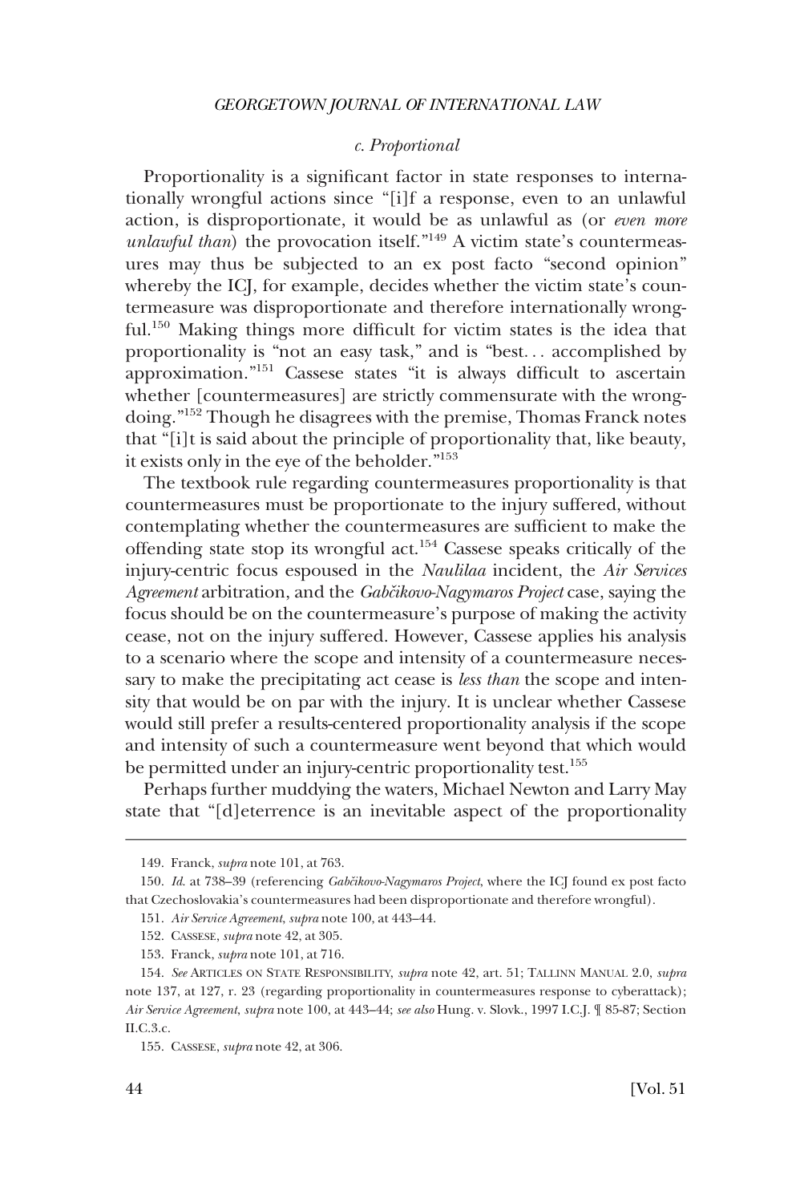#### c. Proportional

Proportionality is a significant factor in state responses to internationally wrongful actions since "[i]f a response, even to an unlawful action, is disproportionate, it would be as unlawful as (or *even more unlawful than*) the provocation itself."[149] A victim state's countermeasures may thus be subjected to an ex post facto "second opinion" whereby the ICJ, for example, decides whether the victim state's countermeasure was disproportionate and therefore internationally wrongful.[150] Making things more difficult for victim states is the idea that proportionality is "not an easy task," and is "best. . . accomplished by approximation."[151] Cassese states "it is always difficult to ascertain whether [countermeasures] are strictly commensurate with the wrongdoing."[152] Though he disagrees with the premise, Thomas Franck notes that "[i]t is said about the principle of proportionality that, like beauty, it exists only in the eye of the beholder."[153]

The textbook rule regarding countermeasures proportionality is that countermeasures must be proportionate to the injury suffered, without contemplating whether the countermeasures are sufficient to make the offending state stop its wrongful act.[154] Cassese speaks critically of the injury-centric focus espoused in the *Naulilaa* incident, the *Air Services Agreement* arbitration, and the *Gabčikovo-Nagymaros Project* case, saying the focus should be on the countermeasure's purpose of making the activity cease, not on the injury suffered. However, Cassese applies his analysis to a scenario where the scope and intensity of a countermeasure necessary to make the precipitating act cease is *less than* the scope and intensity that would be on par with the injury. It is unclear whether Cassese would still prefer a results-centered proportionality analysis if the scope and intensity of such a countermeasure went beyond that which would be permitted under an injury-centric proportionality test.[155]

Perhaps further muddying the waters, Michael Newton and Larry May state that "[d]eterrence is an inevitable aspect of the proportionality

---

149. Franck, *supra* note 101, at 763.

150. *Id.* at 738–39 (referencing *Gabčikovo-Nagymaros Project*, where the ICJ found ex post facto that Czechoslovakia's countermeasures had been disproportionate and therefore wrongful).

151. *Air Service Agreement*, *supra* note 100, at 443–44.

152. CASSESE, *supra* note 42, at 305.

153. Franck, *supra* note 101, at 716.

154. *See* ARTICLES ON STATE RESPONSIBILITY, *supra* note 42, art. 51; TALLINN MANUAL 2.0, *supra* note 137, at 127, r. 23 (regarding proportionality in countermeasures response to cyberattack); *Air Service Agreement*, *supra* note 100, at 443–44; *see also* Hung. v. Slovk., 1997 I.C.J. ¶ 85-87; Section II.C.3.c.

155. CASSESE, *supra* note 42, at 306.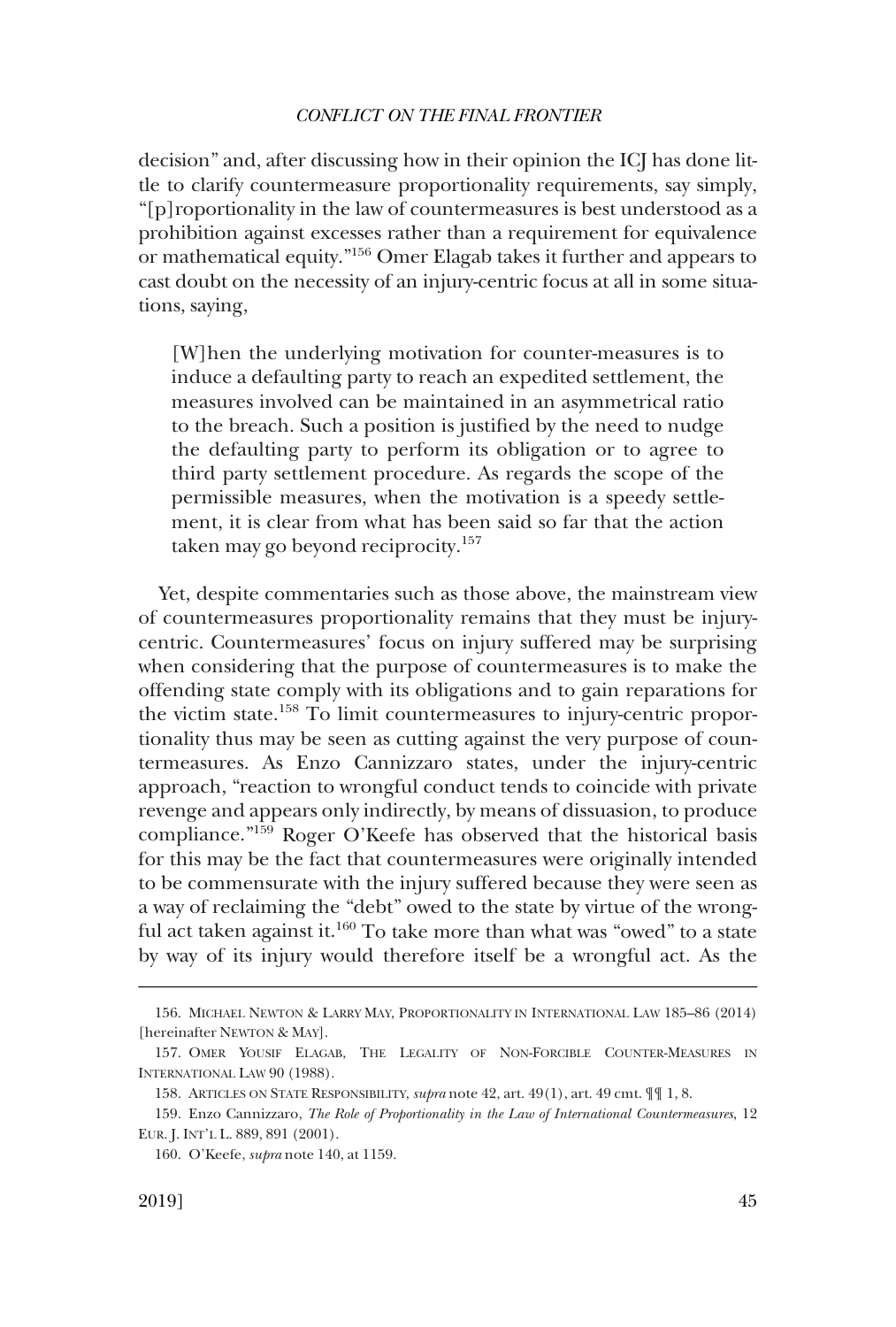decision" and, after discussing how in their opinion the ICJ has done little to clarify countermeasure proportionality requirements, say simply, "[p]roportionality in the law of countermeasures is best understood as a prohibition against excesses rather than a requirement for equivalence or mathematical equity."[156] Omer Elagab takes it further and appears to cast doubt on the necessity of an injury-centric focus at all in some situations, saying,

> [W]hen the underlying motivation for counter-measures is to induce a defaulting party to reach an expedited settlement, the measures involved can be maintained in an asymmetrical ratio to the breach. Such a position is justified by the need to nudge the defaulting party to perform its obligation or to agree to third party settlement procedure. As regards the scope of the permissible measures, when the motivation is a speedy settlement, it is clear from what has been said so far that the action taken may go beyond reciprocity.[157]

Yet, despite commentaries such as those above, the mainstream view of countermeasures proportionality remains that they must be injury-centric. Countermeasures' focus on injury suffered may be surprising when considering that the purpose of countermeasures is to make the offending state comply with its obligations and to gain reparations for the victim state.[158] To limit countermeasures to injury-centric proportionality thus may be seen as cutting against the very purpose of countermeasures. As Enzo Cannizzaro states, under the injury-centric approach, "reaction to wrongful conduct tends to coincide with private revenge and appears only indirectly, by means of dissuasion, to produce compliance."[159] Roger O'Keefe has observed that the historical basis for this may be the fact that countermeasures were originally intended to be commensurate with the injury suffered because they were seen as a way of reclaiming the "debt" owed to the state by virtue of the wrongful act taken against it.[160] To take more than what was "owed" to a state by way of its injury would therefore itself be a wrongful act. As the

---

156. MICHAEL NEWTON & LARRY MAY, PROPORTIONALITY IN INTERNATIONAL LAW 185–86 (2014) [hereinafter NEWTON & MAY].

157. OMER YOUSIF ELAGAB, THE LEGALITY OF NON-FORCIBLE COUNTER-MEASURES IN INTERNATIONAL LAW 90 (1988).

158. ARTICLES ON STATE RESPONSIBILITY, *supra* note 42, art. 49(1), art. 49 cmt. ¶¶ 1, 8.

159. Enzo Cannizzaro, *The Role of Proportionality in the Law of International Countermeasures*, 12 EUR. J. INT'L L. 889, 891 (2001).

160. O'Keefe, *supra* note 140, at 1159.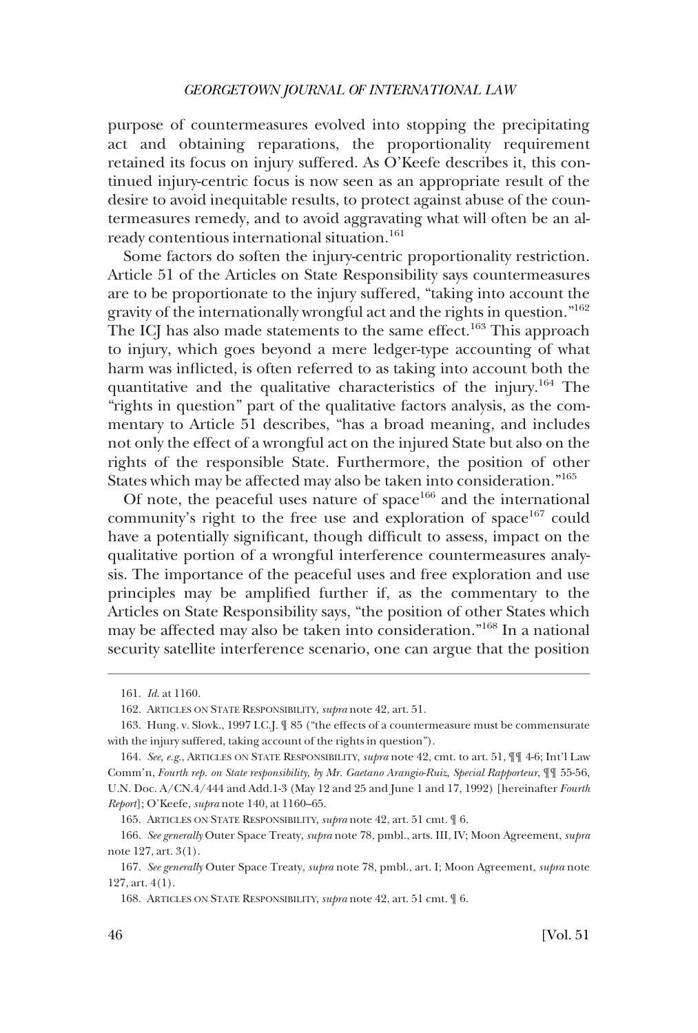purpose of countermeasures evolved into stopping the precipitating act and obtaining reparations, the proportionality requirement retained its focus on injury suffered. As O'Keefe describes it, this continued injury-centric focus is now seen as an appropriate result of the desire to avoid inequitable results, to protect against abuse of the countermeasures remedy, and to avoid aggravating what will often be an already contentious international situation.[161]

Some factors do soften the injury-centric proportionality restriction. Article 51 of the Articles on State Responsibility says countermeasures are to be proportionate to the injury suffered, "taking into account the gravity of the internationally wrongful act and the rights in question."[162] The ICJ has also made statements to the same effect.[163] This approach to injury, which goes beyond a mere ledger-type accounting of what harm was inflicted, is often referred to as taking into account both the quantitative and the qualitative characteristics of the injury.[164] The "rights in question" part of the qualitative factors analysis, as the commentary to Article 51 describes, "has a broad meaning, and includes not only the effect of a wrongful act on the injured State but also on the rights of the responsible State. Furthermore, the position of other States which may be affected may also be taken into consideration."[165]

Of note, the peaceful uses nature of space[166] and the international community's right to the free use and exploration of space[167] could have a potentially significant, though difficult to assess, impact on the qualitative portion of a wrongful interference countermeasures analysis. The importance of the peaceful uses and free exploration and use principles may be amplified further if, as the commentary to the Articles on State Responsibility says, "the position of other States which may be affected may also be taken into consideration."[168] In a national security satellite interference scenario, one can argue that the position

---

161. *Id.* at 1160.

162. ARTICLES ON STATE RESPONSIBILITY, *supra* note 42, art. 51.

163. Hung. v. Slovk., 1997 I.C.J. ¶ 85 ("the effects of a countermeasure must be commensurate with the injury suffered, taking account of the rights in question").

164. *See, e.g.*, ARTICLES ON STATE RESPONSIBILITY, *supra* note 42, cmt. to art. 51, ¶¶ 4-6; Int'l Law Comm'n, *Fourth rep. on State responsibility, by Mr. Gaetano Arangio-Ruiz, Special Rapporteur*, ¶¶ 55-56, U.N. Doc. A/CN.4/444 and Add.1-3 (May 12 and 25 and June 1 and 17, 1992) [hereinafter *Fourth Report*]; O'Keefe, *supra* note 140, at 1160–65.

165. ARTICLES ON STATE RESPONSIBILITY, *supra* note 42, art. 51 cmt. ¶ 6.

166. *See generally* Outer Space Treaty, *supra* note 78, pmbl., arts. III, IV; Moon Agreement, *supra* note 127, art. 3(1).

167. *See generally* Outer Space Treaty, *supra* note 78, pmbl., art. I; Moon Agreement, *supra* note 127, art. 4(1).

168. ARTICLES ON STATE RESPONSIBILITY, *supra* note 42, art. 51 cmt. ¶ 6.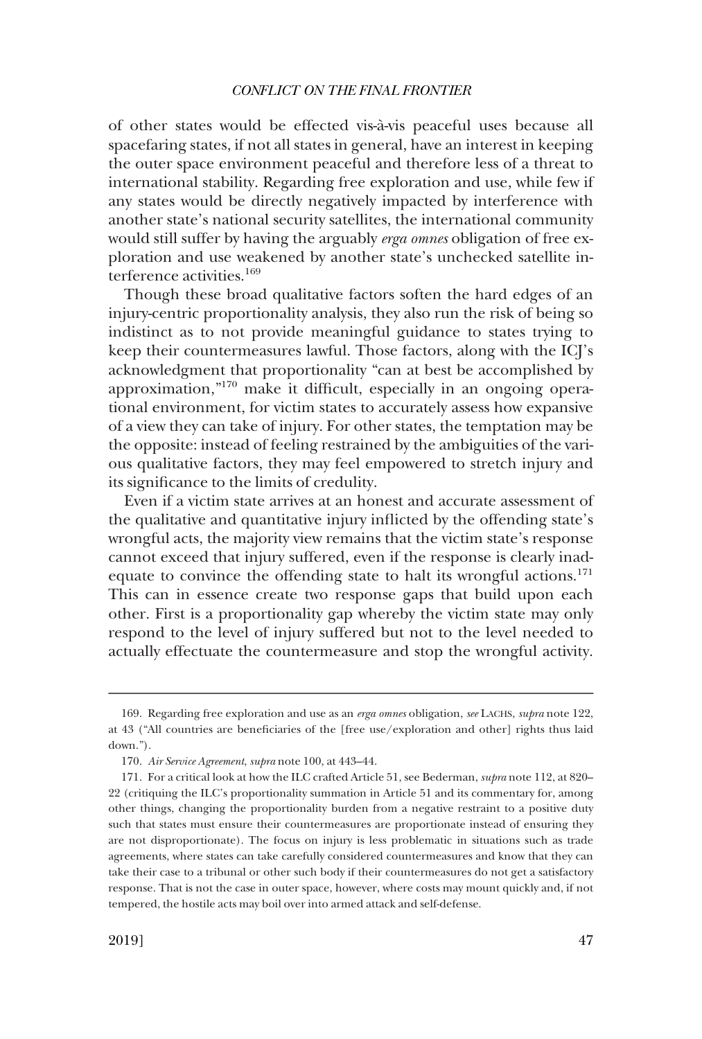of other states would be effected vis-à-vis peaceful uses because all spacefaring states, if not all states in general, have an interest in keeping the outer space environment peaceful and therefore less of a threat to international stability. Regarding free exploration and use, while few if any states would be directly negatively impacted by interference with another state's national security satellites, the international community would still suffer by having the arguably *erga omnes* obligation of free exploration and use weakened by another state's unchecked satellite interference activities.[169]

Though these broad qualitative factors soften the hard edges of an injury-centric proportionality analysis, they also run the risk of being so indistinct as to not provide meaningful guidance to states trying to keep their countermeasures lawful. Those factors, along with the ICJ's acknowledgment that proportionality "can at best be accomplished by approximation,"[170] make it difficult, especially in an ongoing operational environment, for victim states to accurately assess how expansive of a view they can take of injury. For other states, the temptation may be the opposite: instead of feeling restrained by the ambiguities of the various qualitative factors, they may feel empowered to stretch injury and its significance to the limits of credulity.

Even if a victim state arrives at an honest and accurate assessment of the qualitative and quantitative injury inflicted by the offending state's wrongful acts, the majority view remains that the victim state's response cannot exceed that injury suffered, even if the response is clearly inadequate to convince the offending state to halt its wrongful actions.[171] This can in essence create two response gaps that build upon each other. First is a proportionality gap whereby the victim state may only respond to the level of injury suffered but not to the level needed to actually effectuate the countermeasure and stop the wrongful activity.

---

169. Regarding free exploration and use as an *erga omnes* obligation, *see* LACHS, *supra* note 122, at 43 ("All countries are beneficiaries of the [free use/exploration and other] rights thus laid down.").

170. *Air Service Agreement*, *supra* note 100, at 443–44.

171. For a critical look at how the ILC crafted Article 51, see Bederman, *supra* note 112, at 820–22 (critiquing the ILC's proportionality summation in Article 51 and its commentary for, among other things, changing the proportionality burden from a negative restraint to a positive duty such that states must ensure their countermeasures are proportionate instead of ensuring they are not disproportionate). The focus on injury is less problematic in situations such as trade agreements, where states can take carefully considered countermeasures and know that they can take their case to a tribunal or other such body if their countermeasures do not get a satisfactory response. That is not the case in outer space, however, where costs may mount quickly and, if not tempered, the hostile acts may boil over into armed attack and self-defense.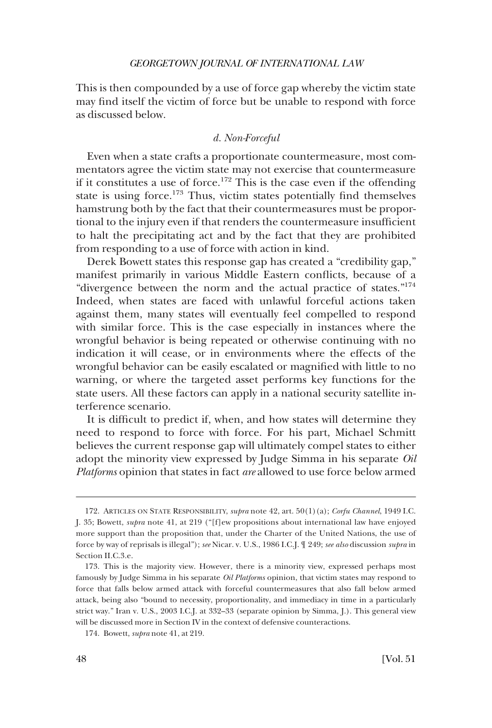This is then compounded by a use of force gap whereby the victim state may find itself the victim of force but be unable to respond with force as discussed below.

#### *d. Non-Forceful*

Even when a state crafts a proportionate countermeasure, most commentators agree the victim state may not exercise that countermeasure if it constitutes a use of force.[172] This is the case even if the offending state is using force.[173] Thus, victim states potentially find themselves hamstrung both by the fact that their countermeasures must be proportional to the injury even if that renders the countermeasure insufficient to halt the precipitating act and by the fact that they are prohibited from responding to a use of force with action in kind.

Derek Bowett states this response gap has created a "credibility gap," manifest primarily in various Middle Eastern conflicts, because of a "divergence between the norm and the actual practice of states."[174] Indeed, when states are faced with unlawful forceful actions taken against them, many states will eventually feel compelled to respond with similar force. This is the case especially in instances where the wrongful behavior is being repeated or otherwise continuing with no indication it will cease, or in environments where the effects of the wrongful behavior can be easily escalated or magnified with little to no warning, or where the targeted asset performs key functions for the state users. All these factors can apply in a national security satellite interference scenario.

It is difficult to predict if, when, and how states will determine they need to respond to force with force. For his part, Michael Schmitt believes the current response gap will ultimately compel states to either adopt the minority view expressed by Judge Simma in his separate *Oil Platforms* opinion that states in fact *are* allowed to use force below armed

---

172. ARTICLES ON STATE RESPONSIBILITY, *supra* note 42, art. 50(1)(a); *Corfu Channel*, 1949 I.C.J. 35; Bowett, *supra* note 41, at 219 ("[f]ew propositions about international law have enjoyed more support than the proposition that, under the Charter of the United Nations, the use of force by way of reprisals is illegal"); *see* Nicar. v. U.S., 1986 I.C.J. ¶ 249; *see also* discussion *supra* in Section II.C.3.e.

173. This is the majority view. However, there is a minority view, expressed perhaps most famously by Judge Simma in his separate *Oil Platforms* opinion, that victim states may respond to force that falls below armed attack with forceful countermeasures that also fall below armed attack, being also "bound to necessity, proportionality, and immediacy in time in a particularly strict way." Iran v. U.S., 2003 I.C.J. at 332–33 (separate opinion by Simma, J.). This general view will be discussed more in Section IV in the context of defensive counteractions.

174. Bowett, *supra* note 41, at 219.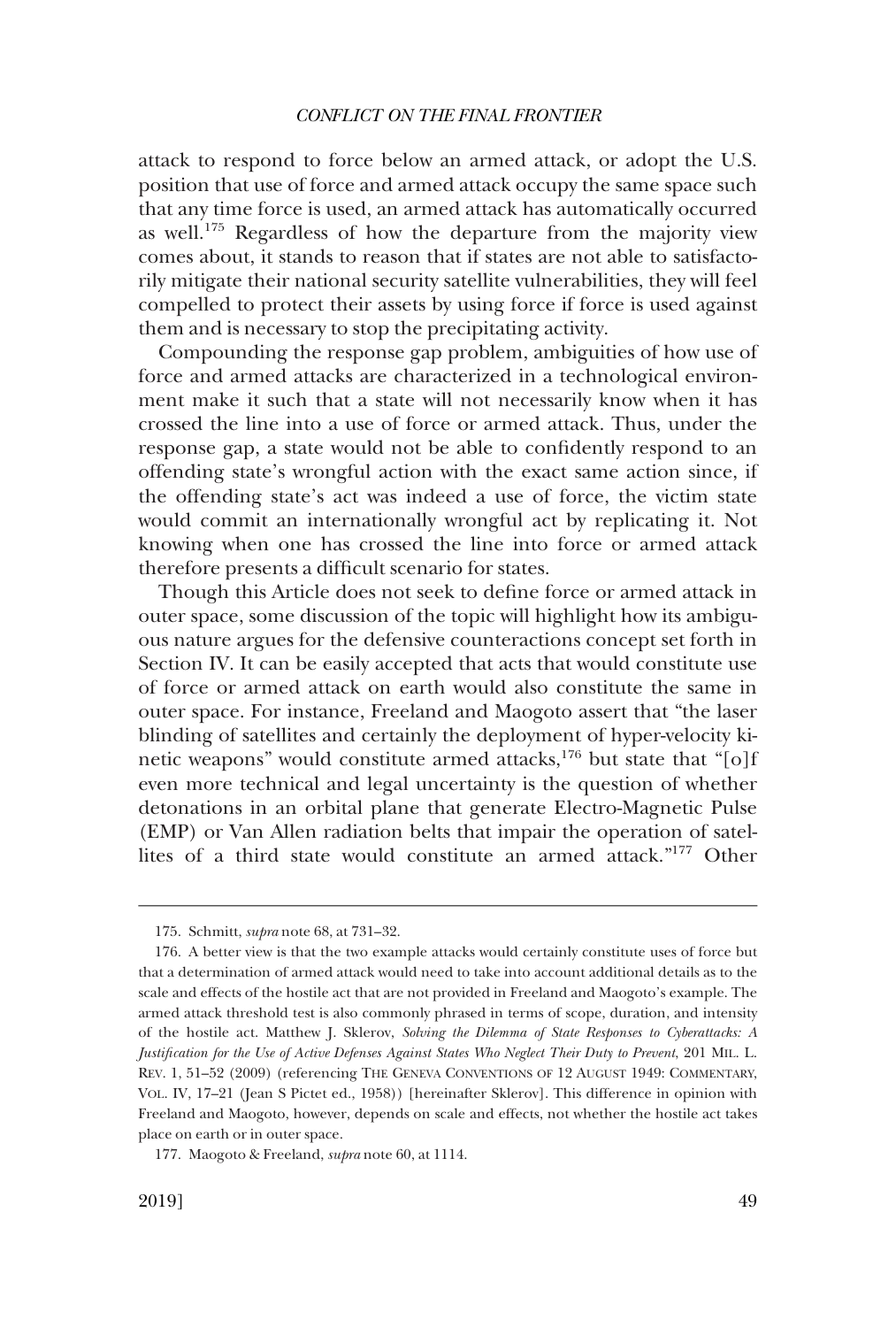attack to respond to force below an armed attack, or adopt the U.S. position that use of force and armed attack occupy the same space such that any time force is used, an armed attack has automatically occurred as well.[175] Regardless of how the departure from the majority view comes about, it stands to reason that if states are not able to satisfactorily mitigate their national security satellite vulnerabilities, they will feel compelled to protect their assets by using force if force is used against them and is necessary to stop the precipitating activity.

Compounding the response gap problem, ambiguities of how use of force and armed attacks are characterized in a technological environment make it such that a state will not necessarily know when it has crossed the line into a use of force or armed attack. Thus, under the response gap, a state would not be able to confidently respond to an offending state's wrongful action with the exact same action since, if the offending state's act was indeed a use of force, the victim state would commit an internationally wrongful act by replicating it. Not knowing when one has crossed the line into force or armed attack therefore presents a difficult scenario for states.

Though this Article does not seek to define force or armed attack in outer space, some discussion of the topic will highlight how its ambiguous nature argues for the defensive counteractions concept set forth in Section IV. It can be easily accepted that acts that would constitute use of force or armed attack on earth would also constitute the same in outer space. For instance, Freeland and Maogoto assert that "the laser blinding of satellites and certainly the deployment of hyper-velocity kinetic weapons" would constitute armed attacks,[176] but state that "[o]f even more technical and legal uncertainty is the question of whether detonations in an orbital plane that generate Electro-Magnetic Pulse (EMP) or Van Allen radiation belts that impair the operation of satellites of a third state would constitute an armed attack."[177] Other

---

175. Schmitt, *supra* note 68, at 731–32.

176. A better view is that the two example attacks would certainly constitute uses of force but that a determination of armed attack would need to take into account additional details as to the scale and effects of the hostile act that are not provided in Freeland and Maogoto's example. The armed attack threshold test is also commonly phrased in terms of scope, duration, and intensity of the hostile act. Matthew J. Sklerov, *Solving the Dilemma of State Responses to Cyberattacks: A Justification for the Use of Active Defenses Against States Who Neglect Their Duty to Prevent*, 201 MIL. L. REV. 1, 51–52 (2009) (referencing THE GENEVA CONVENTIONS OF 12 AUGUST 1949: COMMENTARY, VOL. IV, 17–21 (Jean S Pictet ed., 1958)) [hereinafter Sklerov]. This difference in opinion with Freeland and Maogoto, however, depends on scale and effects, not whether the hostile act takes place on earth or in outer space.

177. Maogoto & Freeland, *supra* note 60, at 1114.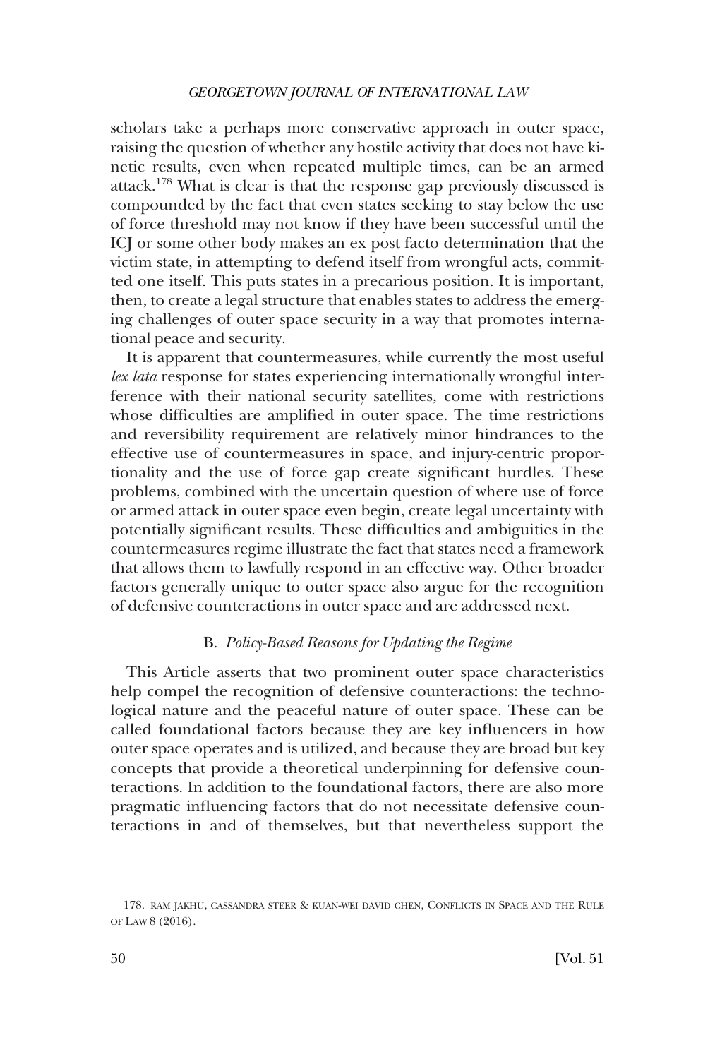scholars take a perhaps more conservative approach in outer space, raising the question of whether any hostile activity that does not have kinetic results, even when repeated multiple times, can be an armed attack.[178] What is clear is that the response gap previously discussed is compounded by the fact that even states seeking to stay below the use of force threshold may not know if they have been successful until the ICJ or some other body makes an ex post facto determination that the victim state, in attempting to defend itself from wrongful acts, committed one itself. This puts states in a precarious position. It is important, then, to create a legal structure that enables states to address the emerging challenges of outer space security in a way that promotes international peace and security.

It is apparent that countermeasures, while currently the most useful *lex lata* response for states experiencing internationally wrongful interference with their national security satellites, come with restrictions whose difficulties are amplified in outer space. The time restrictions and reversibility requirement are relatively minor hindrances to the effective use of countermeasures in space, and injury-centric proportionality and the use of force gap create significant hurdles. These problems, combined with the uncertain question of where use of force or armed attack in outer space even begin, create legal uncertainty with potentially significant results. These difficulties and ambiguities in the countermeasures regime illustrate the fact that states need a framework that allows them to lawfully respond in an effective way. Other broader factors generally unique to outer space also argue for the recognition of defensive counteractions in outer space and are addressed next.

### B. *Policy-Based Reasons for Updating the Regime*

This Article asserts that two prominent outer space characteristics help compel the recognition of defensive counteractions: the technological nature and the peaceful nature of outer space. These can be called foundational factors because they are key influencers in how outer space operates and is utilized, and because they are broad but key concepts that provide a theoretical underpinning for defensive counteractions. In addition to the foundational factors, there are also more pragmatic influencing factors that do not necessitate defensive counteractions in and of themselves, but that nevertheless support the

---

178. RAM JAKHU, CASSANDRA STEER & KUAN-WEI DAVID CHEN, CONFLICTS IN SPACE AND THE RULE OF LAW 8 (2016).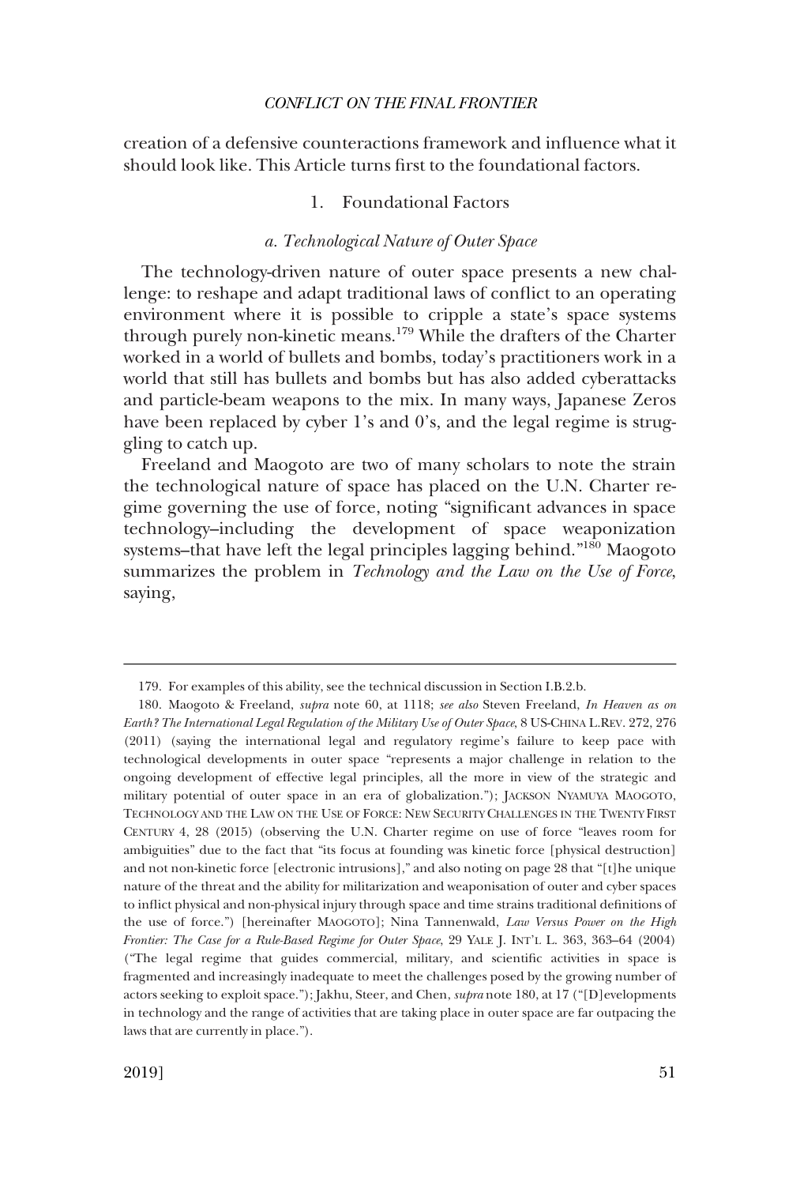creation of a defensive counteractions framework and influence what it should look like. This Article turns first to the foundational factors.

### 1. Foundational Factors

#### *a. Technological Nature of Outer Space*

The technology-driven nature of outer space presents a new challenge: to reshape and adapt traditional laws of conflict to an operating environment where it is possible to cripple a state's space systems through purely non-kinetic means.[179] While the drafters of the Charter worked in a world of bullets and bombs, today's practitioners work in a world that still has bullets and bombs but has also added cyberattacks and particle-beam weapons to the mix. In many ways, Japanese Zeros have been replaced by cyber 1's and 0's, and the legal regime is struggling to catch up.

Freeland and Maogoto are two of many scholars to note the strain the technological nature of space has placed on the U.N. Charter regime governing the use of force, noting "significant advances in space technology–including the development of space weaponization systems–that have left the legal principles lagging behind."[180] Maogoto summarizes the problem in *Technology and the Law on the Use of Force*, saying,

---

179. For examples of this ability, see the technical discussion in Section I.B.2.b.

180. Maogoto & Freeland, *supra* note 60, at 1118; *see also* Steven Freeland, *In Heaven as on Earth? The International Legal Regulation of the Military Use of Outer Space*, 8 US-CHINA L.REV. 272, 276 (2011) (saying the international legal and regulatory regime's failure to keep pace with technological developments in outer space "represents a major challenge in relation to the ongoing development of effective legal principles, all the more in view of the strategic and military potential of outer space in an era of globalization."); JACKSON NYAMUYA MAOGOTO, TECHNOLOGY AND THE LAW ON THE USE OF FORCE: NEW SECURITY CHALLENGES IN THE TWENTY FIRST CENTURY 4, 28 (2015) (observing the U.N. Charter regime on use of force "leaves room for ambiguities" due to the fact that "its focus at founding was kinetic force [physical destruction] and not non-kinetic force [electronic intrusions]," and also noting on page 28 that "[t]he unique nature of the threat and the ability for militarization and weaponisation of outer and cyber spaces to inflict physical and non-physical injury through space and time strains traditional definitions of the use of force.") [hereinafter MAOGOTO]; Nina Tannenwald, *Law Versus Power on the High Frontier: The Case for a Rule-Based Regime for Outer Space*, 29 YALE J. INT'L L. 363, 363–64 (2004) ("The legal regime that guides commercial, military, and scientific activities in space is fragmented and increasingly inadequate to meet the challenges posed by the growing number of actors seeking to exploit space."); Jakhu, Steer, and Chen, *supra* note 180, at 17 ("[D]evelopments in technology and the range of activities that are taking place in outer space are far outpacing the laws that are currently in place.").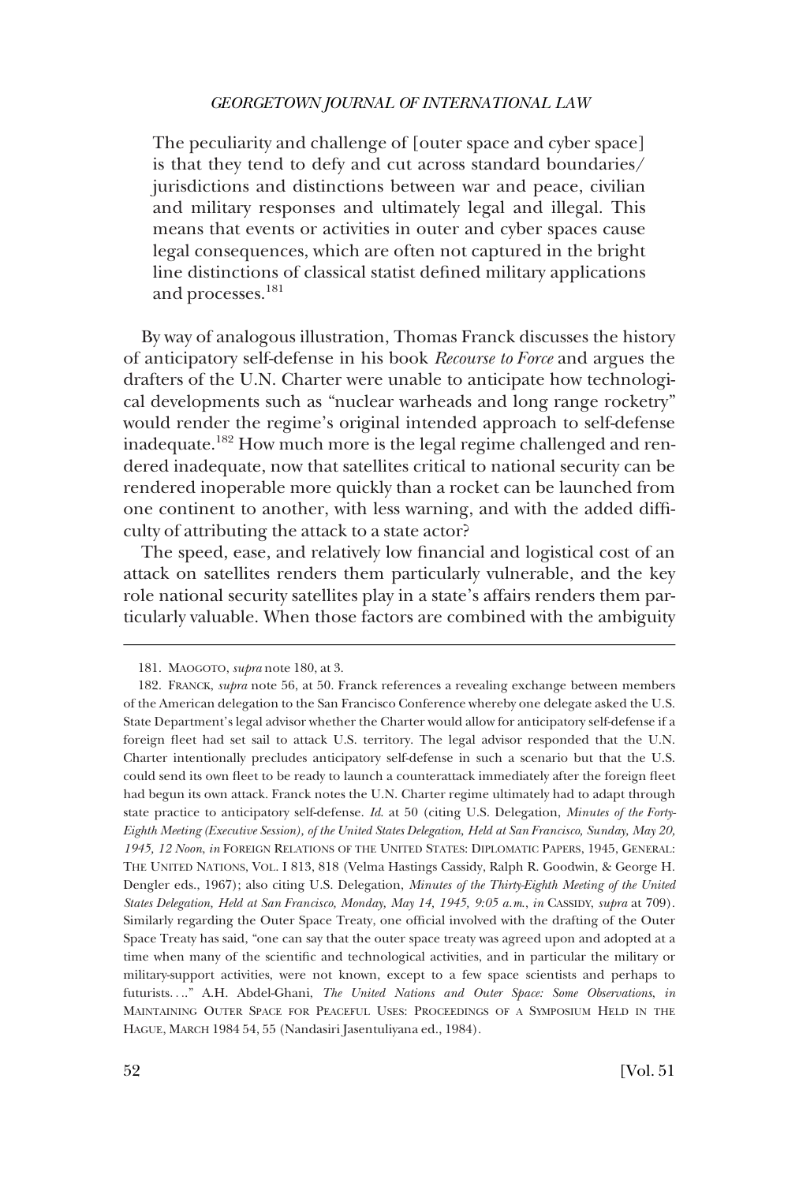> The peculiarity and challenge of [outer space and cyber space] is that they tend to defy and cut across standard boundaries/jurisdictions and distinctions between war and peace, civilian and military responses and ultimately legal and illegal. This means that events or activities in outer and cyber spaces cause legal consequences, which are often not captured in the bright line distinctions of classical statist defined military applications and processes.[181]

By way of analogous illustration, Thomas Franck discusses the history of anticipatory self-defense in his book *Recourse to Force* and argues the drafters of the U.N. Charter were unable to anticipate how technological developments such as "nuclear warheads and long range rocketry" would render the regime's original intended approach to self-defense inadequate.[182] How much more is the legal regime challenged and rendered inadequate, now that satellites critical to national security can be rendered inoperable more quickly than a rocket can be launched from one continent to another, with less warning, and with the added difficulty of attributing the attack to a state actor?

The speed, ease, and relatively low financial and logistical cost of an attack on satellites renders them particularly vulnerable, and the key role national security satellites play in a state's affairs renders them particularly valuable. When those factors are combined with the ambiguity

---

181. MAOGOTO, *supra* note 180, at 3.

182. FRANCK, *supra* note 56, at 50. Franck references a revealing exchange between members of the American delegation to the San Francisco Conference whereby one delegate asked the U.S. State Department's legal advisor whether the Charter would allow for anticipatory self-defense if a foreign fleet had set sail to attack U.S. territory. The legal advisor responded that the U.N. Charter intentionally precludes anticipatory self-defense in such a scenario but that the U.S. could send its own fleet to be ready to launch a counterattack immediately after the foreign fleet had begun its own attack. Franck notes the U.N. Charter regime ultimately had to adapt through state practice to anticipatory self-defense. *Id.* at 50 (citing U.S. Delegation, *Minutes of the Forty-Eighth Meeting (Executive Session), of the United States Delegation, Held at San Francisco, Sunday, May 20, 1945, 12 Noon*, *in* FOREIGN RELATIONS OF THE UNITED STATES: DIPLOMATIC PAPERS, 1945, GENERAL: THE UNITED NATIONS, VOL. I 813, 818 (Velma Hastings Cassidy, Ralph R. Goodwin, & George H. Dengler eds., 1967); also citing U.S. Delegation, *Minutes of the Thirty-Eighth Meeting of the United States Delegation, Held at San Francisco, Monday, May 14, 1945, 9:05 a.m.*, *in* CASSIDY, *supra* at 709). Similarly regarding the Outer Space Treaty, one official involved with the drafting of the Outer Space Treaty has said, "one can say that the outer space treaty was agreed upon and adopted at a time when many of the scientific and technological activities, and in particular the military or military-support activities, were not known, except to a few space scientists and perhaps to futurists. . . ." A.H. Abdel-Ghani, *The United Nations and Outer Space: Some Observations*, *in* MAINTAINING OUTER SPACE FOR PEACEFUL USES: PROCEEDINGS OF A SYMPOSIUM HELD IN THE HAGUE, MARCH 1984 54, 55 (Nandasiri Jasentuliyana ed., 1984).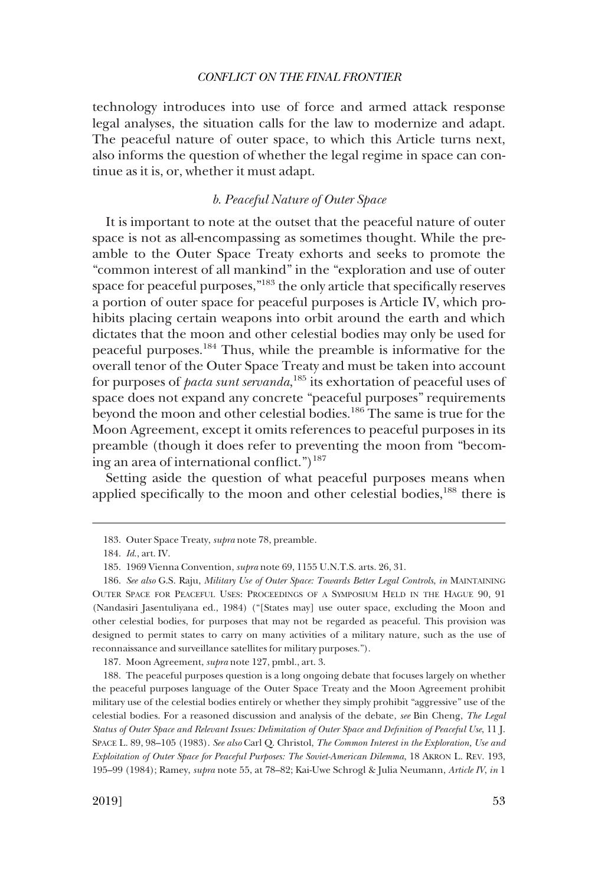technology introduces into use of force and armed attack response legal analyses, the situation calls for the law to modernize and adapt. The peaceful nature of outer space, to which this Article turns next, also informs the question of whether the legal regime in space can continue as it is, or, whether it must adapt.

### *b. Peaceful Nature of Outer Space*

It is important to note at the outset that the peaceful nature of outer space is not as all-encompassing as sometimes thought. While the preamble to the Outer Space Treaty exhorts and seeks to promote the "common interest of all mankind" in the "exploration and use of outer space for peaceful purposes,"[183] the only article that specifically reserves a portion of outer space for peaceful purposes is Article IV, which prohibits placing certain weapons into orbit around the earth and which dictates that the moon and other celestial bodies may only be used for peaceful purposes.[184] Thus, while the preamble is informative for the overall tenor of the Outer Space Treaty and must be taken into account for purposes of *pacta sunt servanda*,[185] its exhortation of peaceful uses of space does not expand any concrete "peaceful purposes" requirements beyond the moon and other celestial bodies.[186] The same is true for the Moon Agreement, except it omits references to peaceful purposes in its preamble (though it does refer to preventing the moon from "becoming an area of international conflict.")[187]

Setting aside the question of what peaceful purposes means when applied specifically to the moon and other celestial bodies,[188] there is

183. Outer Space Treaty, *supra* note 78, preamble.

184. *Id.*, art. IV.

185. 1969 Vienna Convention, *supra* note 69, 1155 U.N.T.S. arts. 26, 31.

186. *See also* G.S. Raju, *Military Use of Outer Space: Towards Better Legal Controls*, *in* MAINTAINING OUTER SPACE FOR PEACEFUL USES: PROCEEDINGS OF A SYMPOSIUM HELD IN THE HAGUE 90, 91 (Nandasiri Jasentuliyana ed., 1984) ("[States may] use outer space, excluding the Moon and other celestial bodies, for purposes that may not be regarded as peaceful. This provision was designed to permit states to carry on many activities of a military nature, such as the use of reconnaissance and surveillance satellites for military purposes.").

187. Moon Agreement, *supra* note 127, pmbl., art. 3.

188. The peaceful purposes question is a long ongoing debate that focuses largely on whether the peaceful purposes language of the Outer Space Treaty and the Moon Agreement prohibit military use of the celestial bodies entirely or whether they simply prohibit "aggressive" use of the celestial bodies. For a reasoned discussion and analysis of the debate, *see* Bin Cheng, *The Legal Status of Outer Space and Relevant Issues: Delimitation of Outer Space and Definition of Peaceful Use*, 11 J. SPACE L. 89, 98–105 (1983). *See also* Carl Q. Christol, *The Common Interest in the Exploration, Use and Exploitation of Outer Space for Peaceful Purposes: The Soviet-American Dilemma*, 18 AKRON L. REV. 193, 195–99 (1984); Ramey, *supra* note 55, at 78–82; Kai-Uwe Schrogl & Julia Neumann, *Article IV*, *in* 1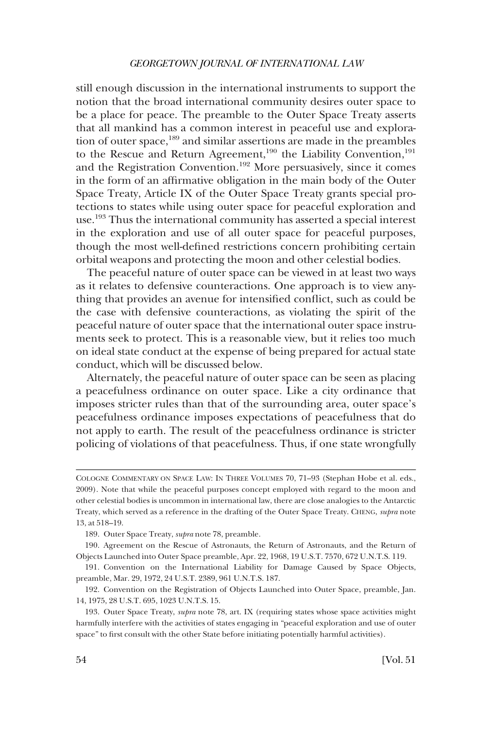still enough discussion in the international instruments to support the notion that the broad international community desires outer space to be a place for peace. The preamble to the Outer Space Treaty asserts that all mankind has a common interest in peaceful use and exploration of outer space,[189] and similar assertions are made in the preambles to the Rescue and Return Agreement,[190] the Liability Convention,[191] and the Registration Convention.[192] More persuasively, since it comes in the form of an affirmative obligation in the main body of the Outer Space Treaty, Article IX of the Outer Space Treaty grants special protections to states while using outer space for peaceful exploration and use.[193] Thus the international community has asserted a special interest in the exploration and use of all outer space for peaceful purposes, though the most well-defined restrictions concern prohibiting certain orbital weapons and protecting the moon and other celestial bodies.

The peaceful nature of outer space can be viewed in at least two ways as it relates to defensive counteractions. One approach is to view anything that provides an avenue for intensified conflict, such as could be the case with defensive counteractions, as violating the spirit of the peaceful nature of outer space that the international outer space instruments seek to protect. This is a reasonable view, but it relies too much on ideal state conduct at the expense of being prepared for actual state conduct, which will be discussed below.

Alternately, the peaceful nature of outer space can be seen as placing a peacefulness ordinance on outer space. Like a city ordinance that imposes stricter rules than that of the surrounding area, outer space's peacefulness ordinance imposes expectations of peacefulness that do not apply to earth. The result of the peacefulness ordinance is stricter policing of violations of that peacefulness. Thus, if one state wrongfully

---

COLOGNE COMMENTARY ON SPACE LAW: IN THREE VOLUMES 70, 71–93 (Stephan Hobe et al. eds., 2009). Note that while the peaceful purposes concept employed with regard to the moon and other celestial bodies is uncommon in international law, there are close analogies to the Antarctic Treaty, which served as a reference in the drafting of the Outer Space Treaty. CHENG, *supra* note 13, at 518–19.

189. Outer Space Treaty, *supra* note 78, preamble.

190. Agreement on the Rescue of Astronauts, the Return of Astronauts, and the Return of Objects Launched into Outer Space preamble, Apr. 22, 1968, 19 U.S.T. 7570, 672 U.N.T.S. 119.

191. Convention on the International Liability for Damage Caused by Space Objects, preamble, Mar. 29, 1972, 24 U.S.T. 2389, 961 U.N.T.S. 187.

192. Convention on the Registration of Objects Launched into Outer Space, preamble, Jan. 14, 1975, 28 U.S.T. 695, 1023 U.N.T.S. 15.

193. Outer Space Treaty, *supra* note 78, art. IX (requiring states whose space activities might harmfully interfere with the activities of states engaging in "peaceful exploration and use of outer space" to first consult with the other State before initiating potentially harmful activities).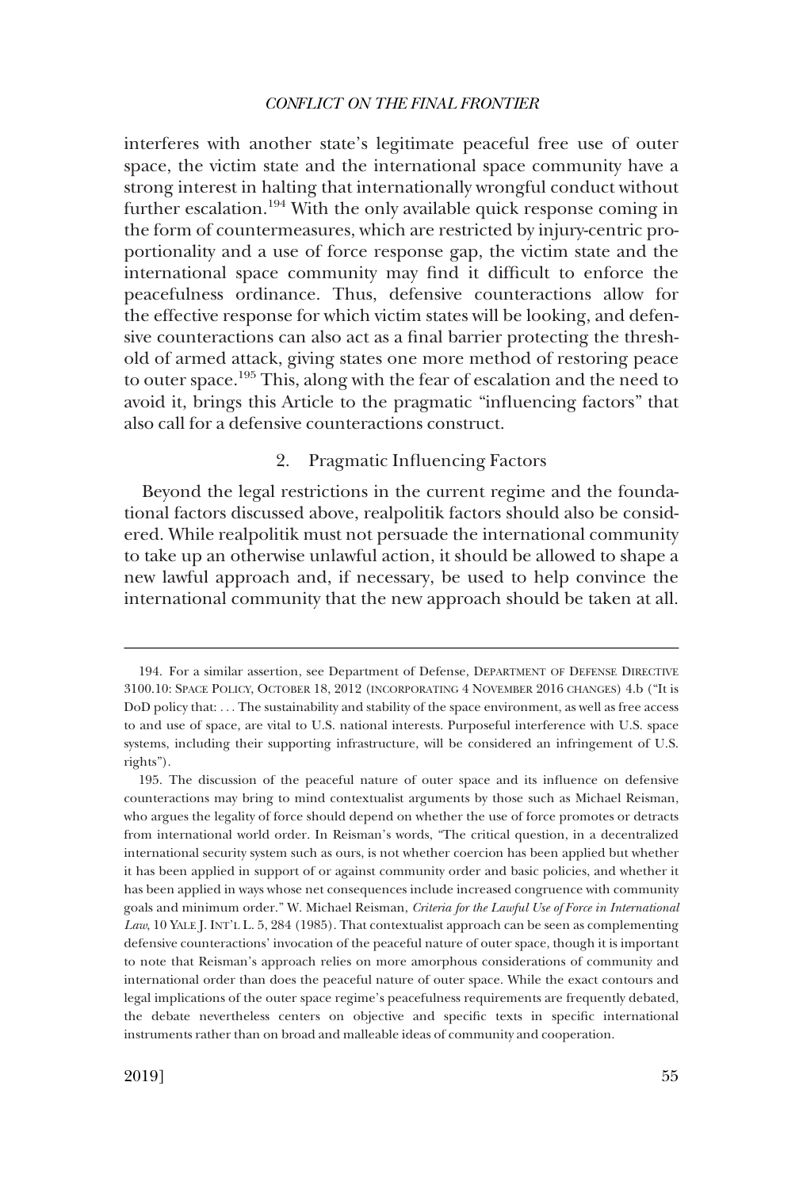interferes with another state's legitimate peaceful free use of outer space, the victim state and the international space community have a strong interest in halting that internationally wrongful conduct without further escalation.[194] With the only available quick response coming in the form of countermeasures, which are restricted by injury-centric proportionality and a use of force response gap, the victim state and the international space community may find it difficult to enforce the peacefulness ordinance. Thus, defensive counteractions allow for the effective response for which victim states will be looking, and defensive counteractions can also act as a final barrier protecting the threshold of armed attack, giving states one more method of restoring peace to outer space.[195] This, along with the fear of escalation and the need to avoid it, brings this Article to the pragmatic "influencing factors" that also call for a defensive counteractions construct.

### 2. Pragmatic Influencing Factors

Beyond the legal restrictions in the current regime and the foundational factors discussed above, realpolitik factors should also be considered. While realpolitik must not persuade the international community to take up an otherwise unlawful action, it should be allowed to shape a new lawful approach and, if necessary, be used to help convince the international community that the new approach should be taken at all.

---

194. For a similar assertion, see Department of Defense, DEPARTMENT OF DEFENSE DIRECTIVE 3100.10: SPACE POLICY, OCTOBER 18, 2012 (INCORPORATING 4 NOVEMBER 2016 CHANGES) 4.b ("It is DoD policy that: . . . The sustainability and stability of the space environment, as well as free access to and use of space, are vital to U.S. national interests. Purposeful interference with U.S. space systems, including their supporting infrastructure, will be considered an infringement of U.S. rights").

195. The discussion of the peaceful nature of outer space and its influence on defensive counteractions may bring to mind contextualist arguments by those such as Michael Reisman, who argues the legality of force should depend on whether the use of force promotes or detracts from international world order. In Reisman's words, "The critical question, in a decentralized international security system such as ours, is not whether coercion has been applied but whether it has been applied in support of or against community order and basic policies, and whether it has been applied in ways whose net consequences include increased congruence with community goals and minimum order." W. Michael Reisman, *Criteria for the Lawful Use of Force in International Law*, 10 YALE J. INT'L L. 5, 284 (1985). That contextualist approach can be seen as complementing defensive counteractions' invocation of the peaceful nature of outer space, though it is important to note that Reisman's approach relies on more amorphous considerations of community and international order than does the peaceful nature of outer space. While the exact contours and legal implications of the outer space regime's peacefulness requirements are frequently debated, the debate nevertheless centers on objective and specific texts in specific international instruments rather than on broad and malleable ideas of community and cooperation.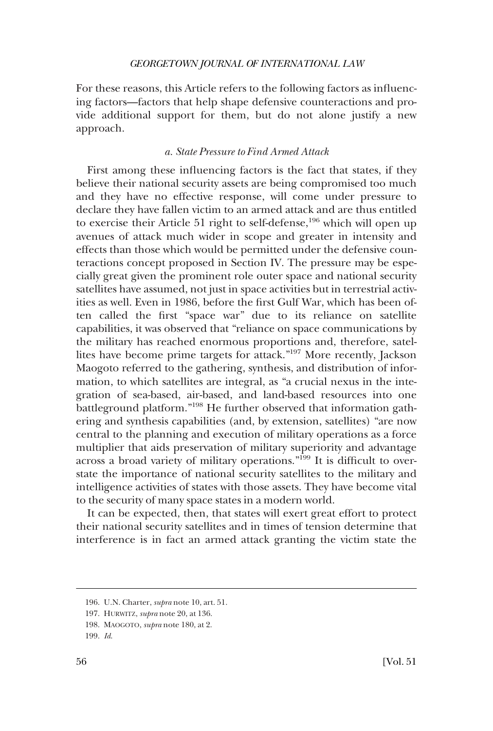For these reasons, this Article refers to the following factors as influencing factors—factors that help shape defensive counteractions and provide additional support for them, but do not alone justify a new approach.

#### *a. State Pressure to Find Armed Attack*

First among these influencing factors is the fact that states, if they believe their national security assets are being compromised too much and they have no effective response, will come under pressure to declare they have fallen victim to an armed attack and are thus entitled to exercise their Article 51 right to self-defense,[196] which will open up avenues of attack much wider in scope and greater in intensity and effects than those which would be permitted under the defensive counteractions concept proposed in Section IV. The pressure may be especially great given the prominent role outer space and national security satellites have assumed, not just in space activities but in terrestrial activities as well. Even in 1986, before the first Gulf War, which has been often called the first "space war" due to its reliance on satellite capabilities, it was observed that "reliance on space communications by the military has reached enormous proportions and, therefore, satellites have become prime targets for attack."[197] More recently, Jackson Maogoto referred to the gathering, synthesis, and distribution of information, to which satellites are integral, as "a crucial nexus in the integration of sea-based, air-based, and land-based resources into one battleground platform."[198] He further observed that information gathering and synthesis capabilities (and, by extension, satellites) "are now central to the planning and execution of military operations as a force multiplier that aids preservation of military superiority and advantage across a broad variety of military operations."[199] It is difficult to overstate the importance of national security satellites to the military and intelligence activities of states with those assets. They have become vital to the security of many space states in a modern world.

It can be expected, then, that states will exert great effort to protect their national security satellites and in times of tension determine that interference is in fact an armed attack granting the victim state the

---

196. U.N. Charter, *supra* note 10, art. 51.

197. HURWITZ, *supra* note 20, at 136.

198. MAOGOTO, *supra* note 180, at 2.

199. *Id.*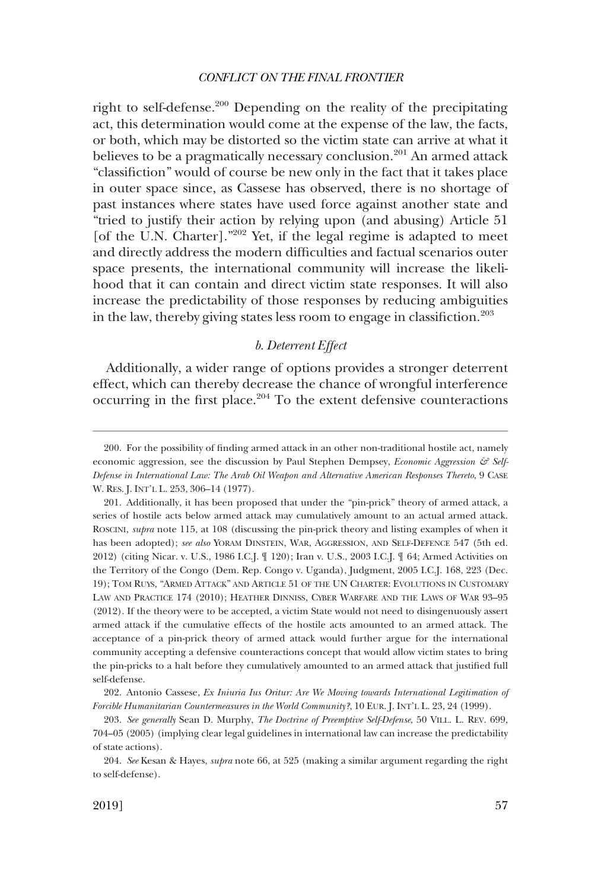right to self-defense.[200] Depending on the reality of the precipitating act, this determination would come at the expense of the law, the facts, or both, which may be distorted so the victim state can arrive at what it believes to be a pragmatically necessary conclusion.[201] An armed attack "classifiction" would of course be new only in the fact that it takes place in outer space since, as Cassese has observed, there is no shortage of past instances where states have used force against another state and "tried to justify their action by relying upon (and abusing) Article 51 [of the U.N. Charter]."[202] Yet, if the legal regime is adapted to meet and directly address the modern difficulties and factual scenarios outer space presents, the international community will increase the likelihood that it can contain and direct victim state responses. It will also increase the predictability of those responses by reducing ambiguities in the law, thereby giving states less room to engage in classifiction.[203]

### *b. Deterrent Effect*

Additionally, a wider range of options provides a stronger deterrent effect, which can thereby decrease the chance of wrongful interference occurring in the first place.[204] To the extent defensive counteractions

---

200. For the possibility of finding armed attack in an other non-traditional hostile act, namely economic aggression, see the discussion by Paul Stephen Dempsey, *Economic Aggression & Self-Defense in International Law: The Arab Oil Weapon and Alternative American Responses Thereto*, 9 CASE W. RES. J. INT'L L. 253, 306–14 (1977).

201. Additionally, it has been proposed that under the "pin-prick" theory of armed attack, a series of hostile acts below armed attack may cumulatively amount to an actual armed attack. ROSCINI, *supra* note 115, at 108 (discussing the pin-prick theory and listing examples of when it has been adopted); *see also* YORAM DINSTEIN, WAR, AGGRESSION, AND SELF-DEFENCE 547 (5th ed. 2012) (citing Nicar. v. U.S., 1986 I.C.J. ¶ 120); Iran v. U.S., 2003 I.C.J. ¶ 64; Armed Activities on the Territory of the Congo (Dem. Rep. Congo v. Uganda), Judgment, 2005 I.C.J. 168, 223 (Dec. 19); TOM RUYS, "ARMED ATTACK" AND ARTICLE 51 OF THE UN CHARTER: EVOLUTIONS IN CUSTOMARY LAW AND PRACTICE 174 (2010); HEATHER DINNISS, CYBER WARFARE AND THE LAWS OF WAR 93–95 (2012). If the theory were to be accepted, a victim State would not need to disingenuously assert armed attack if the cumulative effects of the hostile acts amounted to an armed attack. The acceptance of a pin-prick theory of armed attack would further argue for the international community accepting a defensive counteractions concept that would allow victim states to bring the pin-pricks to a halt before they cumulatively amounted to an armed attack that justified full self-defense.

202. Antonio Cassese, *Ex Iniuria Ius Oritur: Are We Moving towards International Legitimation of Forcible Humanitarian Countermeasures in the World Community?*, 10 EUR. J. INT'L L. 23, 24 (1999).

203. *See generally* Sean D. Murphy, *The Doctrine of Preemptive Self-Defense*, 50 VILL. L. REV. 699, 704–05 (2005) (implying clear legal guidelines in international law can increase the predictability of state actions).

204. *See* Kesan & Hayes, *supra* note 66, at 525 (making a similar argument regarding the right to self-defense).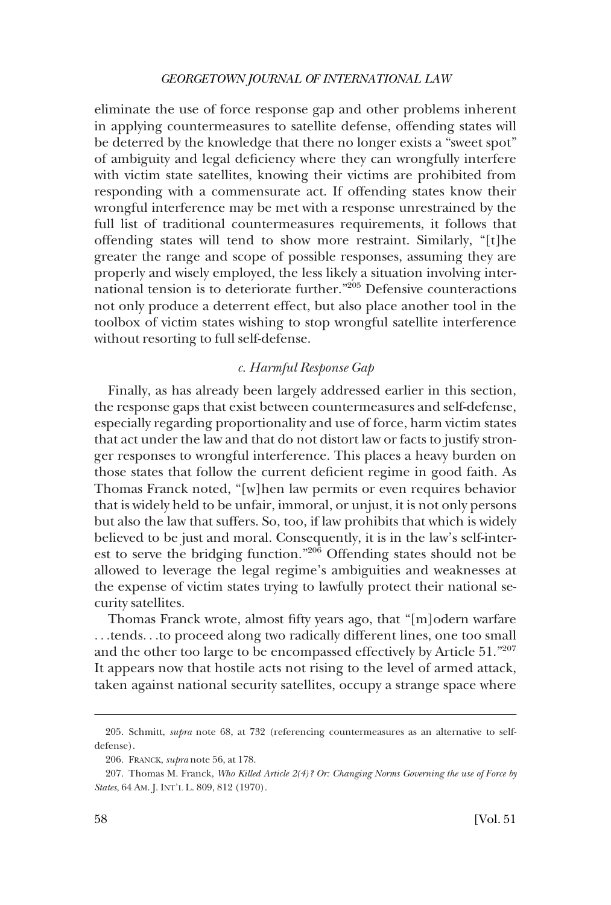eliminate the use of force response gap and other problems inherent in applying countermeasures to satellite defense, offending states will be deterred by the knowledge that there no longer exists a "sweet spot" of ambiguity and legal deficiency where they can wrongfully interfere with victim state satellites, knowing their victims are prohibited from responding with a commensurate act. If offending states know their wrongful interference may be met with a response unrestrained by the full list of traditional countermeasures requirements, it follows that offending states will tend to show more restraint. Similarly, "[t]he greater the range and scope of possible responses, assuming they are properly and wisely employed, the less likely a situation involving international tension is to deteriorate further."[205] Defensive counteractions not only produce a deterrent effect, but also place another tool in the toolbox of victim states wishing to stop wrongful satellite interference without resorting to full self-defense.

### *c. Harmful Response Gap*

Finally, as has already been largely addressed earlier in this section, the response gaps that exist between countermeasures and self-defense, especially regarding proportionality and use of force, harm victim states that act under the law and that do not distort law or facts to justify stronger responses to wrongful interference. This places a heavy burden on those states that follow the current deficient regime in good faith. As Thomas Franck noted, "[w]hen law permits or even requires behavior that is widely held to be unfair, immoral, or unjust, it is not only persons but also the law that suffers. So, too, if law prohibits that which is widely believed to be just and moral. Consequently, it is in the law's self-interest to serve the bridging function."[206] Offending states should not be allowed to leverage the legal regime's ambiguities and weaknesses at the expense of victim states trying to lawfully protect their national security satellites.

Thomas Franck wrote, almost fifty years ago, that "[m]odern warfare . . .tends. . .to proceed along two radically different lines, one too small and the other too large to be encompassed effectively by Article 51."[207] It appears now that hostile acts not rising to the level of armed attack, taken against national security satellites, occupy a strange space where

---

205. Schmitt, *supra* note 68, at 732 (referencing countermeasures as an alternative to self-defense).

206. FRANCK, *supra* note 56, at 178.

207. Thomas M. Franck, *Who Killed Article 2(4)? Or: Changing Norms Governing the use of Force by States*, 64 AM. J. INT'L L. 809, 812 (1970).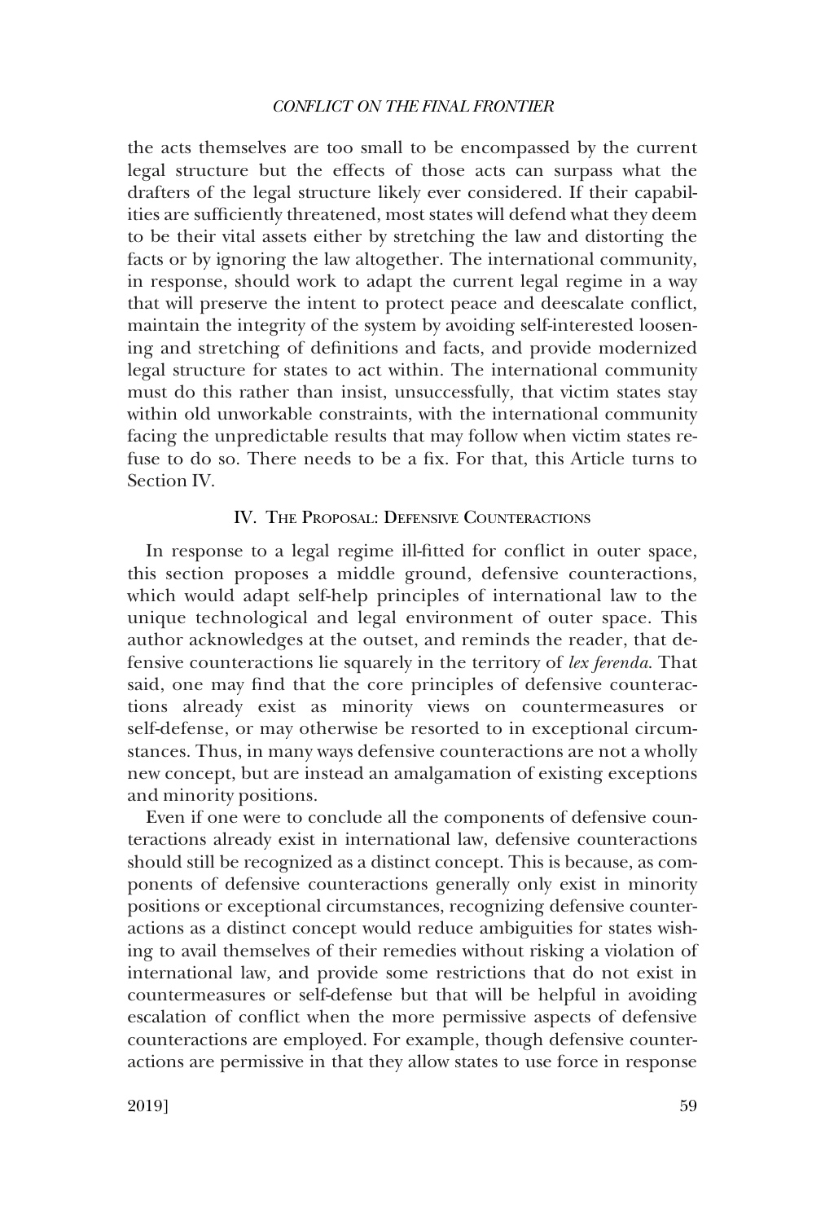the acts themselves are too small to be encompassed by the current legal structure but the effects of those acts can surpass what the drafters of the legal structure likely ever considered. If their capabilities are sufficiently threatened, most states will defend what they deem to be their vital assets either by stretching the law and distorting the facts or by ignoring the law altogether. The international community, in response, should work to adapt the current legal regime in a way that will preserve the intent to protect peace and deescalate conflict, maintain the integrity of the system by avoiding self-interested loosening and stretching of definitions and facts, and provide modernized legal structure for states to act within. The international community must do this rather than insist, unsuccessfully, that victim states stay within old unworkable constraints, with the international community facing the unpredictable results that may follow when victim states refuse to do so. There needs to be a fix. For that, this Article turns to Section IV.

## IV. The Proposal: Defensive Counteractions

In response to a legal regime ill-fitted for conflict in outer space, this section proposes a middle ground, defensive counteractions, which would adapt self-help principles of international law to the unique technological and legal environment of outer space. This author acknowledges at the outset, and reminds the reader, that defensive counteractions lie squarely in the territory of *lex ferenda*. That said, one may find that the core principles of defensive counteractions already exist as minority views on countermeasures or self-defense, or may otherwise be resorted to in exceptional circumstances. Thus, in many ways defensive counteractions are not a wholly new concept, but are instead an amalgamation of existing exceptions and minority positions.

Even if one were to conclude all the components of defensive counteractions already exist in international law, defensive counteractions should still be recognized as a distinct concept. This is because, as components of defensive counteractions generally only exist in minority positions or exceptional circumstances, recognizing defensive counteractions as a distinct concept would reduce ambiguities for states wishing to avail themselves of their remedies without risking a violation of international law, and provide some restrictions that do not exist in countermeasures or self-defense but that will be helpful in avoiding escalation of conflict when the more permissive aspects of defensive counteractions are employed. For example, though defensive counteractions are permissive in that they allow states to use force in response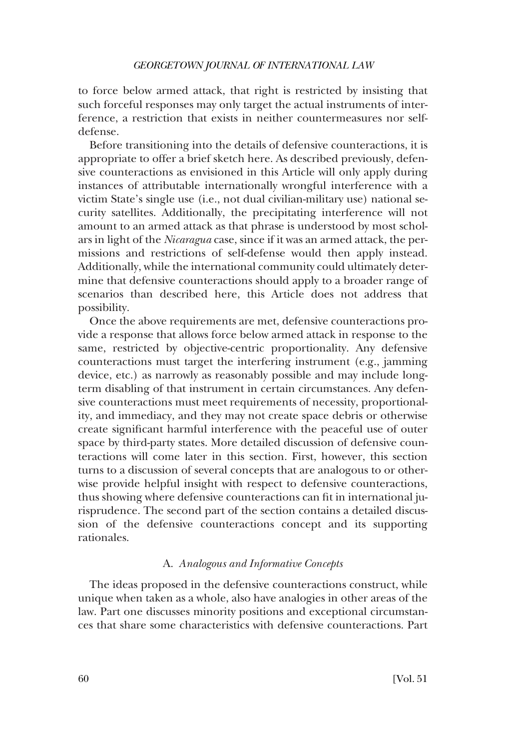to force below armed attack, that right is restricted by insisting that such forceful responses may only target the actual instruments of interference, a restriction that exists in neither countermeasures nor self-defense.

Before transitioning into the details of defensive counteractions, it is appropriate to offer a brief sketch here. As described previously, defensive counteractions as envisioned in this Article will only apply during instances of attributable internationally wrongful interference with a victim State's single use (i.e., not dual civilian-military use) national security satellites. Additionally, the precipitating interference will not amount to an armed attack as that phrase is understood by most scholars in light of the *Nicaragua* case, since if it was an armed attack, the permissions and restrictions of self-defense would then apply instead. Additionally, while the international community could ultimately determine that defensive counteractions should apply to a broader range of scenarios than described here, this Article does not address that possibility.

Once the above requirements are met, defensive counteractions provide a response that allows force below armed attack in response to the same, restricted by objective-centric proportionality. Any defensive counteractions must target the interfering instrument (e.g., jamming device, etc.) as narrowly as reasonably possible and may include long-term disabling of that instrument in certain circumstances. Any defensive counteractions must meet requirements of necessity, proportionality, and immediacy, and they may not create space debris or otherwise create significant harmful interference with the peaceful use of outer space by third-party states. More detailed discussion of defensive counteractions will come later in this section. First, however, this section turns to a discussion of several concepts that are analogous to or otherwise provide helpful insight with respect to defensive counteractions, thus showing where defensive counteractions can fit in international jurisprudence. The second part of the section contains a detailed discussion of the defensive counteractions concept and its supporting rationales.

### A. *Analogous and Informative Concepts*

The ideas proposed in the defensive counteractions construct, while unique when taken as a whole, also have analogies in other areas of the law. Part one discusses minority positions and exceptional circumstances that share some characteristics with defensive counteractions. Part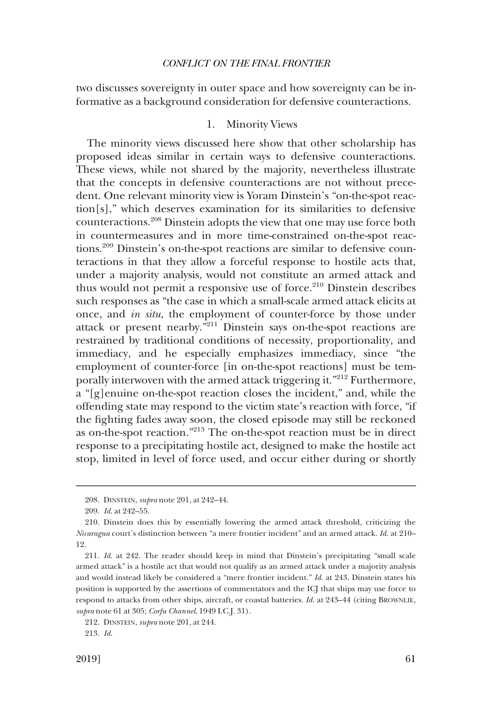two discusses sovereignty in outer space and how sovereignty can be informative as a background consideration for defensive counteractions.

### 1. Minority Views

The minority views discussed here show that other scholarship has proposed ideas similar in certain ways to defensive counteractions. These views, while not shared by the majority, nevertheless illustrate that the concepts in defensive counteractions are not without precedent. One relevant minority view is Yoram Dinstein's "on-the-spot reaction[s]," which deserves examination for its similarities to defensive counteractions.[208] Dinstein adopts the view that one may use force both in countermeasures and in more time-constrained on-the-spot reactions.[209] Dinstein's on-the-spot reactions are similar to defensive counteractions in that they allow a forceful response to hostile acts that, under a majority analysis, would not constitute an armed attack and thus would not permit a responsive use of force.[210] Dinstein describes such responses as "the case in which a small-scale armed attack elicits at once, and *in situ*, the employment of counter-force by those under attack or present nearby."[211] Dinstein says on-the-spot reactions are restrained by traditional conditions of necessity, proportionality, and immediacy, and he especially emphasizes immediacy, since "the employment of counter-force [in on-the-spot reactions] must be temporally interwoven with the armed attack triggering it."[212] Furthermore, a "[g]enuine on-the-spot reaction closes the incident," and, while the offending state may respond to the victim state's reaction with force, "if the fighting fades away soon, the closed episode may still be reckoned as on-the-spot reaction."[213] The on-the-spot reaction must be in direct response to a precipitating hostile act, designed to make the hostile act stop, limited in level of force used, and occur either during or shortly

---

208. DINSTEIN, *supra* note 201, at 242–44.

209. *Id.* at 242–55.

210. Dinstein does this by essentially lowering the armed attack threshold, criticizing the *Nicaragua* court's distinction between "a mere frontier incident" and an armed attack. *Id.* at 210–12.

211. *Id.* at 242. The reader should keep in mind that Dinstein's precipitating "small scale armed attack" is a hostile act that would not qualify as an armed attack under a majority analysis and would instead likely be considered a "mere frontier incident." *Id.* at 243. Dinstein states his position is supported by the assertions of commentators and the ICJ that ships may use force to respond to attacks from other ships, aircraft, or coastal batteries. *Id.* at 243–44 (citing BROWNLIE, *supra* note 61 at 305; *Corfu Channel*, 1949 I.C.J. 31).

212. DINSTEIN, *supra* note 201, at 244.

213. *Id.*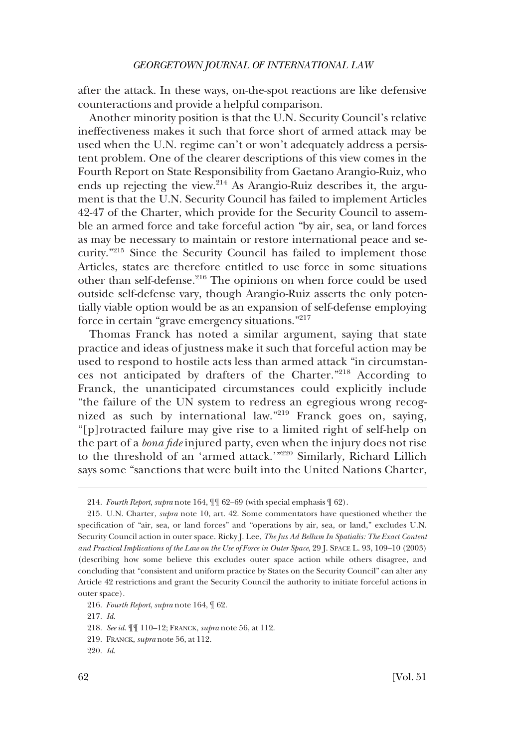after the attack. In these ways, on-the-spot reactions are like defensive counteractions and provide a helpful comparison.

Another minority position is that the U.N. Security Council's relative ineffectiveness makes it such that force short of armed attack may be used when the U.N. regime can't or won't adequately address a persistent problem. One of the clearer descriptions of this view comes in the Fourth Report on State Responsibility from Gaetano Arangio-Ruiz, who ends up rejecting the view.[214] As Arangio-Ruiz describes it, the argument is that the U.N. Security Council has failed to implement Articles 42-47 of the Charter, which provide for the Security Council to assemble an armed force and take forceful action "by air, sea, or land forces as may be necessary to maintain or restore international peace and security."[215] Since the Security Council has failed to implement those Articles, states are therefore entitled to use force in some situations other than self-defense.[216] The opinions on when force could be used outside self-defense vary, though Arangio-Ruiz asserts the only potentially viable option would be as an expansion of self-defense employing force in certain "grave emergency situations."[217]

Thomas Franck has noted a similar argument, saying that state practice and ideas of justness make it such that forceful action may be used to respond to hostile acts less than armed attack "in circumstances not anticipated by drafters of the Charter."[218] According to Franck, the unanticipated circumstances could explicitly include "the failure of the UN system to redress an egregious wrong recognized as such by international law."[219] Franck goes on, saying, "[p]rotracted failure may give rise to a limited right of self-help on the part of a *bona fide* injured party, even when the injury does not rise to the threshold of an 'armed attack.'"[220] Similarly, Richard Lillich says some "sanctions that were built into the United Nations Charter,

---

214. *Fourth Report*, *supra* note 164, ¶¶ 62–69 (with special emphasis ¶ 62).

215. U.N. Charter, *supra* note 10, art. 42. Some commentators have questioned whether the specification of "air, sea, or land forces" and "operations by air, sea, or land," excludes U.N. Security Council action in outer space. Ricky J. Lee, *The Jus Ad Bellum In Spatialis: The Exact Content and Practical Implications of the Law on the Use of Force in Outer Space*, 29 J. SPACE L. 93, 109–10 (2003) (describing how some believe this excludes outer space action while others disagree, and concluding that "consistent and uniform practice by States on the Security Council" can alter any Article 42 restrictions and grant the Security Council the authority to initiate forceful actions in outer space).

216. *Fourth Report*, *supra* note 164, ¶ 62.

217. *Id.*

218. *See id.* ¶¶ 110–12; FRANCK, *supra* note 56, at 112.

219. FRANCK, *supra* note 56, at 112.

220. *Id.*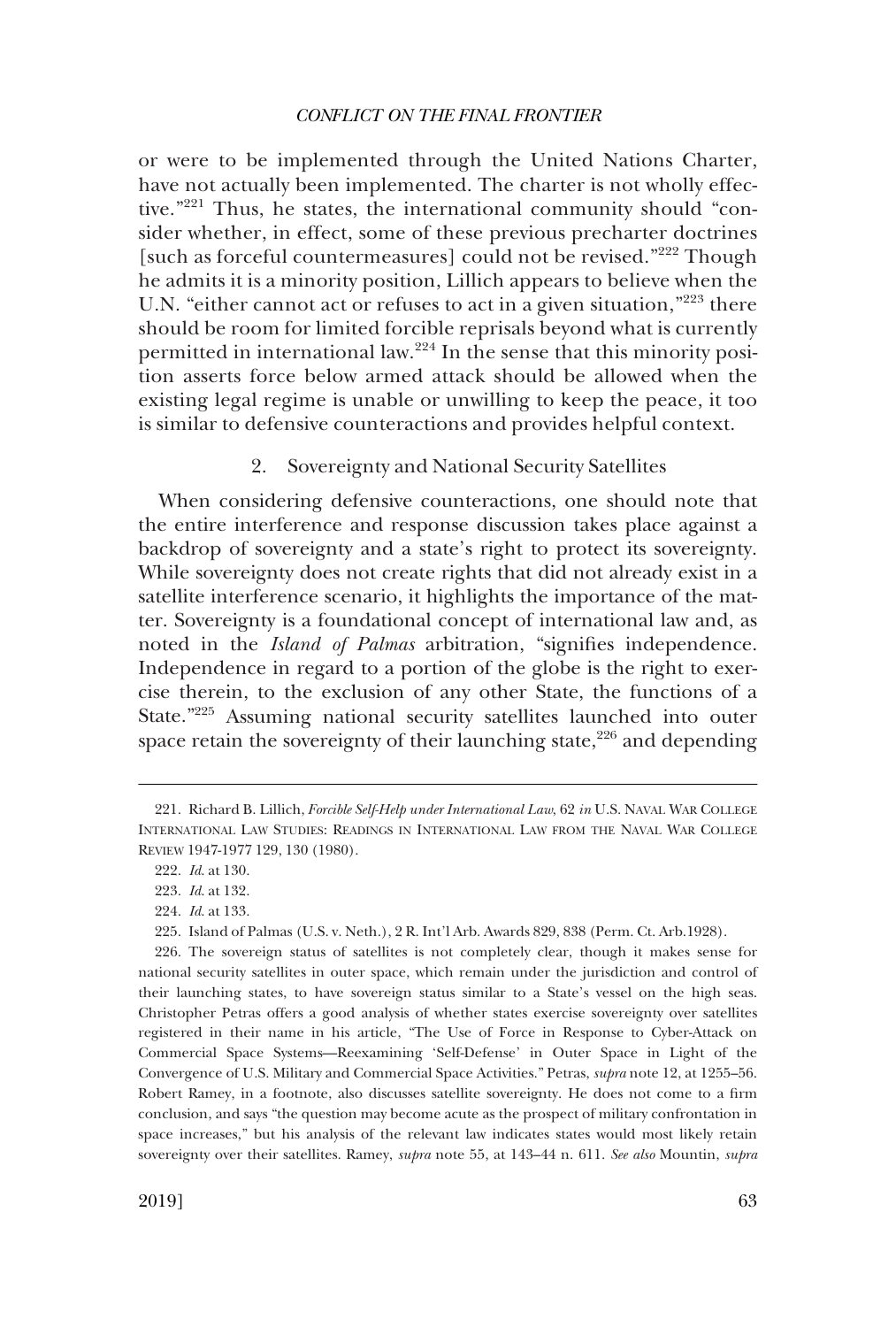or were to be implemented through the United Nations Charter, have not actually been implemented. The charter is not wholly effective."[221] Thus, he states, the international community should "consider whether, in effect, some of these previous precharter doctrines [such as forceful countermeasures] could not be revised."[222] Though he admits it is a minority position, Lillich appears to believe when the U.N. "either cannot act or refuses to act in a given situation,"[223] there should be room for limited forcible reprisals beyond what is currently permitted in international law.[224] In the sense that this minority position asserts force below armed attack should be allowed when the existing legal regime is unable or unwilling to keep the peace, it too is similar to defensive counteractions and provides helpful context.

### 2. Sovereignty and National Security Satellites

When considering defensive counteractions, one should note that the entire interference and response discussion takes place against a backdrop of sovereignty and a state's right to protect its sovereignty. While sovereignty does not create rights that did not already exist in a satellite interference scenario, it highlights the importance of the matter. Sovereignty is a foundational concept of international law and, as noted in the *Island of Palmas* arbitration, "signifies independence. Independence in regard to a portion of the globe is the right to exercise therein, to the exclusion of any other State, the functions of a State."[225] Assuming national security satellites launched into outer space retain the sovereignty of their launching state,[226] and depending

---

221. Richard B. Lillich, *Forcible Self-Help under International Law*, 62 *in* U.S. NAVAL WAR COLLEGE INTERNATIONAL LAW STUDIES: READINGS IN INTERNATIONAL LAW FROM THE NAVAL WAR COLLEGE REVIEW 1947-1977 129, 130 (1980).

222. *Id.* at 130.

223. *Id.* at 132.

224. *Id.* at 133.

225. Island of Palmas (U.S. v. Neth.), 2 R. Int'l Arb. Awards 829, 838 (Perm. Ct. Arb.1928).

226. The sovereign status of satellites is not completely clear, though it makes sense for national security satellites in outer space, which remain under the jurisdiction and control of their launching states, to have sovereign status similar to a State's vessel on the high seas. Christopher Petras offers a good analysis of whether states exercise sovereignty over satellites registered in their name in his article, "The Use of Force in Response to Cyber-Attack on Commercial Space Systems—Reexamining 'Self-Defense' in Outer Space in Light of the Convergence of U.S. Military and Commercial Space Activities." Petras, *supra* note 12, at 1255–56. Robert Ramey, in a footnote, also discusses satellite sovereignty. He does not come to a firm conclusion, and says "the question may become acute as the prospect of military confrontation in space increases," but his analysis of the relevant law indicates states would most likely retain sovereignty over their satellites. Ramey, *supra* note 55, at 143–44 n. 611. *See also* Mountin, *supra*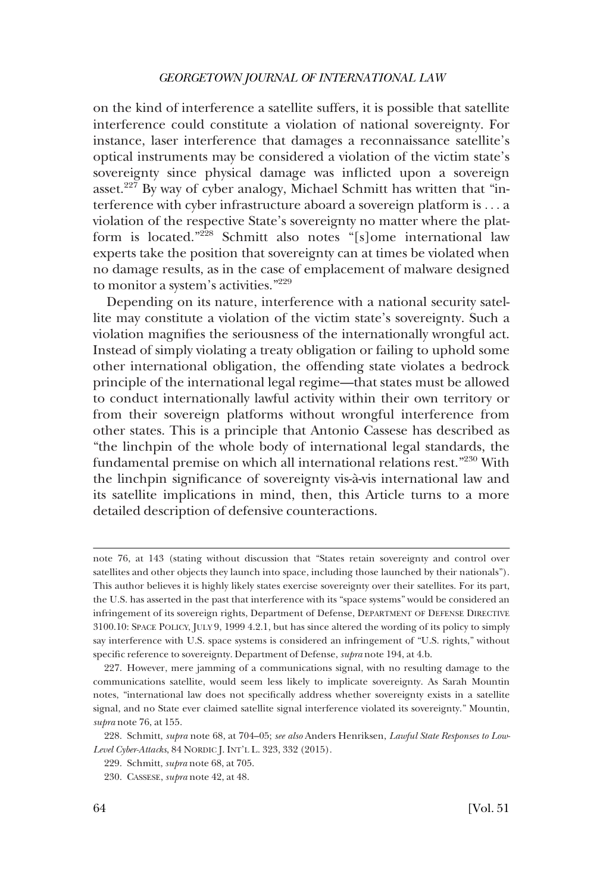on the kind of interference a satellite suffers, it is possible that satellite interference could constitute a violation of national sovereignty. For instance, laser interference that damages a reconnaissance satellite's optical instruments may be considered a violation of the victim state's sovereignty since physical damage was inflicted upon a sovereign asset.[227] By way of cyber analogy, Michael Schmitt has written that "interference with cyber infrastructure aboard a sovereign platform is . . . a violation of the respective State's sovereignty no matter where the platform is located."[228] Schmitt also notes "[s]ome international law experts take the position that sovereignty can at times be violated when no damage results, as in the case of emplacement of malware designed to monitor a system's activities."[229]

Depending on its nature, interference with a national security satellite may constitute a violation of the victim state's sovereignty. Such a violation magnifies the seriousness of the internationally wrongful act. Instead of simply violating a treaty obligation or failing to uphold some other international obligation, the offending state violates a bedrock principle of the international legal regime—that states must be allowed to conduct internationally lawful activity within their own territory or from their sovereign platforms without wrongful interference from other states. This is a principle that Antonio Cassese has described as "the linchpin of the whole body of international legal standards, the fundamental premise on which all international relations rest."[230] With the linchpin significance of sovereignty vis-à-vis international law and its satellite implications in mind, then, this Article turns to a more detailed description of defensive counteractions.

---

note 76, at 143 (stating without discussion that "States retain sovereignty and control over satellites and other objects they launch into space, including those launched by their nationals"). This author believes it is highly likely states exercise sovereignty over their satellites. For its part, the U.S. has asserted in the past that interference with its "space systems" would be considered an infringement of its sovereign rights, Department of Defense, DEPARTMENT OF DEFENSE DIRECTIVE 3100.10: SPACE POLICY, JULY 9, 1999 4.2.1, but has since altered the wording of its policy to simply say interference with U.S. space systems is considered an infringement of "U.S. rights," without specific reference to sovereignty. Department of Defense, *supra* note 194, at 4.b.

227. However, mere jamming of a communications signal, with no resulting damage to the communications satellite, would seem less likely to implicate sovereignty. As Sarah Mountin notes, "international law does not specifically address whether sovereignty exists in a satellite signal, and no State ever claimed satellite signal interference violated its sovereignty." Mountin, *supra* note 76, at 155.

228. Schmitt, *supra* note 68, at 704–05; *see also* Anders Henriksen, *Lawful State Responses to Low-Level Cyber-Attacks*, 84 NORDIC J. INT'L L. 323, 332 (2015).

229. Schmitt, *supra* note 68, at 705.

230. CASSESE, *supra* note 42, at 48.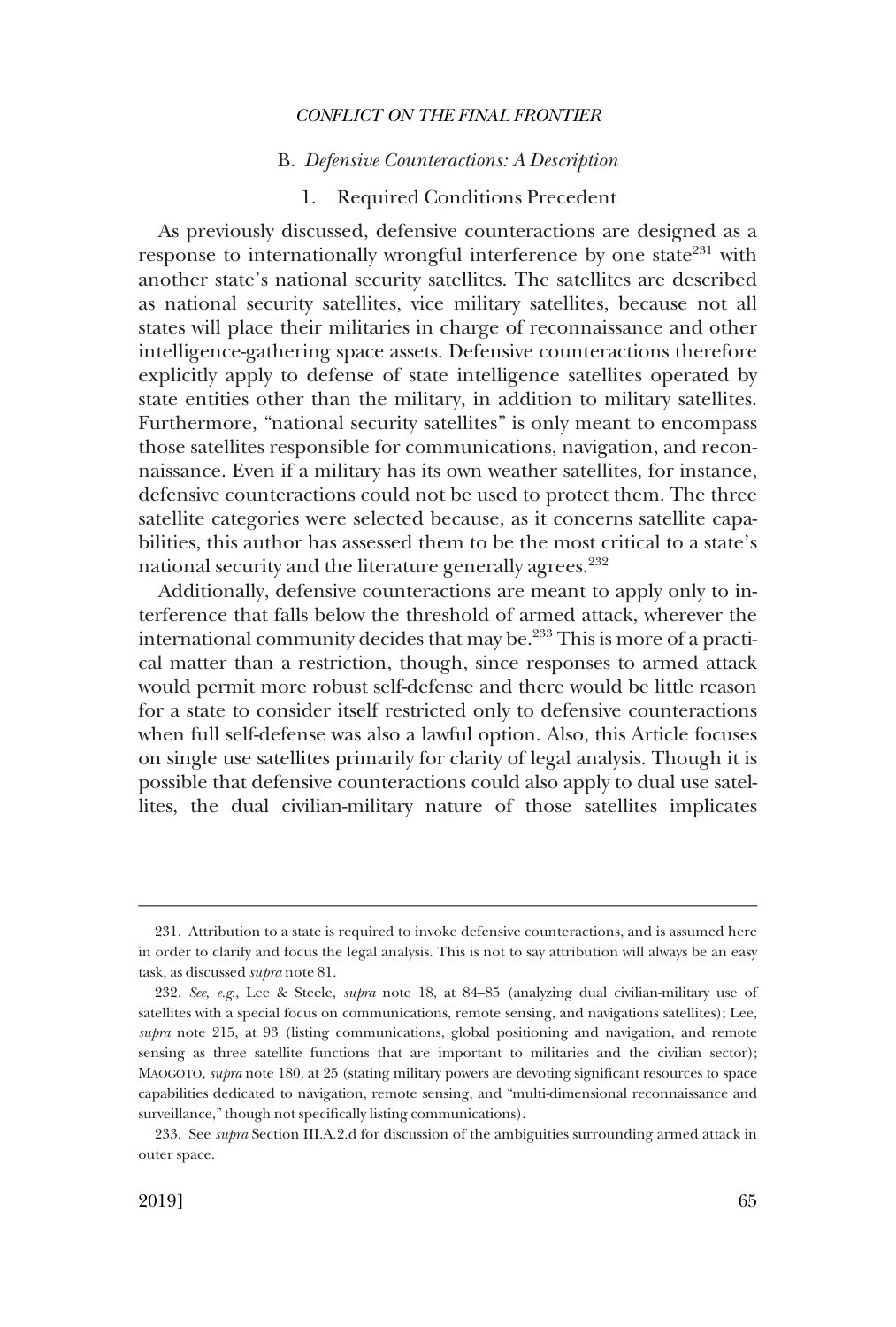### B. *Defensive Counteractions: A Description*

#### 1. Required Conditions Precedent

As previously discussed, defensive counteractions are designed as a response to internationally wrongful interference by one state[231] with another state's national security satellites. The satellites are described as national security satellites, vice military satellites, because not all states will place their militaries in charge of reconnaissance and other intelligence-gathering space assets. Defensive counteractions therefore explicitly apply to defense of state intelligence satellites operated by state entities other than the military, in addition to military satellites. Furthermore, "national security satellites" is only meant to encompass those satellites responsible for communications, navigation, and reconnaissance. Even if a military has its own weather satellites, for instance, defensive counteractions could not be used to protect them. The three satellite categories were selected because, as it concerns satellite capabilities, this author has assessed them to be the most critical to a state's national security and the literature generally agrees.[232]

Additionally, defensive counteractions are meant to apply only to interference that falls below the threshold of armed attack, wherever the international community decides that may be.[233] This is more of a practical matter than a restriction, though, since responses to armed attack would permit more robust self-defense and there would be little reason for a state to consider itself restricted only to defensive counteractions when full self-defense was also a lawful option. Also, this Article focuses on single use satellites primarily for clarity of legal analysis. Though it is possible that defensive counteractions could also apply to dual use satellites, the dual civilian-military nature of those satellites implicates

---

231. Attribution to a state is required to invoke defensive counteractions, and is assumed here in order to clarify and focus the legal analysis. This is not to say attribution will always be an easy task, as discussed *supra* note 81.

232. *See, e.g.*, Lee & Steele, *supra* note 18, at 84–85 (analyzing dual civilian-military use of satellites with a special focus on communications, remote sensing, and navigations satellites); Lee, *supra* note 215, at 93 (listing communications, global positioning and navigation, and remote sensing as three satellite functions that are important to militaries and the civilian sector); MAOGOTO, *supra* note 180, at 25 (stating military powers are devoting significant resources to space capabilities dedicated to navigation, remote sensing, and "multi-dimensional reconnaissance and surveillance," though not specifically listing communications).

233. See *supra* Section III.A.2.d for discussion of the ambiguities surrounding armed attack in outer space.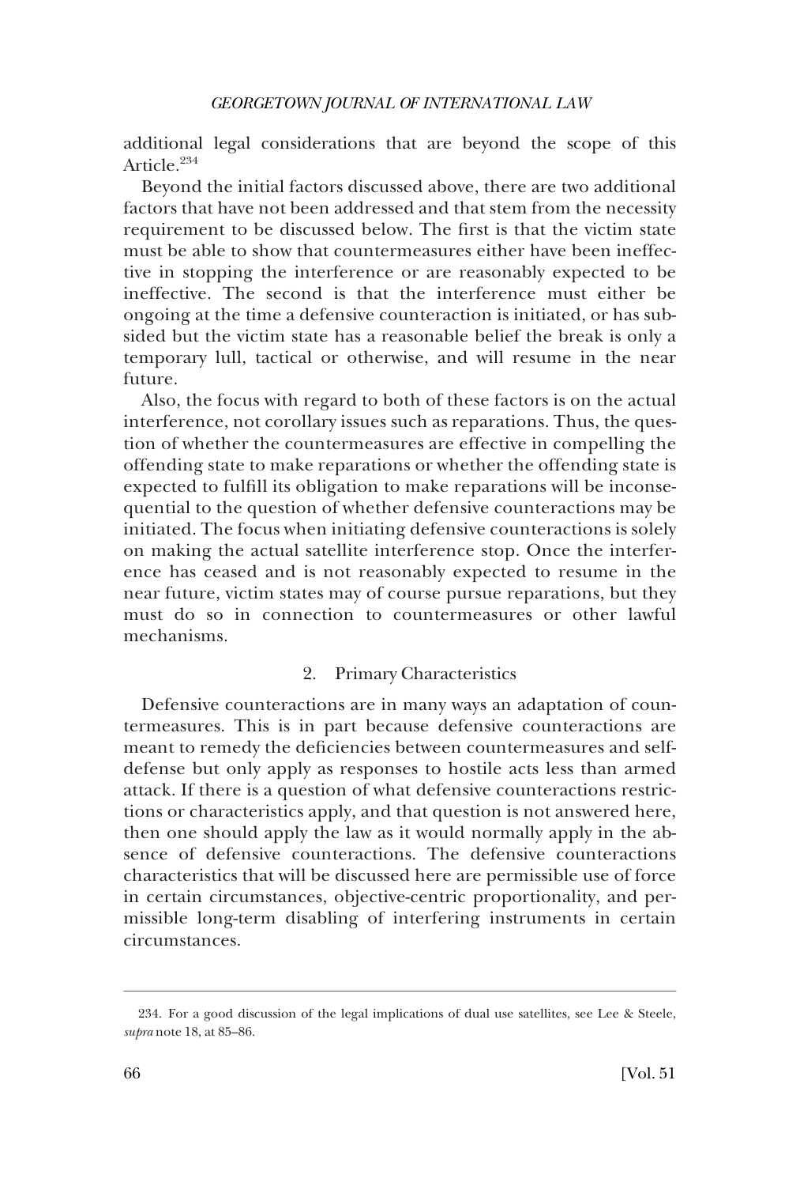additional legal considerations that are beyond the scope of this Article.[234]

Beyond the initial factors discussed above, there are two additional factors that have not been addressed and that stem from the necessity requirement to be discussed below. The first is that the victim state must be able to show that countermeasures either have been ineffective in stopping the interference or are reasonably expected to be ineffective. The second is that the interference must either be ongoing at the time a defensive counteraction is initiated, or has subsided but the victim state has a reasonable belief the break is only a temporary lull, tactical or otherwise, and will resume in the near future.

Also, the focus with regard to both of these factors is on the actual interference, not corollary issues such as reparations. Thus, the question of whether the countermeasures are effective in compelling the offending state to make reparations or whether the offending state is expected to fulfill its obligation to make reparations will be inconsequential to the question of whether defensive counteractions may be initiated. The focus when initiating defensive counteractions is solely on making the actual satellite interference stop. Once the interference has ceased and is not reasonably expected to resume in the near future, victim states may of course pursue reparations, but they must do so in connection to countermeasures or other lawful mechanisms.

### 2. Primary Characteristics

Defensive counteractions are in many ways an adaptation of countermeasures. This is in part because defensive counteractions are meant to remedy the deficiencies between countermeasures and self-defense but only apply as responses to hostile acts less than armed attack. If there is a question of what defensive counteractions restrictions or characteristics apply, and that question is not answered here, then one should apply the law as it would normally apply in the absence of defensive counteractions. The defensive counteractions characteristics that will be discussed here are permissible use of force in certain circumstances, objective-centric proportionality, and permissible long-term disabling of interfering instruments in certain circumstances.

---

234. For a good discussion of the legal implications of dual use satellites, see Lee & Steele, *supra* note 18, at 85–86.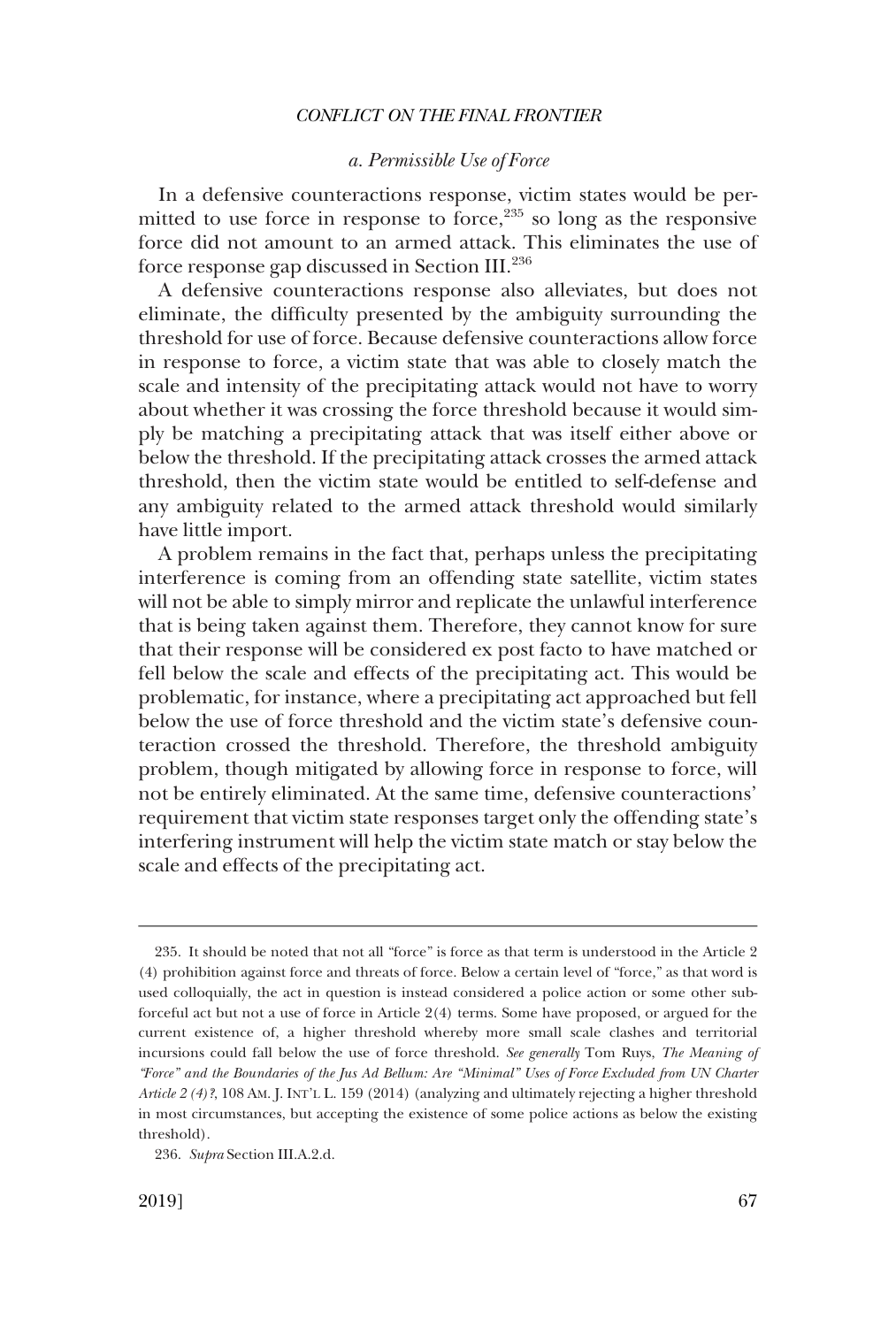#### *a. Permissible Use of Force*

In a defensive counteractions response, victim states would be permitted to use force in response to force,[235] so long as the responsive force did not amount to an armed attack. This eliminates the use of force response gap discussed in Section III.[236]

A defensive counteractions response also alleviates, but does not eliminate, the difficulty presented by the ambiguity surrounding the threshold for use of force. Because defensive counteractions allow force in response to force, a victim state that was able to closely match the scale and intensity of the precipitating attack would not have to worry about whether it was crossing the force threshold because it would simply be matching a precipitating attack that was itself either above or below the threshold. If the precipitating attack crosses the armed attack threshold, then the victim state would be entitled to self-defense and any ambiguity related to the armed attack threshold would similarly have little import.

A problem remains in the fact that, perhaps unless the precipitating interference is coming from an offending state satellite, victim states will not be able to simply mirror and replicate the unlawful interference that is being taken against them. Therefore, they cannot know for sure that their response will be considered ex post facto to have matched or fell below the scale and effects of the precipitating act. This would be problematic, for instance, where a precipitating act approached but fell below the use of force threshold and the victim state's defensive counteraction crossed the threshold. Therefore, the threshold ambiguity problem, though mitigated by allowing force in response to force, will not be entirely eliminated. At the same time, defensive counteractions' requirement that victim state responses target only the offending state's interfering instrument will help the victim state match or stay below the scale and effects of the precipitating act.

---

235. It should be noted that not all "force" is force as that term is understood in the Article 2 (4) prohibition against force and threats of force. Below a certain level of "force," as that word is used colloquially, the act in question is instead considered a police action or some other sub-forceful act but not a use of force in Article 2(4) terms. Some have proposed, or argued for the current existence of, a higher threshold whereby more small scale clashes and territorial incursions could fall below the use of force threshold. *See generally* Tom Ruys, *The Meaning of "Force" and the Boundaries of the Jus Ad Bellum: Are "Minimal" Uses of Force Excluded from UN Charter Article 2 (4)?*, 108 AM. J. INT'L L. 159 (2014) (analyzing and ultimately rejecting a higher threshold in most circumstances, but accepting the existence of some police actions as below the existing threshold).

236. *Supra* Section III.A.2.d.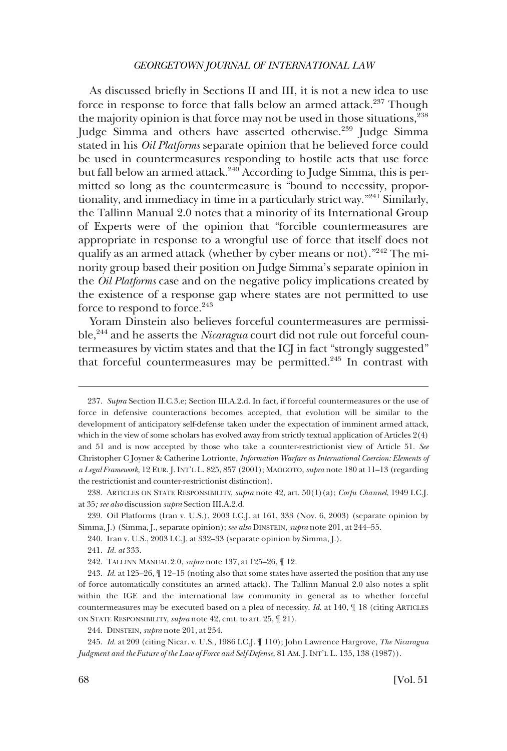As discussed briefly in Sections II and III, it is not a new idea to use force in response to force that falls below an armed attack.[237] Though the majority opinion is that force may not be used in those situations,[238] Judge Simma and others have asserted otherwise.[239] Judge Simma stated in his *Oil Platforms* separate opinion that he believed force could be used in countermeasures responding to hostile acts that use force but fall below an armed attack.[240] According to Judge Simma, this is permitted so long as the countermeasure is "bound to necessity, proportionality, and immediacy in time in a particularly strict way."[241] Similarly, the Tallinn Manual 2.0 notes that a minority of its International Group of Experts were of the opinion that "forcible countermeasures are appropriate in response to a wrongful use of force that itself does not qualify as an armed attack (whether by cyber means or not)."[242] The minority group based their position on Judge Simma's separate opinion in the *Oil Platforms* case and on the negative policy implications created by the existence of a response gap where states are not permitted to use force to respond to force.[243]

Yoram Dinstein also believes forceful countermeasures are permissible,[244] and he asserts the *Nicaragua* court did not rule out forceful countermeasures by victim states and that the ICJ in fact "strongly suggested" that forceful countermeasures may be permitted.[245] In contrast with

---

237. *Supra* Section II.C.3.e; Section III.A.2.d. In fact, if forceful countermeasures or the use of force in defensive counteractions becomes accepted, that evolution will be similar to the development of anticipatory self-defense taken under the expectation of imminent armed attack, which in the view of some scholars has evolved away from strictly textual application of Articles 2(4) and 51 and is now accepted by those who take a counter-restrictionist view of Article 51. *See* Christopher C Joyner & Catherine Lotrionte, *Information Warfare as International Coercion: Elements of a Legal Framework*, 12 EUR. J. INT'L L. 825, 857 (2001); MAOGOTO, *supra* note 180 at 11–13 (regarding the restrictionist and counter-restrictionist distinction).

238. ARTICLES ON STATE RESPONSIBILITY, *supra* note 42, art. 50(1)(a); *Corfu Channel*, 1949 I.C.J. at 35*; see also* discussion *supra* Section III.A.2.d.

239. Oil Platforms (Iran v. U.S.), 2003 I.C.J. at 161, 333 (Nov. 6, 2003) (separate opinion by Simma, J.) (Simma, J., separate opinion); *see also* DINSTEIN, *supra* note 201, at 244–55.

240. Iran v. U.S., 2003 I.C.J. at 332–33 (separate opinion by Simma, J.).

241. *Id. at* 333.

242. TALLINN MANUAL 2.0, *supra* note 137, at 125–26, ¶ 12.

243. *Id.* at 125–26, ¶ 12–15 (noting also that some states have asserted the position that any use of force automatically constitutes an armed attack). The Tallinn Manual 2.0 also notes a split within the IGE and the international law community in general as to whether forceful countermeasures may be executed based on a plea of necessity. *Id.* at 140, ¶ 18 (citing ARTICLES ON STATE RESPONSIBILITY, *supra* note 42, cmt. to art. 25, ¶ 21).

244. DINSTEIN, *supra* note 201, at 254.

245. *Id.* at 209 (citing Nicar. v. U.S., 1986 I.C.J. ¶ 110); John Lawrence Hargrove, *The Nicaragua Judgment and the Future of the Law of Force and Self-Defense*, 81 AM. J. INT'L L. 135, 138 (1987)).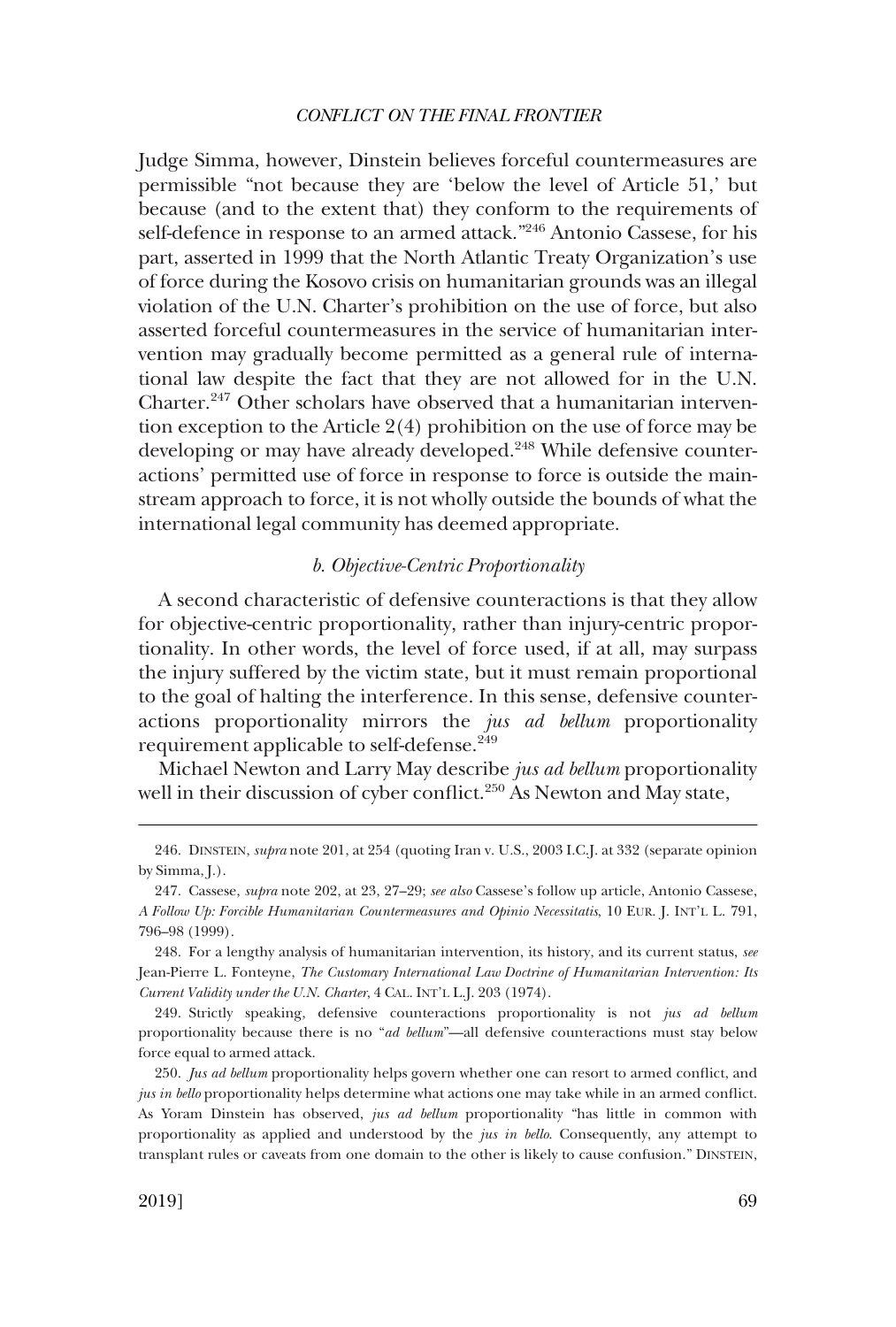Judge Simma, however, Dinstein believes forceful countermeasures are permissible "not because they are 'below the level of Article 51,' but because (and to the extent that) they conform to the requirements of self-defence in response to an armed attack."[246] Antonio Cassese, for his part, asserted in 1999 that the North Atlantic Treaty Organization's use of force during the Kosovo crisis on humanitarian grounds was an illegal violation of the U.N. Charter's prohibition on the use of force, but also asserted forceful countermeasures in the service of humanitarian intervention may gradually become permitted as a general rule of international law despite the fact that they are not allowed for in the U.N. Charter.[247] Other scholars have observed that a humanitarian intervention exception to the Article 2(4) prohibition on the use of force may be developing or may have already developed.[248] While defensive counteractions' permitted use of force in response to force is outside the mainstream approach to force, it is not wholly outside the bounds of what the international legal community has deemed appropriate.

### *b. Objective-Centric Proportionality*

A second characteristic of defensive counteractions is that they allow for objective-centric proportionality, rather than injury-centric proportionality. In other words, the level of force used, if at all, may surpass the injury suffered by the victim state, but it must remain proportional to the goal of halting the interference. In this sense, defensive counteractions proportionality mirrors the *jus ad bellum* proportionality requirement applicable to self-defense.[249]

Michael Newton and Larry May describe *jus ad bellum* proportionality well in their discussion of cyber conflict.[250] As Newton and May state,

---

246. DINSTEIN, *supra* note 201, at 254 (quoting Iran v. U.S., 2003 I.C.J. at 332 (separate opinion by Simma, J.)).

247. Cassese, *supra* note 202, at 23, 27–29; *see also* Cassese's follow up article, Antonio Cassese, *A Follow Up: Forcible Humanitarian Countermeasures and Opinio Necessitatis*, 10 EUR. J. INT'L L. 791, 796–98 (1999).

248. For a lengthy analysis of humanitarian intervention, its history, and its current status, *see* Jean-Pierre L. Fonteyne, *The Customary International Law Doctrine of Humanitarian Intervention: Its Current Validity under the U.N. Charter*, 4 CAL. INT'L L.J. 203 (1974).

249. Strictly speaking, defensive counteractions proportionality is not *jus ad bellum* proportionality because there is no "*ad bellum*"—all defensive counteractions must stay below force equal to armed attack.

250. *Jus ad bellum* proportionality helps govern whether one can resort to armed conflict, and *jus in bello* proportionality helps determine what actions one may take while in an armed conflict. As Yoram Dinstein has observed, *jus ad bellum* proportionality "has little in common with proportionality as applied and understood by the *jus in bello*. Consequently, any attempt to transplant rules or caveats from one domain to the other is likely to cause confusion." DINSTEIN,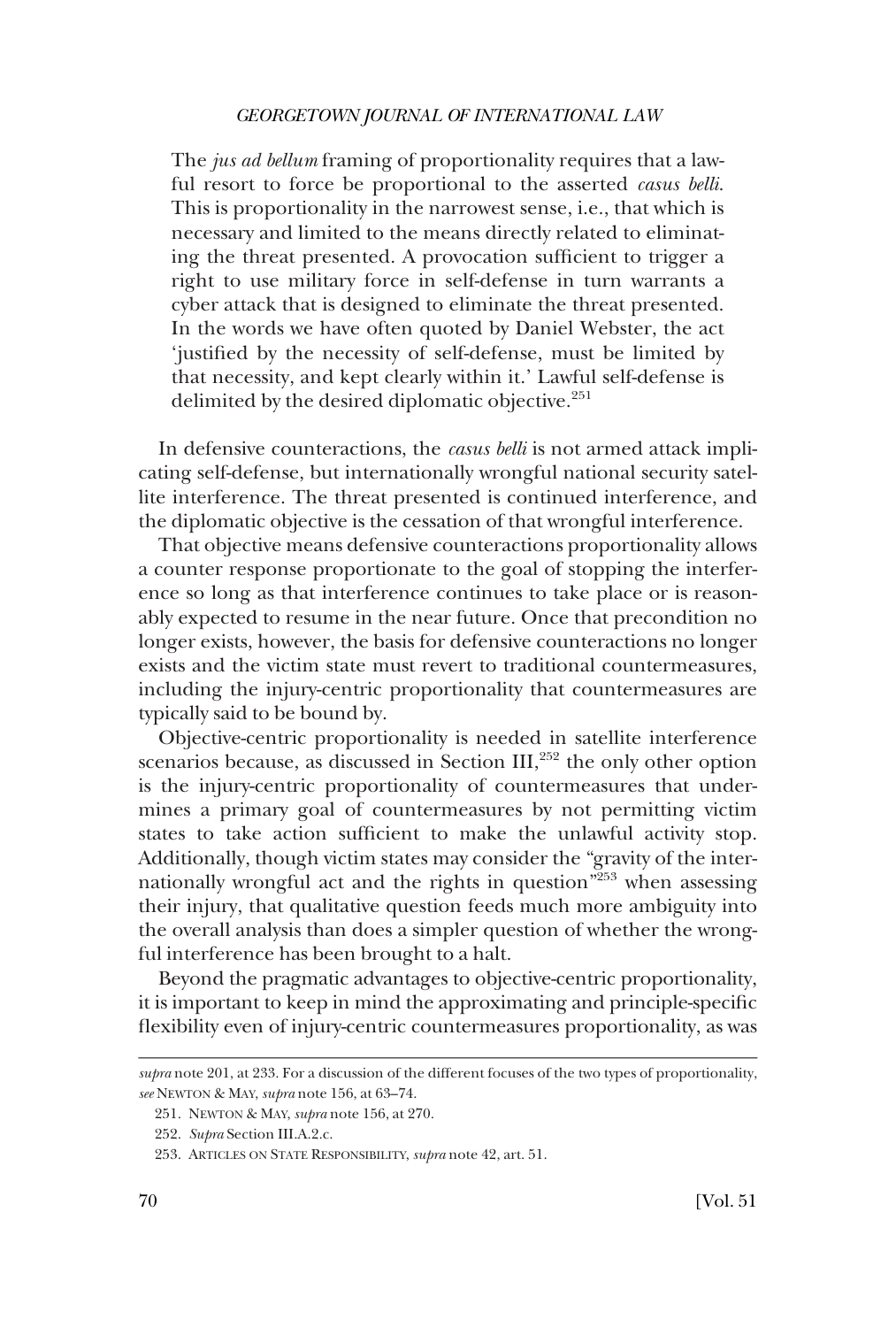> The *jus ad bellum* framing of proportionality requires that a lawful resort to force be proportional to the asserted *casus belli*. This is proportionality in the narrowest sense, i.e., that which is necessary and limited to the means directly related to eliminating the threat presented. A provocation sufficient to trigger a right to use military force in self-defense in turn warrants a cyber attack that is designed to eliminate the threat presented. In the words we have often quoted by Daniel Webster, the act 'justified by the necessity of self-defense, must be limited by that necessity, and kept clearly within it.' Lawful self-defense is delimited by the desired diplomatic objective.[251]

In defensive counteractions, the *casus belli* is not armed attack implicating self-defense, but internationally wrongful national security satellite interference. The threat presented is continued interference, and the diplomatic objective is the cessation of that wrongful interference.

That objective means defensive counteractions proportionality allows a counter response proportionate to the goal of stopping the interference so long as that interference continues to take place or is reasonably expected to resume in the near future. Once that precondition no longer exists, however, the basis for defensive counteractions no longer exists and the victim state must revert to traditional countermeasures, including the injury-centric proportionality that countermeasures are typically said to be bound by.

Objective-centric proportionality is needed in satellite interference scenarios because, as discussed in Section III,[252] the only other option is the injury-centric proportionality of countermeasures that undermines a primary goal of countermeasures by not permitting victim states to take action sufficient to make the unlawful activity stop. Additionally, though victim states may consider the "gravity of the internationally wrongful act and the rights in question"[253] when assessing their injury, that qualitative question feeds much more ambiguity into the overall analysis than does a simpler question of whether the wrongful interference has been brought to a halt.

Beyond the pragmatic advantages to objective-centric proportionality, it is important to keep in mind the approximating and principle-specific flexibility even of injury-centric countermeasures proportionality, as was

---

*supra* note 201, at 233. For a discussion of the different focuses of the two types of proportionality, *see* NEWTON & MAY, *supra* note 156, at 63–74.

251. NEWTON & MAY, *supra* note 156, at 270.

252. *Supra* Section III.A.2.c.

253. ARTICLES ON STATE RESPONSIBILITY, *supra* note 42, art. 51.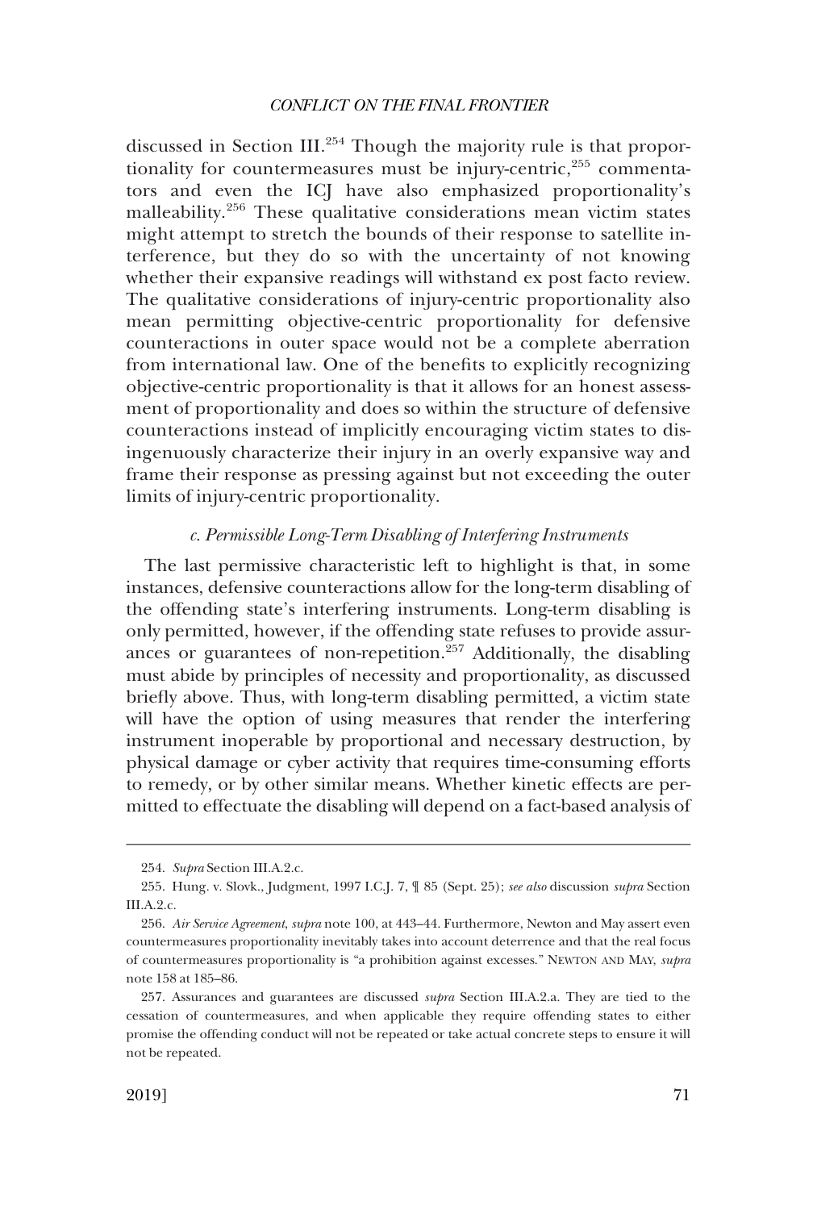discussed in Section III.[254] Though the majority rule is that proportionality for countermeasures must be injury-centric,[255] commentators and even the ICJ have also emphasized proportionality's malleability.[256] These qualitative considerations mean victim states might attempt to stretch the bounds of their response to satellite interference, but they do so with the uncertainty of not knowing whether their expansive readings will withstand ex post facto review. The qualitative considerations of injury-centric proportionality also mean permitting objective-centric proportionality for defensive counteractions in outer space would not be a complete aberration from international law. One of the benefits to explicitly recognizing objective-centric proportionality is that it allows for an honest assessment of proportionality and does so within the structure of defensive counteractions instead of implicitly encouraging victim states to disingenuously characterize their injury in an overly expansive way and frame their response as pressing against but not exceeding the outer limits of injury-centric proportionality.

#### *c. Permissible Long-Term Disabling of Interfering Instruments*

The last permissive characteristic left to highlight is that, in some instances, defensive counteractions allow for the long-term disabling of the offending state's interfering instruments. Long-term disabling is only permitted, however, if the offending state refuses to provide assurances or guarantees of non-repetition.[257] Additionally, the disabling must abide by principles of necessity and proportionality, as discussed briefly above. Thus, with long-term disabling permitted, a victim state will have the option of using measures that render the interfering instrument inoperable by proportional and necessary destruction, by physical damage or cyber activity that requires time-consuming efforts to remedy, or by other similar means. Whether kinetic effects are permitted to effectuate the disabling will depend on a fact-based analysis of

---

254. *Supra* Section III.A.2.c.

255. Hung. v. Slovk., Judgment, 1997 I.C.J. 7, ¶ 85 (Sept. 25); *see also* discussion *supra* Section III.A.2.c.

256. *Air Service Agreement*, *supra* note 100, at 443–44. Furthermore, Newton and May assert even countermeasures proportionality inevitably takes into account deterrence and that the real focus of countermeasures proportionality is "a prohibition against excesses." NEWTON AND MAY, *supra* note 158 at 185–86.

257. Assurances and guarantees are discussed *supra* Section III.A.2.a. They are tied to the cessation of countermeasures, and when applicable they require offending states to either promise the offending conduct will not be repeated or take actual concrete steps to ensure it will not be repeated.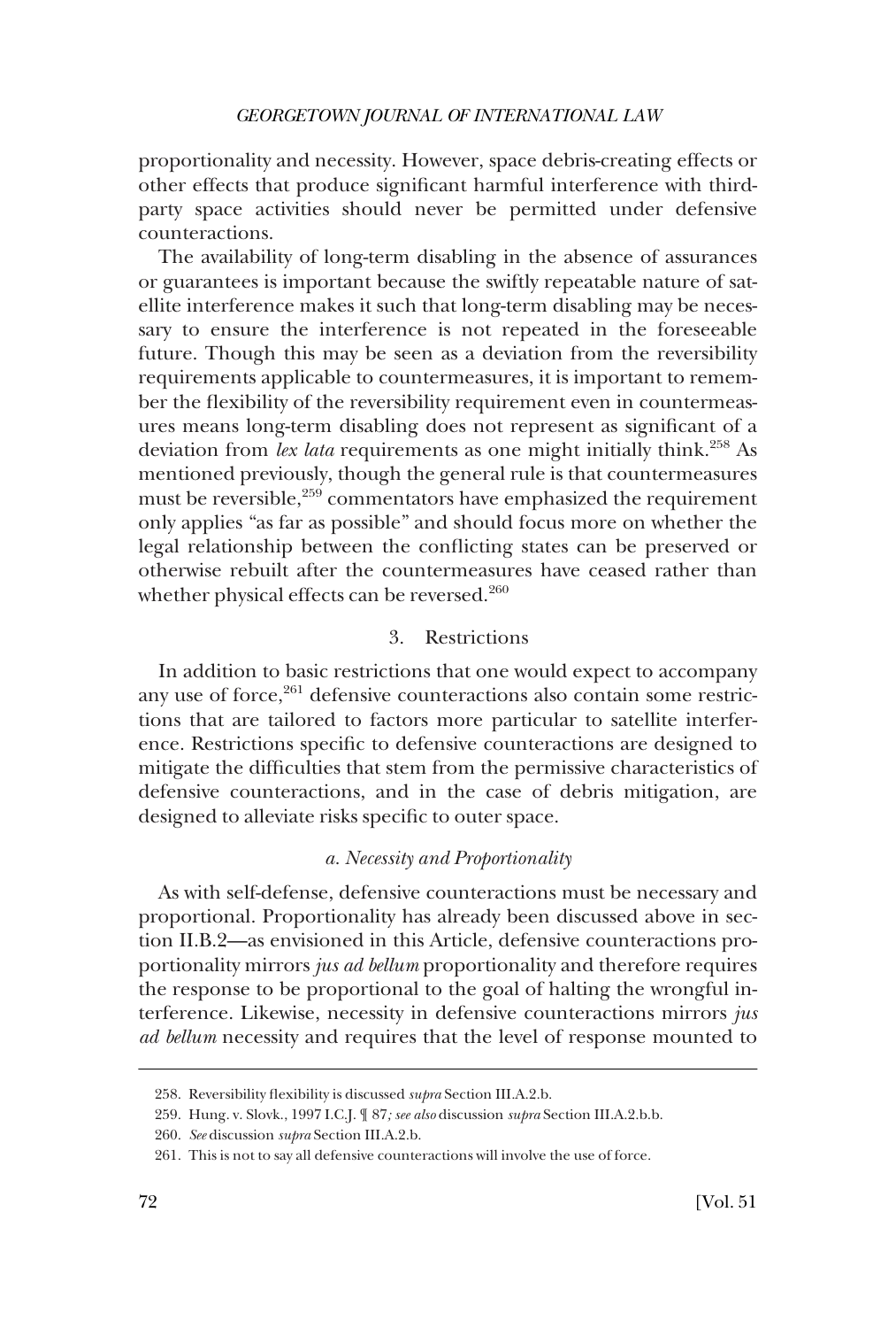proportionality and necessity. However, space debris-creating effects or other effects that produce significant harmful interference with third-party space activities should never be permitted under defensive counteractions.

The availability of long-term disabling in the absence of assurances or guarantees is important because the swiftly repeatable nature of satellite interference makes it such that long-term disabling may be necessary to ensure the interference is not repeated in the foreseeable future. Though this may be seen as a deviation from the reversibility requirements applicable to countermeasures, it is important to remember the flexibility of the reversibility requirement even in countermeasures means long-term disabling does not represent as significant of a deviation from *lex lata* requirements as one might initially think.[258] As mentioned previously, though the general rule is that countermeasures must be reversible,[259] commentators have emphasized the requirement only applies "as far as possible" and should focus more on whether the legal relationship between the conflicting states can be preserved or otherwise rebuilt after the countermeasures have ceased rather than whether physical effects can be reversed.[260]

### 3. Restrictions

In addition to basic restrictions that one would expect to accompany any use of force,[261] defensive counteractions also contain some restrictions that are tailored to factors more particular to satellite interference. Restrictions specific to defensive counteractions are designed to mitigate the difficulties that stem from the permissive characteristics of defensive counteractions, and in the case of debris mitigation, are designed to alleviate risks specific to outer space.

#### *a. Necessity and Proportionality*

As with self-defense, defensive counteractions must be necessary and proportional. Proportionality has already been discussed above in section II.B.2—as envisioned in this Article, defensive counteractions proportionality mirrors *jus ad bellum* proportionality and therefore requires the response to be proportional to the goal of halting the wrongful interference. Likewise, necessity in defensive counteractions mirrors *jus ad bellum* necessity and requires that the level of response mounted to

---

258. Reversibility flexibility is discussed *supra* Section III.A.2.b.

259. Hung. v. Slovk., 1997 I.C.J. ¶ 87*; see also* discussion *supra* Section III.A.2.b.b.

260. *See* discussion *supra* Section III.A.2.b.

261. This is not to say all defensive counteractions will involve the use of force.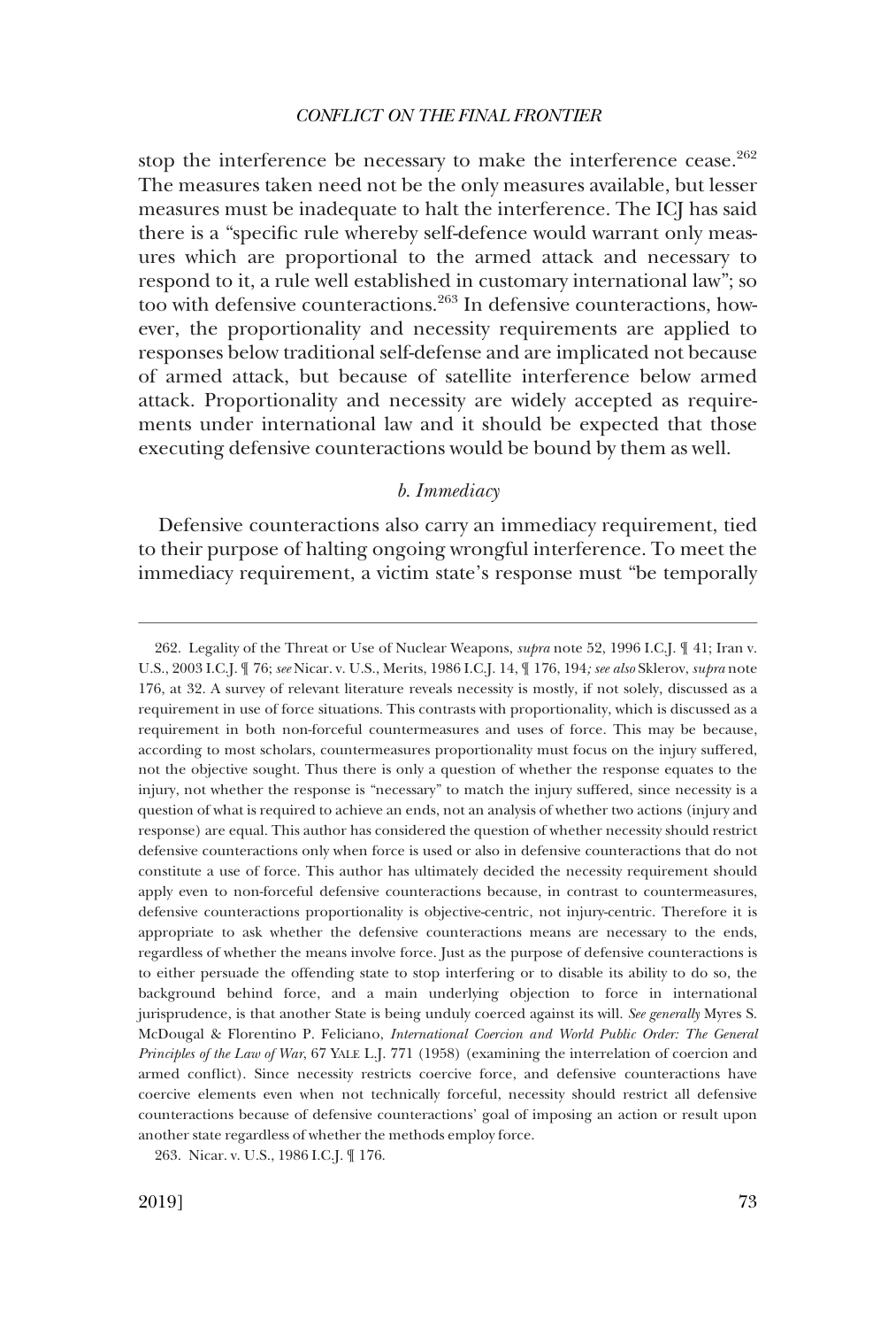stop the interference be necessary to make the interference cease.[262] The measures taken need not be the only measures available, but lesser measures must be inadequate to halt the interference. The ICJ has said there is a "specific rule whereby self-defence would warrant only measures which are proportional to the armed attack and necessary to respond to it, a rule well established in customary international law"; so too with defensive counteractions.[263] In defensive counteractions, however, the proportionality and necessity requirements are applied to responses below traditional self-defense and are implicated not because of armed attack, but because of satellite interference below armed attack. Proportionality and necessity are widely accepted as requirements under international law and it should be expected that those executing defensive counteractions would be bound by them as well.

### *b. Immediacy*

Defensive counteractions also carry an immediacy requirement, tied to their purpose of halting ongoing wrongful interference. To meet the immediacy requirement, a victim state's response must "be temporally

---

262. Legality of the Threat or Use of Nuclear Weapons, *supra* note 52, 1996 I.C.J. ¶ 41; Iran v. U.S., 2003 I.C.J. ¶ 76; *see* Nicar. v. U.S., Merits, 1986 I.C.J. 14, ¶ 176, 194*; see also* Sklerov, *supra* note 176, at 32. A survey of relevant literature reveals necessity is mostly, if not solely, discussed as a requirement in use of force situations. This contrasts with proportionality, which is discussed as a requirement in both non-forceful countermeasures and uses of force. This may be because, according to most scholars, countermeasures proportionality must focus on the injury suffered, not the objective sought. Thus there is only a question of whether the response equates to the injury, not whether the response is "necessary" to match the injury suffered, since necessity is a question of what is required to achieve an ends, not an analysis of whether two actions (injury and response) are equal. This author has considered the question of whether necessity should restrict defensive counteractions only when force is used or also in defensive counteractions that do not constitute a use of force. This author has ultimately decided the necessity requirement should apply even to non-forceful defensive counteractions because, in contrast to countermeasures, defensive counteractions proportionality is objective-centric, not injury-centric. Therefore it is appropriate to ask whether the defensive counteractions means are necessary to the ends, regardless of whether the means involve force. Just as the purpose of defensive counteractions is to either persuade the offending state to stop interfering or to disable its ability to do so, the background behind force, and a main underlying objection to force in international jurisprudence, is that another State is being unduly coerced against its will. *See generally* Myres S. McDougal & Florentino P. Feliciano, *International Coercion and World Public Order: The General Principles of the Law of War*, 67 YALE L.J. 771 (1958) (examining the interrelation of coercion and armed conflict). Since necessity restricts coercive force, and defensive counteractions have coercive elements even when not technically forceful, necessity should restrict all defensive counteractions because of defensive counteractions' goal of imposing an action or result upon another state regardless of whether the methods employ force.

263. Nicar. v. U.S., 1986 I.C.J. ¶ 176.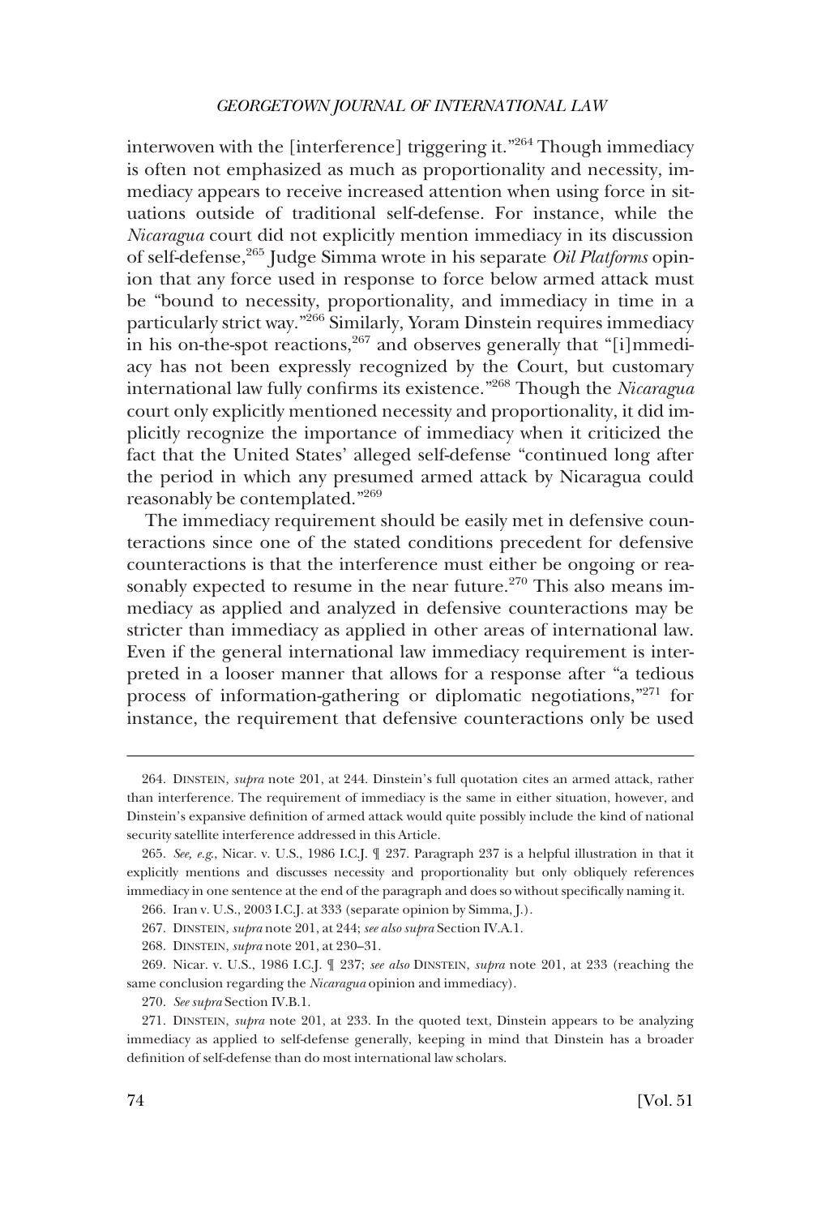interwoven with the [interference] triggering it."[264] Though immediacy is often not emphasized as much as proportionality and necessity, immediacy appears to receive increased attention when using force in situations outside of traditional self-defense. For instance, while the *Nicaragua* court did not explicitly mention immediacy in its discussion of self-defense,[265] Judge Simma wrote in his separate *Oil Platforms* opinion that any force used in response to force below armed attack must be "bound to necessity, proportionality, and immediacy in time in a particularly strict way."[266] Similarly, Yoram Dinstein requires immediacy in his on-the-spot reactions,[267] and observes generally that "[i]mmediacy has not been expressly recognized by the Court, but customary international law fully confirms its existence."[268] Though the *Nicaragua* court only explicitly mentioned necessity and proportionality, it did implicitly recognize the importance of immediacy when it criticized the fact that the United States' alleged self-defense "continued long after the period in which any presumed armed attack by Nicaragua could reasonably be contemplated."[269]

The immediacy requirement should be easily met in defensive counteractions since one of the stated conditions precedent for defensive counteractions is that the interference must either be ongoing or reasonably expected to resume in the near future.[270] This also means immediacy as applied and analyzed in defensive counteractions may be stricter than immediacy as applied in other areas of international law. Even if the general international law immediacy requirement is interpreted in a looser manner that allows for a response after "a tedious process of information-gathering or diplomatic negotiations,"[271] for instance, the requirement that defensive counteractions only be used

264. DINSTEIN, *supra* note 201, at 244. Dinstein's full quotation cites an armed attack, rather than interference. The requirement of immediacy is the same in either situation, however, and Dinstein's expansive definition of armed attack would quite possibly include the kind of national security satellite interference addressed in this Article.

265. *See, e.g.*, Nicar. v. U.S., 1986 I.C.J. ¶ 237. Paragraph 237 is a helpful illustration in that it explicitly mentions and discusses necessity and proportionality but only obliquely references immediacy in one sentence at the end of the paragraph and does so without specifically naming it.

266. Iran v. U.S., 2003 I.C.J. at 333 (separate opinion by Simma, J.).

267. DINSTEIN, *supra* note 201, at 244; *see also supra* Section IV.A.1.

268. DINSTEIN, *supra* note 201, at 230–31.

269. Nicar. v. U.S., 1986 I.C.J. ¶ 237; *see also* DINSTEIN, *supra* note 201, at 233 (reaching the same conclusion regarding the *Nicaragua* opinion and immediacy).

270. *See supra* Section IV.B.1.

271. DINSTEIN, *supra* note 201, at 233. In the quoted text, Dinstein appears to be analyzing immediacy as applied to self-defense generally, keeping in mind that Dinstein has a broader definition of self-defense than do most international law scholars.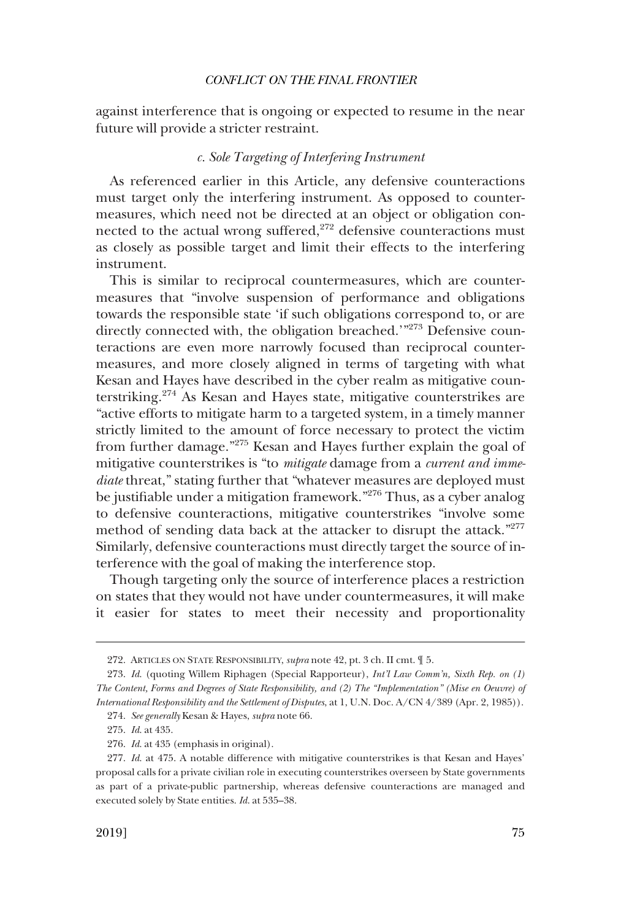against interference that is ongoing or expected to resume in the near future will provide a stricter restraint.

### *c. Sole Targeting of Interfering Instrument*

As referenced earlier in this Article, any defensive counteractions must target only the interfering instrument. As opposed to countermeasures, which need not be directed at an object or obligation connected to the actual wrong suffered,[272] defensive counteractions must as closely as possible target and limit their effects to the interfering instrument.

This is similar to reciprocal countermeasures, which are countermeasures that "involve suspension of performance and obligations towards the responsible state 'if such obligations correspond to, or are directly connected with, the obligation breached.'"[273] Defensive counteractions are even more narrowly focused than reciprocal countermeasures, and more closely aligned in terms of targeting with what Kesan and Hayes have described in the cyber realm as mitigative counterstriking.[274] As Kesan and Hayes state, mitigative counterstrikes are "active efforts to mitigate harm to a targeted system, in a timely manner strictly limited to the amount of force necessary to protect the victim from further damage."[275] Kesan and Hayes further explain the goal of mitigative counterstrikes is "to *mitigate* damage from a *current and immediate* threat," stating further that "whatever measures are deployed must be justifiable under a mitigation framework."[276] Thus, as a cyber analog to defensive counteractions, mitigative counterstrikes "involve some method of sending data back at the attacker to disrupt the attack."[277] Similarly, defensive counteractions must directly target the source of interference with the goal of making the interference stop.

Though targeting only the source of interference places a restriction on states that they would not have under countermeasures, it will make it easier for states to meet their necessity and proportionality

---

272. ARTICLES ON STATE RESPONSIBILITY, *supra* note 42, pt. 3 ch. II cmt. ¶ 5.

273. *Id.* (quoting Willem Riphagen (Special Rapporteur), *Int'l Law Comm'n, Sixth Rep. on (1) The Content, Forms and Degrees of State Responsibility, and (2) The "Implementation" (Mise en Oeuvre) of International Responsibility and the Settlement of Disputes*, at 1, U.N. Doc. A/CN 4/389 (Apr. 2, 1985)).

274. *See generally* Kesan & Hayes, *supra* note 66.

275. *Id.* at 435.

276. *Id.* at 435 (emphasis in original).

277. *Id.* at 475. A notable difference with mitigative counterstrikes is that Kesan and Hayes' proposal calls for a private civilian role in executing counterstrikes overseen by State governments as part of a private-public partnership, whereas defensive counteractions are managed and executed solely by State entities. *Id.* at 535–38.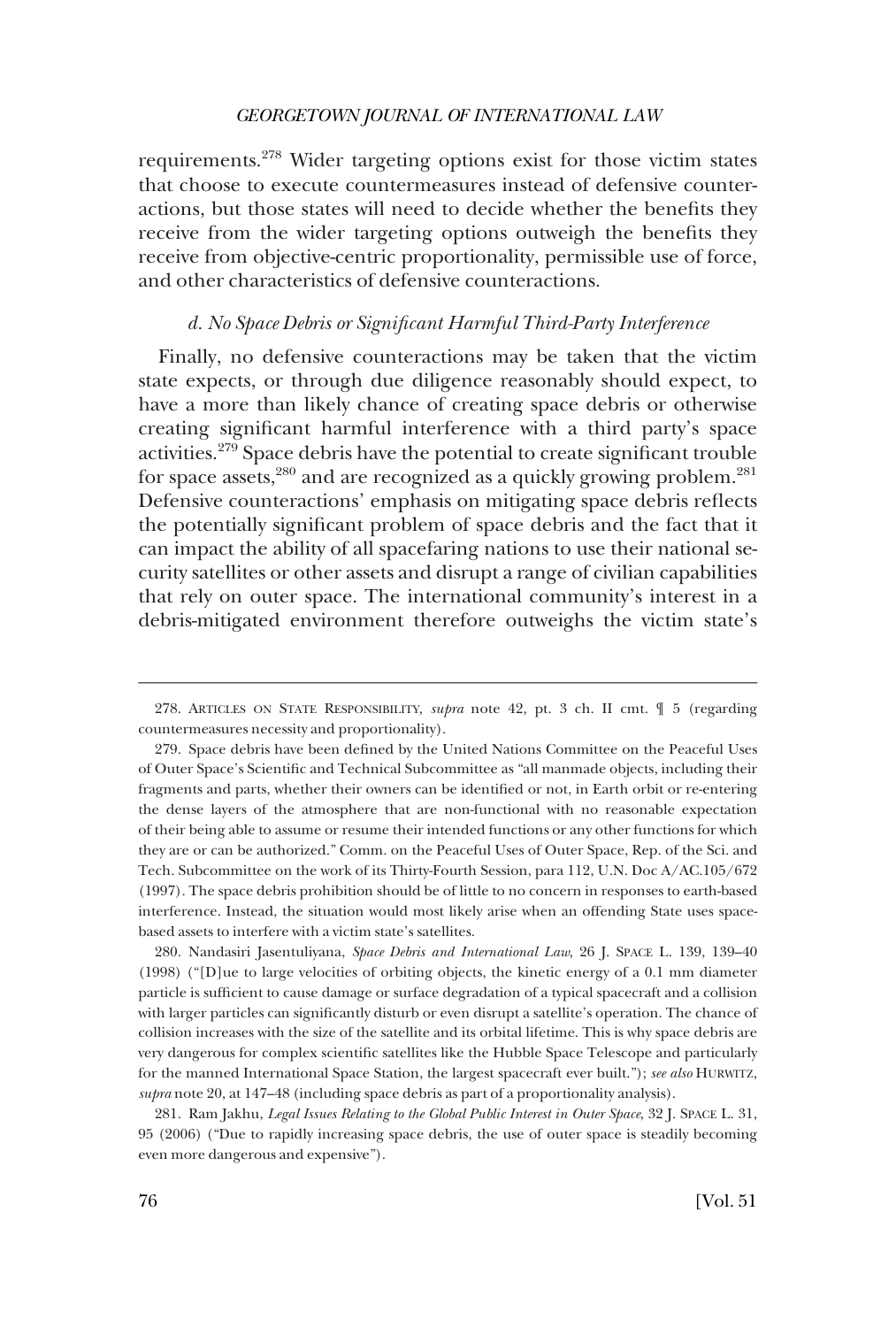requirements.[278] Wider targeting options exist for those victim states that choose to execute countermeasures instead of defensive counteractions, but those states will need to decide whether the benefits they receive from the wider targeting options outweigh the benefits they receive from objective-centric proportionality, permissible use of force, and other characteristics of defensive counteractions.

#### *d. No Space Debris or Significant Harmful Third-Party Interference*

Finally, no defensive counteractions may be taken that the victim state expects, or through due diligence reasonably should expect, to have a more than likely chance of creating space debris or otherwise creating significant harmful interference with a third party's space activities.[279] Space debris have the potential to create significant trouble for space assets,[280] and are recognized as a quickly growing problem.[281] Defensive counteractions' emphasis on mitigating space debris reflects the potentially significant problem of space debris and the fact that it can impact the ability of all spacefaring nations to use their national security satellites or other assets and disrupt a range of civilian capabilities that rely on outer space. The international community's interest in a debris-mitigated environment therefore outweighs the victim state's

---

278. ARTICLES ON STATE RESPONSIBILITY, *supra* note 42, pt. 3 ch. II cmt. ¶ 5 (regarding countermeasures necessity and proportionality).

279. Space debris have been defined by the United Nations Committee on the Peaceful Uses of Outer Space's Scientific and Technical Subcommittee as "all manmade objects, including their fragments and parts, whether their owners can be identified or not, in Earth orbit or re-entering the dense layers of the atmosphere that are non-functional with no reasonable expectation of their being able to assume or resume their intended functions or any other functions for which they are or can be authorized." Comm. on the Peaceful Uses of Outer Space, Rep. of the Sci. and Tech. Subcommittee on the work of its Thirty-Fourth Session, para 112, U.N. Doc A/AC.105/672 (1997). The space debris prohibition should be of little to no concern in responses to earth-based interference. Instead, the situation would most likely arise when an offending State uses space-based assets to interfere with a victim state's satellites.

280. Nandasiri Jasentuliyana, *Space Debris and International Law*, 26 J. SPACE L. 139, 139–40 (1998) ("[D]ue to large velocities of orbiting objects, the kinetic energy of a 0.1 mm diameter particle is sufficient to cause damage or surface degradation of a typical spacecraft and a collision with larger particles can significantly disturb or even disrupt a satellite's operation. The chance of collision increases with the size of the satellite and its orbital lifetime. This is why space debris are very dangerous for complex scientific satellites like the Hubble Space Telescope and particularly for the manned International Space Station, the largest spacecraft ever built."); *see also* HURWITZ, *supra* note 20, at 147–48 (including space debris as part of a proportionality analysis).

281. Ram Jakhu, *Legal Issues Relating to the Global Public Interest in Outer Space*, 32 J. SPACE L. 31, 95 (2006) ("Due to rapidly increasing space debris, the use of outer space is steadily becoming even more dangerous and expensive").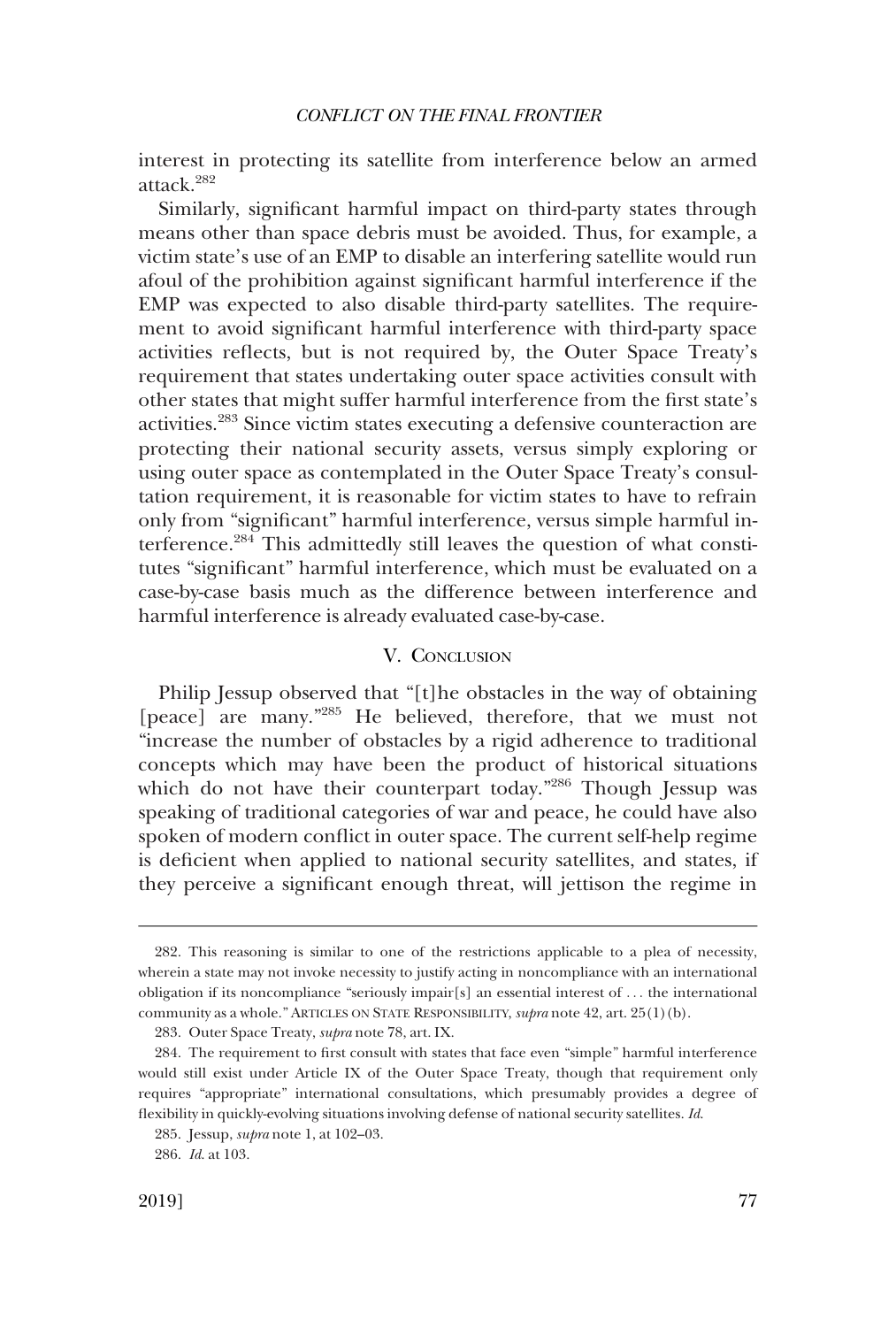interest in protecting its satellite from interference below an armed attack.[282]

Similarly, significant harmful impact on third-party states through means other than space debris must be avoided. Thus, for example, a victim state's use of an EMP to disable an interfering satellite would run afoul of the prohibition against significant harmful interference if the EMP was expected to also disable third-party satellites. The requirement to avoid significant harmful interference with third-party space activities reflects, but is not required by, the Outer Space Treaty's requirement that states undertaking outer space activities consult with other states that might suffer harmful interference from the first state's activities.[283] Since victim states executing a defensive counteraction are protecting their national security assets, versus simply exploring or using outer space as contemplated in the Outer Space Treaty's consultation requirement, it is reasonable for victim states to have to refrain only from "significant" harmful interference, versus simple harmful interference.[284] This admittedly still leaves the question of what constitutes "significant" harmful interference, which must be evaluated on a case-by-case basis much as the difference between interference and harmful interference is already evaluated case-by-case.

## V. Conclusion

Philip Jessup observed that "[t]he obstacles in the way of obtaining [peace] are many."[285] He believed, therefore, that we must not "increase the number of obstacles by a rigid adherence to traditional concepts which may have been the product of historical situations which do not have their counterpart today."[286] Though Jessup was speaking of traditional categories of war and peace, he could have also spoken of modern conflict in outer space. The current self-help regime is deficient when applied to national security satellites, and states, if they perceive a significant enough threat, will jettison the regime in

---

282. This reasoning is similar to one of the restrictions applicable to a plea of necessity, wherein a state may not invoke necessity to justify acting in noncompliance with an international obligation if its noncompliance "seriously impair[s] an essential interest of . . . the international community as a whole." Articles on State Responsibility, *supra* note 42, art. 25(1)(b).

283. Outer Space Treaty, *supra* note 78, art. IX.

284. The requirement to first consult with states that face even "simple" harmful interference would still exist under Article IX of the Outer Space Treaty, though that requirement only requires "appropriate" international consultations, which presumably provides a degree of flexibility in quickly-evolving situations involving defense of national security satellites. *Id.*

285. Jessup, *supra* note 1, at 102–03.

286. *Id.* at 103.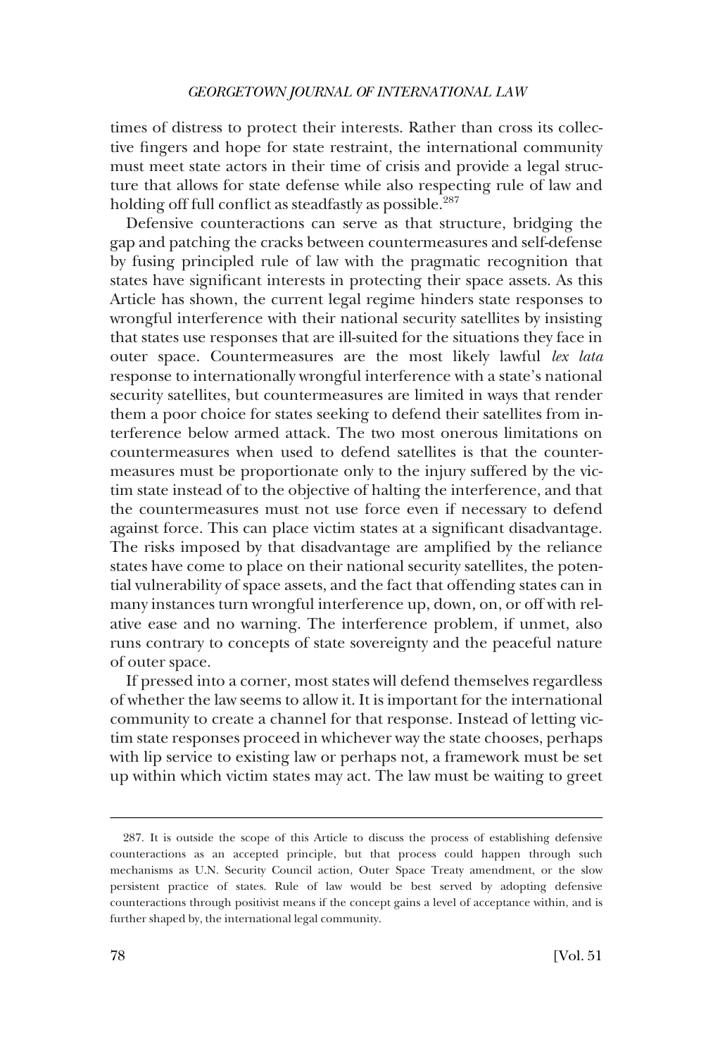times of distress to protect their interests. Rather than cross its collective fingers and hope for state restraint, the international community must meet state actors in their time of crisis and provide a legal structure that allows for state defense while also respecting rule of law and holding off full conflict as steadfastly as possible.[287]

Defensive counteractions can serve as that structure, bridging the gap and patching the cracks between countermeasures and self-defense by fusing principled rule of law with the pragmatic recognition that states have significant interests in protecting their space assets. As this Article has shown, the current legal regime hinders state responses to wrongful interference with their national security satellites by insisting that states use responses that are ill-suited for the situations they face in outer space. Countermeasures are the most likely lawful *lex lata* response to internationally wrongful interference with a state's national security satellites, but countermeasures are limited in ways that render them a poor choice for states seeking to defend their satellites from interference below armed attack. The two most onerous limitations on countermeasures when used to defend satellites is that the countermeasures must be proportionate only to the injury suffered by the victim state instead of to the objective of halting the interference, and that the countermeasures must not use force even if necessary to defend against force. This can place victim states at a significant disadvantage. The risks imposed by that disadvantage are amplified by the reliance states have come to place on their national security satellites, the potential vulnerability of space assets, and the fact that offending states can in many instances turn wrongful interference up, down, on, or off with relative ease and no warning. The interference problem, if unmet, also runs contrary to concepts of state sovereignty and the peaceful nature of outer space.

If pressed into a corner, most states will defend themselves regardless of whether the law seems to allow it. It is important for the international community to create a channel for that response. Instead of letting victim state responses proceed in whichever way the state chooses, perhaps with lip service to existing law or perhaps not, a framework must be set up within which victim states may act. The law must be waiting to greet

---

287. It is outside the scope of this Article to discuss the process of establishing defensive counteractions as an accepted principle, but that process could happen through such mechanisms as U.N. Security Council action, Outer Space Treaty amendment, or the slow persistent practice of states. Rule of law would be best served by adopting defensive counteractions through positivist means if the concept gains a level of acceptance within, and is further shaped by, the international legal community.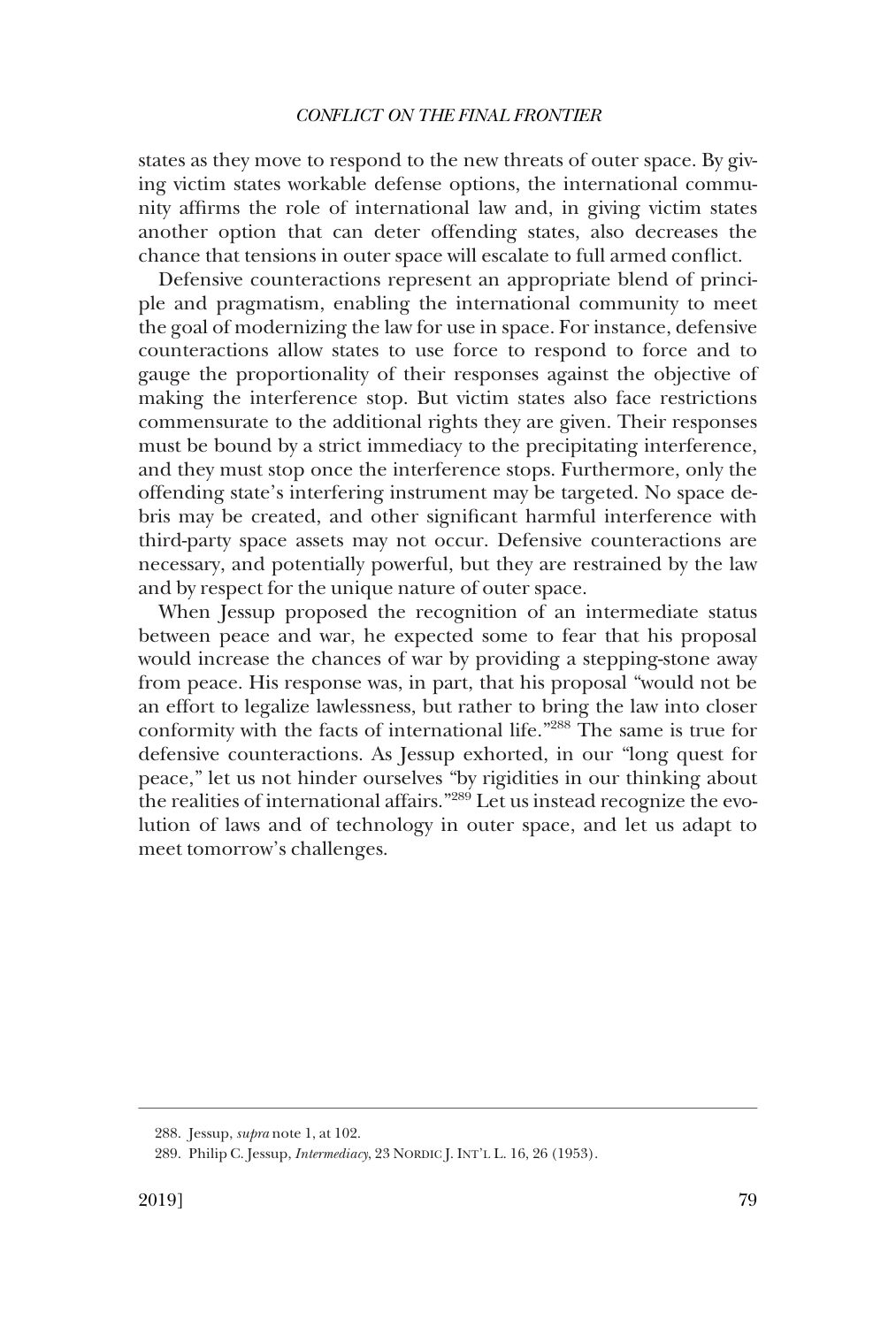states as they move to respond to the new threats of outer space. By giving victim states workable defense options, the international community affirms the role of international law and, in giving victim states another option that can deter offending states, also decreases the chance that tensions in outer space will escalate to full armed conflict.

Defensive counteractions represent an appropriate blend of principle and pragmatism, enabling the international community to meet the goal of modernizing the law for use in space. For instance, defensive counteractions allow states to use force to respond to force and to gauge the proportionality of their responses against the objective of making the interference stop. But victim states also face restrictions commensurate to the additional rights they are given. Their responses must be bound by a strict immediacy to the precipitating interference, and they must stop once the interference stops. Furthermore, only the offending state's interfering instrument may be targeted. No space debris may be created, and other significant harmful interference with third-party space assets may not occur. Defensive counteractions are necessary, and potentially powerful, but they are restrained by the law and by respect for the unique nature of outer space.

When Jessup proposed the recognition of an intermediate status between peace and war, he expected some to fear that his proposal would increase the chances of war by providing a stepping-stone away from peace. His response was, in part, that his proposal "would not be an effort to legalize lawlessness, but rather to bring the law into closer conformity with the facts of international life."[288] The same is true for defensive counteractions. As Jessup exhorted, in our "long quest for peace," let us not hinder ourselves "by rigidities in our thinking about the realities of international affairs."[289] Let us instead recognize the evolution of laws and of technology in outer space, and let us adapt to meet tomorrow's challenges.

---

288. Jessup, *supra* note 1, at 102.

289. Philip C. Jessup, *Intermediacy*, 23 NORDIC J. INT'L L. 16, 26 (1953).